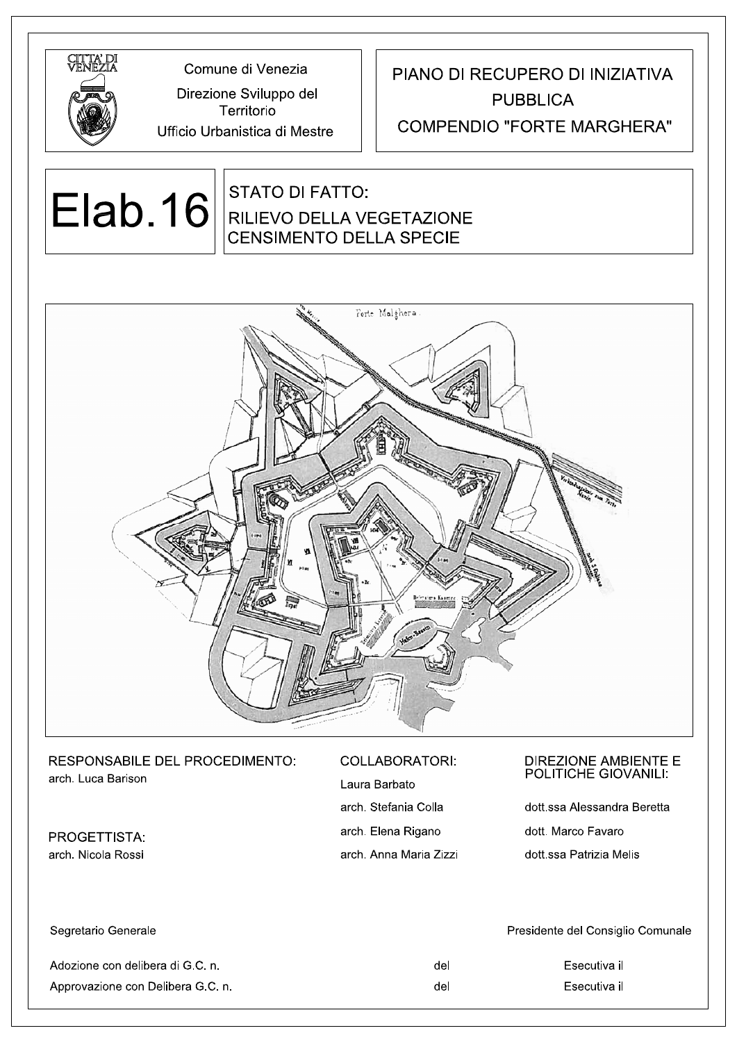CITTA' DI VENEZIA

Comune di Venezia

Direzione Sviluppo del Territorio

Ufficio Urbanistica di Mestre

# PIANO DI RECUPERO DI INIZIATIVA PUBBLICA COMPENDIO "FORTE MARGHERA"

## Elab.16

## STATO DI FATTO: RILIEVO DELLA VEGETAZIONE CENSIMENTO DELLA SPECIE

**RESPONSABILE DEL PROCEDIMENTO:**
arch. Luca Barison

**PROGETTISTA:**
arch. Nicola Rossi

**COLLABORATORI:**
Laura Barbato
arch. Stefania Colla
arch. Elena Rigano
arch. Anna Maria Zizzi

**DIREZIONE AMBIENTE E POLITICHE GIOVANILI:**
dott.ssa Alessandra Beretta
dott. Marco Favaro
dott.ssa Patrizia Melis

Segretario Generale

Presidente del Consiglio Comunale

| | | |
|---|---|---|
| Adozione con delibera di G.C. n. | del | Esecutiva il |
| Approvazione con Delibera G.C. n. | del | Esecutiva il |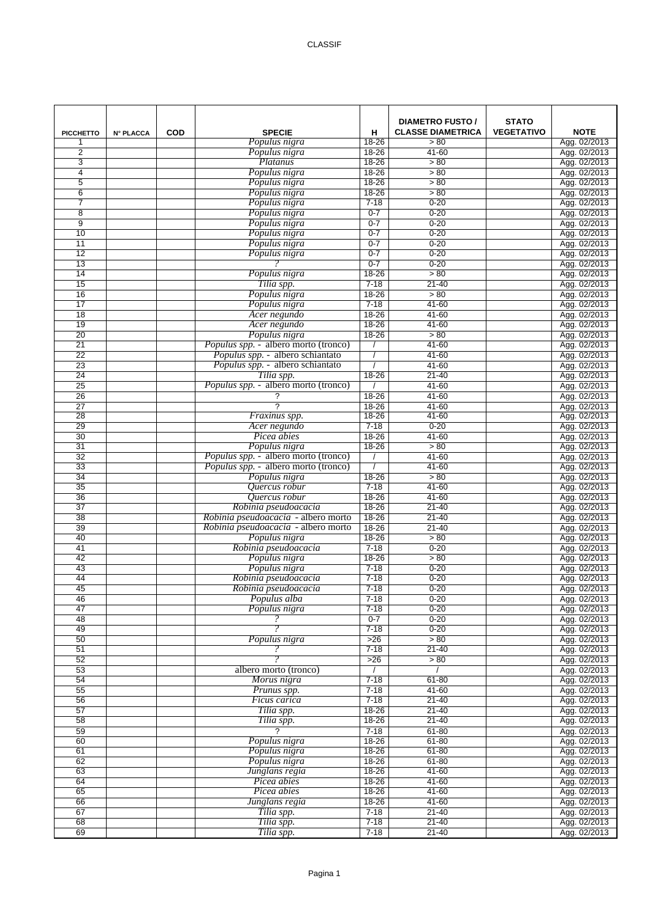| PICCHETTO | N° PLACCA | COD | SPECIE | H | DIAMETRO FUSTO / CLASSE DIAMETRICA | STATO VEGETATIVO | NOTE |
|---|---|---|---|---|---|---|---|
| 1 | | | *Populus nigra* | 18-26 | > 80 | | Agg. 02/2013 |
| 2 | | | *Populus nigra* | 18-26 | 41-60 | | Agg. 02/2013 |
| 3 | | | *Platanus* | 18-26 | > 80 | | Agg. 02/2013 |
| 4 | | | *Populus nigra* | 18-26 | > 80 | | Agg. 02/2013 |
| 5 | | | *Populus nigra* | 18-26 | > 80 | | Agg. 02/2013 |
| 6 | | | *Populus nigra* | 18-26 | > 80 | | Agg. 02/2013 |
| 7 | | | *Populus nigra* | 7-18 | 0-20 | | Agg. 02/2013 |
| 8 | | | *Populus nigra* | 0-7 | 0-20 | | Agg. 02/2013 |
| 9 | | | *Populus nigra* | 0-7 | 0-20 | | Agg. 02/2013 |
| 10 | | | *Populus nigra* | 0-7 | 0-20 | | Agg. 02/2013 |
| 11 | | | *Populus nigra* | 0-7 | 0-20 | | Agg. 02/2013 |
| 12 | | | *Populus nigra* | 0-7 | 0-20 | | Agg. 02/2013 |
| 13 | | | ? | 0-7 | 0-20 | | Agg. 02/2013 |
| 14 | | | *Populus nigra* | 18-26 | > 80 | | Agg. 02/2013 |
| 15 | | | *Tilia spp.* | 7-18 | 21-40 | | Agg. 02/2013 |
| 16 | | | *Populus nigra* | 18-26 | > 80 | | Agg. 02/2013 |
| 17 | | | *Populus nigra* | 7-18 | 41-60 | | Agg. 02/2013 |
| 18 | | | *Acer negundo* | 18-26 | 41-60 | | Agg. 02/2013 |
| 19 | | | *Acer negundo* | 18-26 | 41-60 | | Agg. 02/2013 |
| 20 | | | *Populus nigra* | 18-26 | > 80 | | Agg. 02/2013 |
| 21 | | | *Populus spp.* - albero morto (tronco) | / | 41-60 | | Agg. 02/2013 |
| 22 | | | *Populus spp.* - albero schiantato | / | 41-60 | | Agg. 02/2013 |
| 23 | | | *Populus spp.* - albero schiantato | / | 41-60 | | Agg. 02/2013 |
| 24 | | | *Tilia spp.* | 18-26 | 21-40 | | Agg. 02/2013 |
| 25 | | | *Populus spp.* - albero morto (tronco) | / | 41-60 | | Agg. 02/2013 |
| 26 | | | ? | 18-26 | 41-60 | | Agg. 02/2013 |
| 27 | | | ? | 18-26 | 41-60 | | Agg. 02/2013 |
| 28 | | | *Fraxinus spp.* | 18-26 | 41-60 | | Agg. 02/2013 |
| 29 | | | *Acer negundo* | 7-18 | 0-20 | | Agg. 02/2013 |
| 30 | | | *Picea abies* | 18-26 | 41-60 | | Agg. 02/2013 |
| 31 | | | *Populus nigra* | 18-26 | > 80 | | Agg. 02/2013 |
| 32 | | | *Populus spp.* - albero morto (tronco) | / | 41-60 | | Agg. 02/2013 |
| 33 | | | *Populus spp.* - albero morto (tronco) | / | 41-60 | | Agg. 02/2013 |
| 34 | | | *Populus nigra* | 18-26 | > 80 | | Agg. 02/2013 |
| 35 | | | *Quercus robur* | 7-18 | 41-60 | | Agg. 02/2013 |
| 36 | | | *Quercus robur* | 18-26 | 41-60 | | Agg. 02/2013 |
| 37 | | | *Robinia pseudoacacia* | 18-26 | 21-40 | | Agg. 02/2013 |
| 38 | | | *Robinia pseudoacacia* - albero morto | 18-26 | 21-40 | | Agg. 02/2013 |
| 39 | | | *Robinia pseudoacacia* - albero morto | 18-26 | 21-40 | | Agg. 02/2013 |
| 40 | | | *Populus nigra* | 18-26 | > 80 | | Agg. 02/2013 |
| 41 | | | *Robinia pseudoacacia* | 7-18 | 0-20 | | Agg. 02/2013 |
| 42 | | | *Populus nigra* | 18-26 | > 80 | | Agg. 02/2013 |
| 43 | | | *Populus nigra* | 7-18 | 0-20 | | Agg. 02/2013 |
| 44 | | | *Robinia pseudoacacia* | 7-18 | 0-20 | | Agg. 02/2013 |
| 45 | | | *Robinia pseudoacacia* | 7-18 | 0-20 | | Agg. 02/2013 |
| 46 | | | *Populus alba* | 7-18 | 0-20 | | Agg. 02/2013 |
| 47 | | | *Populus nigra* | 7-18 | 0-20 | | Agg. 02/2013 |
| 48 | | | ? | 0-7 | 0-20 | | Agg. 02/2013 |
| 49 | | | ? | 7-18 | 0-20 | | Agg. 02/2013 |
| 50 | | | *Populus nigra* | >26 | > 80 | | Agg. 02/2013 |
| 51 | | | ? | 7-18 | 21-40 | | Agg. 02/2013 |
| 52 | | | ? | >26 | > 80 | | Agg. 02/2013 |
| 53 | | | albero morto (tronco) | / | / | | Agg. 02/2013 |
| 54 | | | *Morus nigra* | 7-18 | 61-80 | | Agg. 02/2013 |
| 55 | | | *Prunus spp.* | 7-18 | 41-60 | | Agg. 02/2013 |
| 56 | | | *Ficus carica* | 7-18 | 21-40 | | Agg. 02/2013 |
| 57 | | | *Tilia spp.* | 18-26 | 21-40 | | Agg. 02/2013 |
| 58 | | | *Tilia spp.* | 18-26 | 21-40 | | Agg. 02/2013 |
| 59 | | | ? | 7-18 | 61-80 | | Agg. 02/2013 |
| 60 | | | *Populus nigra* | 18-26 | 61-80 | | Agg. 02/2013 |
| 61 | | | *Populus nigra* | 18-26 | 61-80 | | Agg. 02/2013 |
| 62 | | | *Populus nigra* | 18-26 | 61-80 | | Agg. 02/2013 |
| 63 | | | *Junglans regia* | 18-26 | 41-60 | | Agg. 02/2013 |
| 64 | | | *Picea abies* | 18-26 | 41-60 | | Agg. 02/2013 |
| 65 | | | *Picea abies* | 18-26 | 41-60 | | Agg. 02/2013 |
| 66 | | | *Junglans regia* | 18-26 | 41-60 | | Agg. 02/2013 |
| 67 | | | *Tilia spp.* | 7-18 | 21-40 | | Agg. 02/2013 |
| 68 | | | *Tilia spp.* | 7-18 | 21-40 | | Agg. 02/2013 |
| 69 | | | *Tilia spp.* | 7-18 | 21-40 | | Agg. 02/2013 |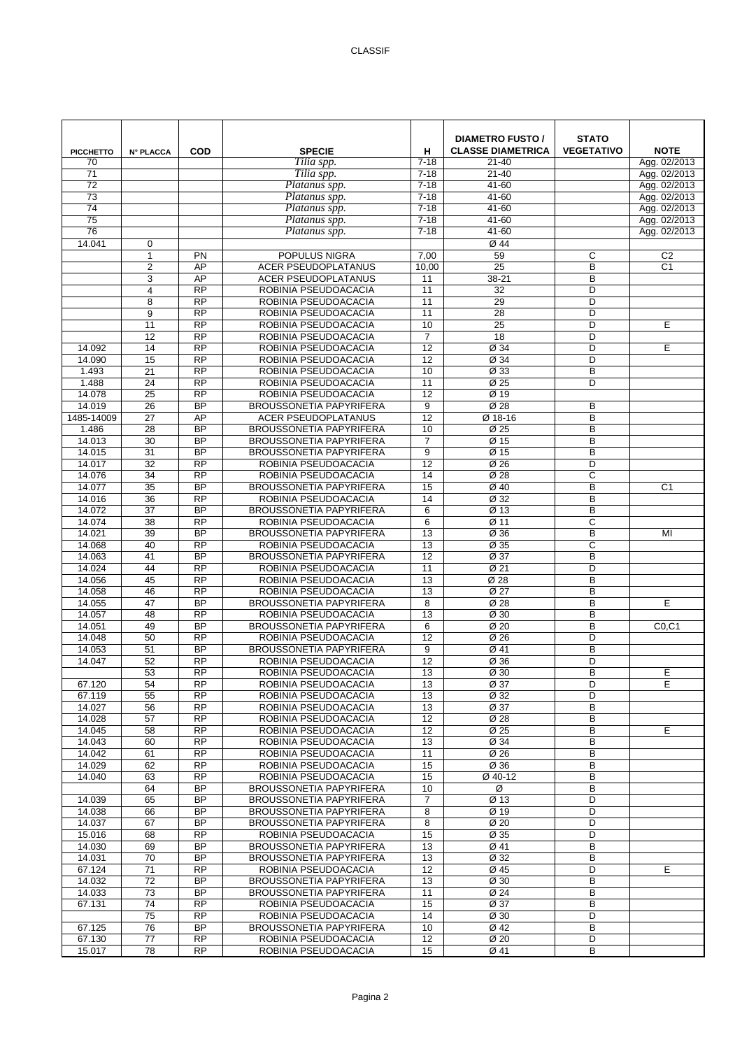| PICCHETTO | N° PLACCA | COD | SPECIE | H | DIAMETRO FUSTO / CLASSE DIAMETRICA | STATO VEGETATIVO | NOTE |
|---|---|---|---|---|---|---|---|
| 70 | | | *Tilia spp.* | 7-18 | 21-40 | | Agg. 02/2013 |
| 71 | | | *Tilia spp.* | 7-18 | 21-40 | | Agg. 02/2013 |
| 72 | | | *Platanus spp.* | 7-18 | 41-60 | | Agg. 02/2013 |
| 73 | | | *Platanus spp.* | 7-18 | 41-60 | | Agg. 02/2013 |
| 74 | | | *Platanus spp.* | 7-18 | 41-60 | | Agg. 02/2013 |
| 75 | | | *Platanus spp.* | 7-18 | 41-60 | | Agg. 02/2013 |
| 76 | | | *Platanus spp.* | 7-18 | 41-60 | | Agg. 02/2013 |
| 14.041 | 0 | | | | Ø 44 | | |
| | 1 | PN | POPULUS NIGRA | 7,00 | 59 | C | C2 |
| | 2 | AP | ACER PSEUDOPLATANUS | 10,00 | 25 | B | C1 |
| | 3 | AP | ACER PSEUDOPLATANUS | 11 | 38-21 | B | |
| | 4 | RP | ROBINIA PSEUDOACACIA | 11 | 32 | D | |
| | 8 | RP | ROBINIA PSEUDOACACIA | 11 | 29 | D | |
| | 9 | RP | ROBINIA PSEUDOACACIA | 11 | 28 | D | |
| | 11 | RP | ROBINIA PSEUDOACACIA | 10 | 25 | D | E |
| | 12 | RP | ROBINIA PSEUDOACACIA | 7 | 18 | D | |
| 14.092 | 14 | RP | ROBINIA PSEUDOACACIA | 12 | Ø 34 | D | E |
| 14.090 | 15 | RP | ROBINIA PSEUDOACACIA | 12 | Ø 34 | D | |
| 1.493 | 21 | RP | ROBINIA PSEUDOACACIA | 10 | Ø 33 | B | |
| 1.488 | 24 | RP | ROBINIA PSEUDOACACIA | 11 | Ø 25 | D | |
| 14.078 | 25 | RP | ROBINIA PSEUDOACACIA | 12 | Ø 19 | | |
| 14.019 | 26 | BP | BROUSSONETIA PAPYRIFERA | 9 | Ø 28 | B | |
| 1485-14009 | 27 | AP | ACER PSEUDOPLATANUS | 12 | Ø 18-16 | B | |
| 1.486 | 28 | BP | BROUSSONETIA PAPYRIFERA | 10 | Ø 25 | B | |
| 14.013 | 30 | BP | BROUSSONETIA PAPYRIFERA | 7 | Ø 15 | B | |
| 14.015 | 31 | BP | BROUSSONETIA PAPYRIFERA | 9 | Ø 15 | B | |
| 14.017 | 32 | RP | ROBINIA PSEUDOACACIA | 12 | Ø 26 | D | |
| 14.076 | 34 | RP | ROBINIA PSEUDOACACIA | 14 | Ø 28 | C | |
| 14.077 | 35 | BP | BROUSSONETIA PAPYRIFERA | 15 | Ø 40 | B | C1 |
| 14.016 | 36 | RP | ROBINIA PSEUDOACACIA | 14 | Ø 32 | B | |
| 14.072 | 37 | BP | BROUSSONETIA PAPYRIFERA | 6 | Ø 13 | B | |
| 14.074 | 38 | RP | ROBINIA PSEUDOACACIA | 6 | Ø 11 | C | |
| 14.021 | 39 | BP | BROUSSONETIA PAPYRIFERA | 13 | Ø 36 | B | MI |
| 14.068 | 40 | RP | ROBINIA PSEUDOACACIA | 13 | Ø 35 | C | |
| 14.063 | 41 | BP | BROUSSONETIA PAPYRIFERA | 12 | Ø 37 | B | |
| 14.024 | 44 | RP | ROBINIA PSEUDOACACIA | 11 | Ø 21 | D | |
| 14.056 | 45 | RP | ROBINIA PSEUDOACACIA | 13 | Ø 28 | B | |
| 14.058 | 46 | RP | ROBINIA PSEUDOACACIA | 13 | Ø 27 | B | |
| 14.055 | 47 | BP | BROUSSONETIA PAPYRIFERA | 8 | Ø 28 | B | E |
| 14.057 | 48 | RP | ROBINIA PSEUDOACACIA | 13 | Ø 30 | B | |
| 14.051 | 49 | BP | BROUSSONETIA PAPYRIFERA | 6 | Ø 20 | B | C0,C1 |
| 14.048 | 50 | RP | ROBINIA PSEUDOACACIA | 12 | Ø 26 | D | |
| 14.053 | 51 | BP | BROUSSONETIA PAPYRIFERA | 9 | Ø 41 | B | |
| 14.047 | 52 | RP | ROBINIA PSEUDOACACIA | 12 | Ø 36 | D | |
| | 53 | RP | ROBINIA PSEUDOACACIA | 13 | Ø 30 | B | E |
| 67.120 | 54 | RP | ROBINIA PSEUDOACACIA | 13 | Ø 37 | D | E |
| 67.119 | 55 | RP | ROBINIA PSEUDOACACIA | 13 | Ø 32 | D | |
| 14.027 | 56 | RP | ROBINIA PSEUDOACACIA | 13 | Ø 37 | B | |
| 14.028 | 57 | RP | ROBINIA PSEUDOACACIA | 12 | Ø 28 | B | |
| 14.045 | 58 | RP | ROBINIA PSEUDOACACIA | 12 | Ø 25 | B | E |
| 14.043 | 60 | RP | ROBINIA PSEUDOACACIA | 13 | Ø 34 | B | |
| 14.042 | 61 | RP | ROBINIA PSEUDOACACIA | 11 | Ø 26 | B | |
| 14.029 | 62 | RP | ROBINIA PSEUDOACACIA | 15 | Ø 36 | B | |
| 14.040 | 63 | RP | ROBINIA PSEUDOACACIA | 15 | Ø 40-12 | B | |
| | 64 | BP | BROUSSONETIA PAPYRIFERA | 10 | Ø | B | |
| 14.039 | 65 | BP | BROUSSONETIA PAPYRIFERA | 7 | Ø 13 | D | |
| 14.038 | 66 | BP | BROUSSONETIA PAPYRIFERA | 8 | Ø 19 | D | |
| 14.037 | 67 | BP | BROUSSONETIA PAPYRIFERA | 8 | Ø 20 | D | |
| 15.016 | 68 | RP | ROBINIA PSEUDOACACIA | 15 | Ø 35 | D | |
| 14.030 | 69 | BP | BROUSSONETIA PAPYRIFERA | 13 | Ø 41 | B | |
| 14.031 | 70 | BP | BROUSSONETIA PAPYRIFERA | 13 | Ø 32 | B | |
| 67.124 | 71 | RP | ROBINIA PSEUDOACACIA | 12 | Ø 45 | D | E |
| 14.032 | 72 | BP | BROUSSONETIA PAPYRIFERA | 13 | Ø 30 | B | |
| 14.033 | 73 | BP | BROUSSONETIA PAPYRIFERA | 11 | Ø 24 | B | |
| 67.131 | 74 | RP | ROBINIA PSEUDOACACIA | 15 | Ø 37 | B | |
| | 75 | RP | ROBINIA PSEUDOACACIA | 14 | Ø 30 | D | |
| 67.125 | 76 | BP | BROUSSONETIA PAPYRIFERA | 10 | Ø 42 | B | |
| 67.130 | 77 | RP | ROBINIA PSEUDOACACIA | 12 | Ø 20 | D | |
| 15.017 | 78 | RP | ROBINIA PSEUDOACACIA | 15 | Ø 41 | B | |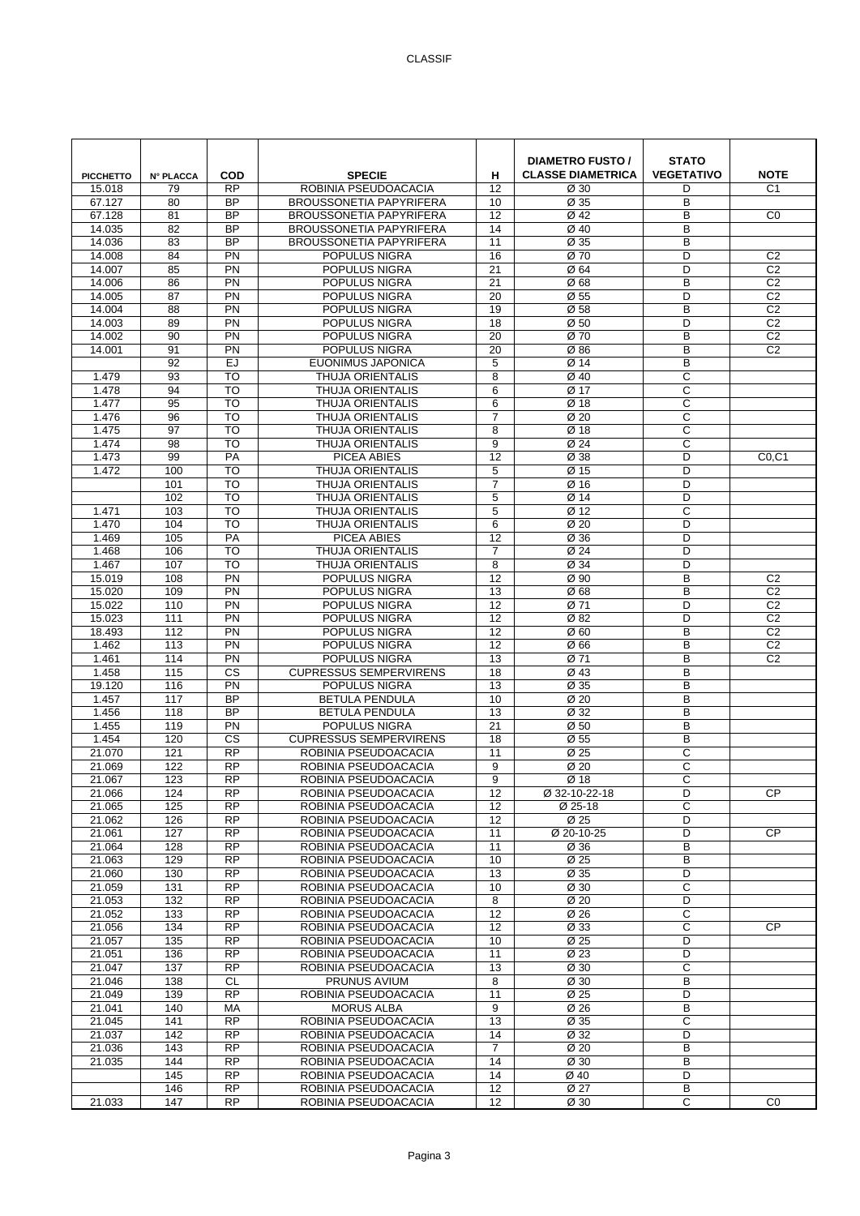| PICCHETTO | N° PLACCA | COD | SPECIE | H | DIAMETRO FUSTO / CLASSE DIAMETRICA | STATO VEGETATIVO | NOTE |
|---|---|---|---|---|---|---|---|
| 15.018 | 79 | RP | ROBINIA PSEUDOACACIA | 12 | Ø 30 | D | C1 |
| 67.127 | 80 | BP | BROUSSONETIA PAPYRIFERA | 10 | Ø 35 | B | |
| 67.128 | 81 | BP | BROUSSONETIA PAPYRIFERA | 12 | Ø 42 | B | C0 |
| 14.035 | 82 | BP | BROUSSONETIA PAPYRIFERA | 14 | Ø 40 | B | |
| 14.036 | 83 | BP | BROUSSONETIA PAPYRIFERA | 11 | Ø 35 | B | |
| 14.008 | 84 | PN | POPULUS NIGRA | 16 | Ø 70 | D | C2 |
| 14.007 | 85 | PN | POPULUS NIGRA | 21 | Ø 64 | D | C2 |
| 14.006 | 86 | PN | POPULUS NIGRA | 21 | Ø 68 | B | C2 |
| 14.005 | 87 | PN | POPULUS NIGRA | 20 | Ø 55 | D | C2 |
| 14.004 | 88 | PN | POPULUS NIGRA | 19 | Ø 58 | B | C2 |
| 14.003 | 89 | PN | POPULUS NIGRA | 18 | Ø 50 | D | C2 |
| 14.002 | 90 | PN | POPULUS NIGRA | 20 | Ø 70 | B | C2 |
| 14.001 | 91 | PN | POPULUS NIGRA | 20 | Ø 86 | B | C2 |
| | 92 | EJ | EUONIMUS JAPONICA | 5 | Ø 14 | B | |
| 1.479 | 93 | TO | THUJA ORIENTALIS | 8 | Ø 40 | C | |
| 1.478 | 94 | TO | THUJA ORIENTALIS | 6 | Ø 17 | C | |
| 1.477 | 95 | TO | THUJA ORIENTALIS | 6 | Ø 18 | C | |
| 1.476 | 96 | TO | THUJA ORIENTALIS | 7 | Ø 20 | C | |
| 1.475 | 97 | TO | THUJA ORIENTALIS | 8 | Ø 18 | C | |
| 1.474 | 98 | TO | THUJA ORIENTALIS | 9 | Ø 24 | C | |
| 1.473 | 99 | PA | PICEA ABIES | 12 | Ø 38 | D | C0,C1 |
| 1.472 | 100 | TO | THUJA ORIENTALIS | 5 | Ø 15 | D | |
| | 101 | TO | THUJA ORIENTALIS | 7 | Ø 16 | D | |
| | 102 | TO | THUJA ORIENTALIS | 5 | Ø 14 | D | |
| 1.471 | 103 | TO | THUJA ORIENTALIS | 5 | Ø 12 | C | |
| 1.470 | 104 | TO | THUJA ORIENTALIS | 6 | Ø 20 | D | |
| 1.469 | 105 | PA | PICEA ABIES | 12 | Ø 36 | D | |
| 1.468 | 106 | TO | THUJA ORIENTALIS | 7 | Ø 24 | D | |
| 1.467 | 107 | TO | THUJA ORIENTALIS | 8 | Ø 34 | D | |
| 15.019 | 108 | PN | POPULUS NIGRA | 12 | Ø 90 | B | C2 |
| 15.020 | 109 | PN | POPULUS NIGRA | 13 | Ø 68 | B | C2 |
| 15.022 | 110 | PN | POPULUS NIGRA | 12 | Ø 71 | D | C2 |
| 15.023 | 111 | PN | POPULUS NIGRA | 12 | Ø 82 | D | C2 |
| 18.493 | 112 | PN | POPULUS NIGRA | 12 | Ø 60 | B | C2 |
| 1.462 | 113 | PN | POPULUS NIGRA | 12 | Ø 66 | B | C2 |
| 1.461 | 114 | PN | POPULUS NIGRA | 13 | Ø 71 | B | C2 |
| 1.458 | 115 | CS | CUPRESSUS SEMPERVIRENS | 18 | Ø 43 | B | |
| 19.120 | 116 | PN | POPULUS NIGRA | 13 | Ø 35 | B | |
| 1.457 | 117 | BP | BETULA PENDULA | 10 | Ø 20 | B | |
| 1.456 | 118 | BP | BETULA PENDULA | 13 | Ø 32 | B | |
| 1.455 | 119 | PN | POPULUS NIGRA | 21 | Ø 50 | B | |
| 1.454 | 120 | CS | CUPRESSUS SEMPERVIRENS | 18 | Ø 55 | B | |
| 21.070 | 121 | RP | ROBINIA PSEUDOACACIA | 11 | Ø 25 | C | |
| 21.069 | 122 | RP | ROBINIA PSEUDOACACIA | 9 | Ø 20 | C | |
| 21.067 | 123 | RP | ROBINIA PSEUDOACACIA | 9 | Ø 18 | C | |
| 21.066 | 124 | RP | ROBINIA PSEUDOACACIA | 12 | Ø 32-10-22-18 | D | CP |
| 21.065 | 125 | RP | ROBINIA PSEUDOACACIA | 12 | Ø 25-18 | C | |
| 21.062 | 126 | RP | ROBINIA PSEUDOACACIA | 12 | Ø 25 | D | |
| 21.061 | 127 | RP | ROBINIA PSEUDOACACIA | 11 | Ø 20-10-25 | D | CP |
| 21.064 | 128 | RP | ROBINIA PSEUDOACACIA | 11 | Ø 36 | B | |
| 21.063 | 129 | RP | ROBINIA PSEUDOACACIA | 10 | Ø 25 | B | |
| 21.060 | 130 | RP | ROBINIA PSEUDOACACIA | 13 | Ø 35 | D | |
| 21.059 | 131 | RP | ROBINIA PSEUDOACACIA | 10 | Ø 30 | C | |
| 21.053 | 132 | RP | ROBINIA PSEUDOACACIA | 8 | Ø 20 | D | |
| 21.052 | 133 | RP | ROBINIA PSEUDOACACIA | 12 | Ø 26 | C | |
| 21.056 | 134 | RP | ROBINIA PSEUDOACACIA | 12 | Ø 33 | C | CP |
| 21.057 | 135 | RP | ROBINIA PSEUDOACACIA | 10 | Ø 25 | D | |
| 21.051 | 136 | RP | ROBINIA PSEUDOACACIA | 11 | Ø 23 | D | |
| 21.047 | 137 | RP | ROBINIA PSEUDOACACIA | 13 | Ø 30 | C | |
| 21.046 | 138 | CL | PRUNUS AVIUM | 8 | Ø 30 | B | |
| 21.049 | 139 | RP | ROBINIA PSEUDOACACIA | 11 | Ø 25 | D | |
| 21.041 | 140 | MA | MORUS ALBA | 9 | Ø 26 | B | |
| 21.045 | 141 | RP | ROBINIA PSEUDOACACIA | 13 | Ø 35 | C | |
| 21.037 | 142 | RP | ROBINIA PSEUDOACACIA | 14 | Ø 32 | D | |
| 21.036 | 143 | RP | ROBINIA PSEUDOACACIA | 7 | Ø 20 | B | |
| 21.035 | 144 | RP | ROBINIA PSEUDOACACIA | 14 | Ø 30 | B | |
| | 145 | RP | ROBINIA PSEUDOACACIA | 14 | Ø 40 | D | |
| | 146 | RP | ROBINIA PSEUDOACACIA | 12 | Ø 27 | B | |
| 21.033 | 147 | RP | ROBINIA PSEUDOACACIA | 12 | Ø 30 | C | C0 |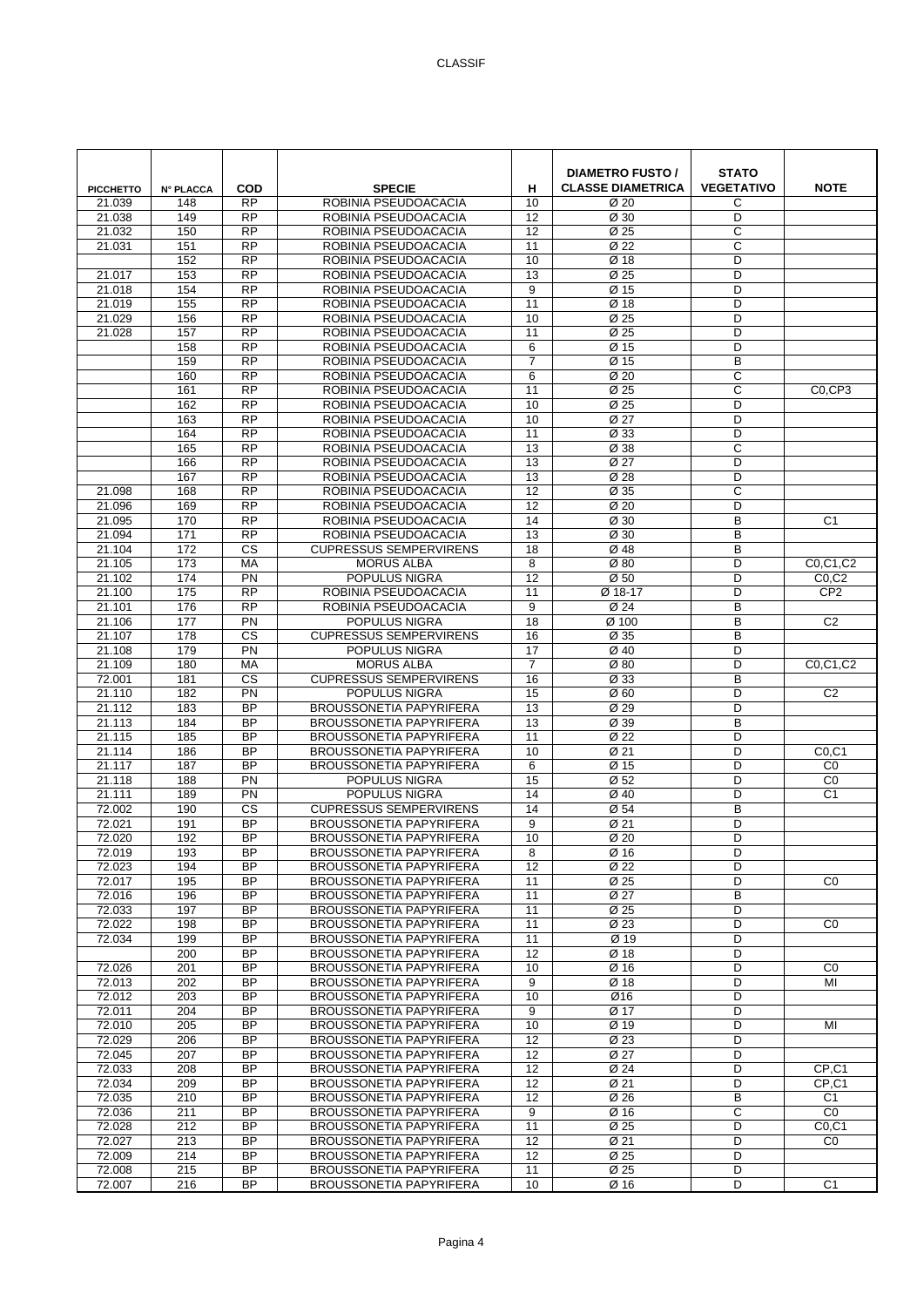| PICCHETTO | N° PLACCA | COD | SPECIE | H | DIAMETRO FUSTO / CLASSE DIAMETRICA | STATO VEGETATIVO | NOTE |
|---|---|---|---|---|---|---|---|
| 21.039 | 148 | RP | ROBINIA PSEUDOACACIA | 10 | Ø 20 | C | |
| 21.038 | 149 | RP | ROBINIA PSEUDOACACIA | 12 | Ø 30 | D | |
| 21.032 | 150 | RP | ROBINIA PSEUDOACACIA | 12 | Ø 25 | C | |
| 21.031 | 151 | RP | ROBINIA PSEUDOACACIA | 11 | Ø 22 | C | |
| | 152 | RP | ROBINIA PSEUDOACACIA | 10 | Ø 18 | D | |
| 21.017 | 153 | RP | ROBINIA PSEUDOACACIA | 13 | Ø 25 | D | |
| 21.018 | 154 | RP | ROBINIA PSEUDOACACIA | 9 | Ø 15 | D | |
| 21.019 | 155 | RP | ROBINIA PSEUDOACACIA | 11 | Ø 18 | D | |
| 21.029 | 156 | RP | ROBINIA PSEUDOACACIA | 10 | Ø 25 | D | |
| 21.028 | 157 | RP | ROBINIA PSEUDOACACIA | 11 | Ø 25 | D | |
| | 158 | RP | ROBINIA PSEUDOACACIA | 6 | Ø 15 | D | |
| | 159 | RP | ROBINIA PSEUDOACACIA | 7 | Ø 15 | B | |
| | 160 | RP | ROBINIA PSEUDOACACIA | 6 | Ø 20 | C | |
| | 161 | RP | ROBINIA PSEUDOACACIA | 11 | Ø 25 | C | C0,CP3 |
| | 162 | RP | ROBINIA PSEUDOACACIA | 10 | Ø 25 | D | |
| | 163 | RP | ROBINIA PSEUDOACACIA | 10 | Ø 27 | D | |
| | 164 | RP | ROBINIA PSEUDOACACIA | 11 | Ø 33 | D | |
| | 165 | RP | ROBINIA PSEUDOACACIA | 13 | Ø 38 | C | |
| | 166 | RP | ROBINIA PSEUDOACACIA | 13 | Ø 27 | D | |
| | 167 | RP | ROBINIA PSEUDOACACIA | 13 | Ø 28 | D | |
| 21.098 | 168 | RP | ROBINIA PSEUDOACACIA | 12 | Ø 35 | C | |
| 21.096 | 169 | RP | ROBINIA PSEUDOACACIA | 12 | Ø 20 | D | |
| 21.095 | 170 | RP | ROBINIA PSEUDOACACIA | 14 | Ø 30 | B | C1 |
| 21.094 | 171 | RP | ROBINIA PSEUDOACACIA | 13 | Ø 30 | B | |
| 21.104 | 172 | CS | CUPRESSUS SEMPERVIRENS | 18 | Ø 48 | B | |
| 21.105 | 173 | MA | MORUS ALBA | 8 | Ø 80 | D | C0,C1,C2 |
| 21.102 | 174 | PN | POPULUS NIGRA | 12 | Ø 50 | D | C0,C2 |
| 21.100 | 175 | RP | ROBINIA PSEUDOACACIA | 11 | Ø 18-17 | D | CP2 |
| 21.101 | 176 | RP | ROBINIA PSEUDOACACIA | 9 | Ø 24 | B | |
| 21.106 | 177 | PN | POPULUS NIGRA | 18 | Ø 100 | B | C2 |
| 21.107 | 178 | CS | CUPRESSUS SEMPERVIRENS | 16 | Ø 35 | B | |
| 21.108 | 179 | PN | POPULUS NIGRA | 17 | Ø 40 | D | |
| 21.109 | 180 | MA | MORUS ALBA | 7 | Ø 80 | D | C0,C1,C2 |
| 72.001 | 181 | CS | CUPRESSUS SEMPERVIRENS | 16 | Ø 33 | B | |
| 21.110 | 182 | PN | POPULUS NIGRA | 15 | Ø 60 | D | C2 |
| 21.112 | 183 | BP | BROUSSONETIA PAPYRIFERA | 13 | Ø 29 | D | |
| 21.113 | 184 | BP | BROUSSONETIA PAPYRIFERA | 13 | Ø 39 | B | |
| 21.115 | 185 | BP | BROUSSONETIA PAPYRIFERA | 11 | Ø 22 | D | |
| 21.114 | 186 | BP | BROUSSONETIA PAPYRIFERA | 10 | Ø 21 | D | C0,C1 |
| 21.117 | 187 | BP | BROUSSONETIA PAPYRIFERA | 6 | Ø 15 | D | C0 |
| 21.118 | 188 | PN | POPULUS NIGRA | 15 | Ø 52 | D | C0 |
| 21.111 | 189 | PN | POPULUS NIGRA | 14 | Ø 40 | D | C1 |
| 72.002 | 190 | CS | CUPRESSUS SEMPERVIRENS | 14 | Ø 54 | B | |
| 72.021 | 191 | BP | BROUSSONETIA PAPYRIFERA | 9 | Ø 21 | D | |
| 72.020 | 192 | BP | BROUSSONETIA PAPYRIFERA | 10 | Ø 20 | D | |
| 72.019 | 193 | BP | BROUSSONETIA PAPYRIFERA | 8 | Ø 16 | D | |
| 72.023 | 194 | BP | BROUSSONETIA PAPYRIFERA | 12 | Ø 22 | D | |
| 72.017 | 195 | BP | BROUSSONETIA PAPYRIFERA | 11 | Ø 25 | D | C0 |
| 72.016 | 196 | BP | BROUSSONETIA PAPYRIFERA | 11 | Ø 27 | B | |
| 72.033 | 197 | BP | BROUSSONETIA PAPYRIFERA | 11 | Ø 25 | D | |
| 72.022 | 198 | BP | BROUSSONETIA PAPYRIFERA | 11 | Ø 23 | D | C0 |
| 72.034 | 199 | BP | BROUSSONETIA PAPYRIFERA | 11 | Ø 19 | D | |
| | 200 | BP | BROUSSONETIA PAPYRIFERA | 12 | Ø 18 | D | |
| 72.026 | 201 | BP | BROUSSONETIA PAPYRIFERA | 10 | Ø 16 | D | C0 |
| 72.013 | 202 | BP | BROUSSONETIA PAPYRIFERA | 9 | Ø 18 | D | MI |
| 72.012 | 203 | BP | BROUSSONETIA PAPYRIFERA | 10 | Ø16 | D | |
| 72.011 | 204 | BP | BROUSSONETIA PAPYRIFERA | 9 | Ø 17 | D | |
| 72.010 | 205 | BP | BROUSSONETIA PAPYRIFERA | 10 | Ø 19 | D | MI |
| 72.029 | 206 | BP | BROUSSONETIA PAPYRIFERA | 12 | Ø 23 | D | |
| 72.045 | 207 | BP | BROUSSONETIA PAPYRIFERA | 12 | Ø 27 | D | |
| 72.033 | 208 | BP | BROUSSONETIA PAPYRIFERA | 12 | Ø 24 | D | CP,C1 |
| 72.034 | 209 | BP | BROUSSONETIA PAPYRIFERA | 12 | Ø 21 | D | CP,C1 |
| 72.035 | 210 | BP | BROUSSONETIA PAPYRIFERA | 12 | Ø 26 | B | C1 |
| 72.036 | 211 | BP | BROUSSONETIA PAPYRIFERA | 9 | Ø 16 | C | C0 |
| 72.028 | 212 | BP | BROUSSONETIA PAPYRIFERA | 11 | Ø 25 | D | C0,C1 |
| 72.027 | 213 | BP | BROUSSONETIA PAPYRIFERA | 12 | Ø 21 | D | C0 |
| 72.009 | 214 | BP | BROUSSONETIA PAPYRIFERA | 12 | Ø 25 | D | |
| 72.008 | 215 | BP | BROUSSONETIA PAPYRIFERA | 11 | Ø 25 | D | |
| 72.007 | 216 | BP | BROUSSONETIA PAPYRIFERA | 10 | Ø 16 | D | C1 |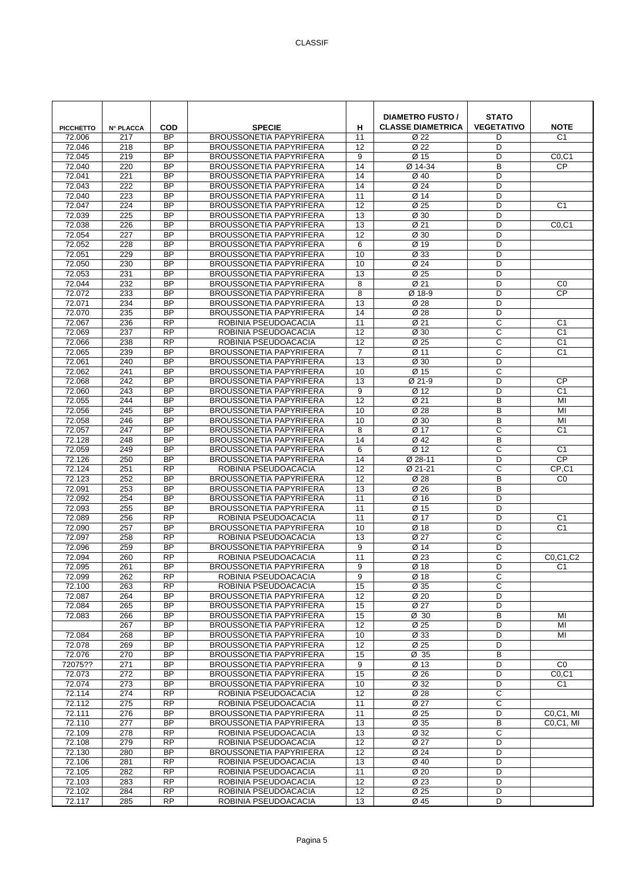| PICCHETTO | N° PLACCA | COD | SPECIE | H | DIAMETRO FUSTO / CLASSE DIAMETRICA | STATO VEGETATIVO | NOTE |
|---|---|---|---|---|---|---|---|
| 72.006 | 217 | BP | BROUSSONETIA PAPYRIFERA | 11 | Ø 22 | D | C1 |
| 72.046 | 218 | BP | BROUSSONETIA PAPYRIFERA | 12 | Ø 22 | D | |
| 72.045 | 219 | BP | BROUSSONETIA PAPYRIFERA | 9 | Ø 15 | D | C0,C1 |
| 72.040 | 220 | BP | BROUSSONETIA PAPYRIFERA | 14 | Ø 14-34 | B | CP |
| 72.041 | 221 | BP | BROUSSONETIA PAPYRIFERA | 14 | Ø 40 | D | |
| 72.043 | 222 | BP | BROUSSONETIA PAPYRIFERA | 14 | Ø 24 | D | |
| 72.040 | 223 | BP | BROUSSONETIA PAPYRIFERA | 11 | Ø 14 | D | |
| 72.047 | 224 | BP | BROUSSONETIA PAPYRIFERA | 12 | Ø 25 | D | C1 |
| 72.039 | 225 | BP | BROUSSONETIA PAPYRIFERA | 13 | Ø 30 | D | |
| 72.038 | 226 | BP | BROUSSONETIA PAPYRIFERA | 13 | Ø 21 | D | C0,C1 |
| 72.054 | 227 | BP | BROUSSONETIA PAPYRIFERA | 12 | Ø 30 | D | |
| 72.052 | 228 | BP | BROUSSONETIA PAPYRIFERA | 6 | Ø 19 | D | |
| 72.051 | 229 | BP | BROUSSONETIA PAPYRIFERA | 10 | Ø 33 | D | |
| 72.050 | 230 | BP | BROUSSONETIA PAPYRIFERA | 10 | Ø 24 | D | |
| 72.053 | 231 | BP | BROUSSONETIA PAPYRIFERA | 13 | Ø 25 | D | |
| 72.044 | 232 | BP | BROUSSONETIA PAPYRIFERA | 8 | Ø 21 | D | C0 |
| 72.072 | 233 | BP | BROUSSONETIA PAPYRIFERA | 8 | Ø 18-9 | D | CP |
| 72.071 | 234 | BP | BROUSSONETIA PAPYRIFERA | 13 | Ø 28 | D | |
| 72.070 | 235 | BP | BROUSSONETIA PAPYRIFERA | 14 | Ø 28 | D | |
| 72.067 | 236 | RP | ROBINIA PSEUDOACACIA | 11 | Ø 21 | C | C1 |
| 72.069 | 237 | RP | ROBINIA PSEUDOACACIA | 12 | Ø 30 | C | C1 |
| 72.066 | 238 | RP | ROBINIA PSEUDOACACIA | 12 | Ø 25 | C | C1 |
| 72.065 | 239 | BP | BROUSSONETIA PAPYRIFERA | 7 | Ø 11 | C | C1 |
| 72.061 | 240 | BP | BROUSSONETIA PAPYRIFERA | 13 | Ø 30 | D | |
| 72.062 | 241 | BP | BROUSSONETIA PAPYRIFERA | 10 | Ø 15 | C | |
| 72.068 | 242 | BP | BROUSSONETIA PAPYRIFERA | 13 | Ø 21-9 | D | CP |
| 72.060 | 243 | BP | BROUSSONETIA PAPYRIFERA | 9 | Ø 12 | D | C1 |
| 72.055 | 244 | BP | BROUSSONETIA PAPYRIFERA | 12 | Ø 21 | B | MI |
| 72.056 | 245 | BP | BROUSSONETIA PAPYRIFERA | 10 | Ø 28 | B | MI |
| 72.058 | 246 | BP | BROUSSONETIA PAPYRIFERA | 10 | Ø 30 | B | MI |
| 72.057 | 247 | BP | BROUSSONETIA PAPYRIFERA | 8 | Ø 17 | C | C1 |
| 72.128 | 248 | BP | BROUSSONETIA PAPYRIFERA | 14 | Ø 42 | B | |
| 72.059 | 249 | BP | BROUSSONETIA PAPYRIFERA | 6 | Ø 12 | C | C1 |
| 72.126 | 250 | BP | BROUSSONETIA PAPYRIFERA | 14 | Ø 28-11 | D | CP |
| 72.124 | 251 | RP | ROBINIA PSEUDOACACIA | 12 | Ø 21-21 | C | CP,C1 |
| 72.123 | 252 | BP | BROUSSONETIA PAPYRIFERA | 12 | Ø 28 | B | C0 |
| 72.091 | 253 | BP | BROUSSONETIA PAPYRIFERA | 13 | Ø 26 | B | |
| 72.092 | 254 | BP | BROUSSONETIA PAPYRIFERA | 11 | Ø 16 | D | |
| 72.093 | 255 | BP | BROUSSONETIA PAPYRIFERA | 11 | Ø 15 | D | |
| 72.089 | 256 | RP | ROBINIA PSEUDOACACIA | 11 | Ø 17 | D | C1 |
| 72.090 | 257 | BP | BROUSSONETIA PAPYRIFERA | 10 | Ø 18 | D | C1 |
| 72.097 | 258 | RP | ROBINIA PSEUDOACACIA | 13 | Ø 27 | C | |
| 72.096 | 259 | BP | BROUSSONETIA PAPYRIFERA | 9 | Ø 14 | D | |
| 72.094 | 260 | RP | ROBINIA PSEUDOACACIA | 11 | Ø 23 | C | C0,C1,C2 |
| 72.095 | 261 | BP | BROUSSONETIA PAPYRIFERA | 9 | Ø 18 | D | C1 |
| 72.099 | 262 | RP | ROBINIA PSEUDOACACIA | 9 | Ø 18 | C | |
| 72.100 | 263 | RP | ROBINIA PSEUDOACACIA | 15 | Ø 35 | C | |
| 72.087 | 264 | BP | BROUSSONETIA PAPYRIFERA | 12 | Ø 20 | D | |
| 72.084 | 265 | BP | BROUSSONETIA PAPYRIFERA | 15 | Ø 27 | D | |
| 72.083 | 266 | BP | BROUSSONETIA PAPYRIFERA | 15 | Ø 30 | B | MI |
| | 267 | BP | BROUSSONETIA PAPYRIFERA | 12 | Ø 25 | D | MI |
| 72.084 | 268 | BP | BROUSSONETIA PAPYRIFERA | 10 | Ø 33 | D | MI |
| 72.078 | 269 | BP | BROUSSONETIA PAPYRIFERA | 12 | Ø 25 | D | |
| 72.076 | 270 | BP | BROUSSONETIA PAPYRIFERA | 15 | Ø 35 | B | |
| 72075?? | 271 | BP | BROUSSONETIA PAPYRIFERA | 9 | Ø 13 | D | C0 |
| 72.073 | 272 | BP | BROUSSONETIA PAPYRIFERA | 15 | Ø 26 | D | C0,C1 |
| 72.074 | 273 | BP | BROUSSONETIA PAPYRIFERA | 10 | Ø 32 | D | C1 |
| 72.114 | 274 | RP | ROBINIA PSEUDOACACIA | 12 | Ø 28 | C | |
| 72.112 | 275 | RP | ROBINIA PSEUDOACACIA | 11 | Ø 27 | C | |
| 72.111 | 276 | BP | BROUSSONETIA PAPYRIFERA | 11 | Ø 25 | D | C0,C1, MI |
| 72.110 | 277 | BP | BROUSSONETIA PAPYRIFERA | 13 | Ø 35 | B | C0,C1, MI |
| 72.109 | 278 | RP | ROBINIA PSEUDOACACIA | 13 | Ø 32 | C | |
| 72.108 | 279 | RP | ROBINIA PSEUDOACACIA | 12 | Ø 27 | D | |
| 72.130 | 280 | BP | BROUSSONETIA PAPYRIFERA | 12 | Ø 24 | D | |
| 72.106 | 281 | RP | ROBINIA PSEUDOACACIA | 13 | Ø 40 | D | |
| 72.105 | 282 | RP | ROBINIA PSEUDOACACIA | 11 | Ø 20 | D | |
| 72.103 | 283 | RP | ROBINIA PSEUDOACACIA | 12 | Ø 23 | D | |
| 72.102 | 284 | RP | ROBINIA PSEUDOACACIA | 12 | Ø 25 | D | |
| 72.117 | 285 | RP | ROBINIA PSEUDOACACIA | 13 | Ø 45 | D | |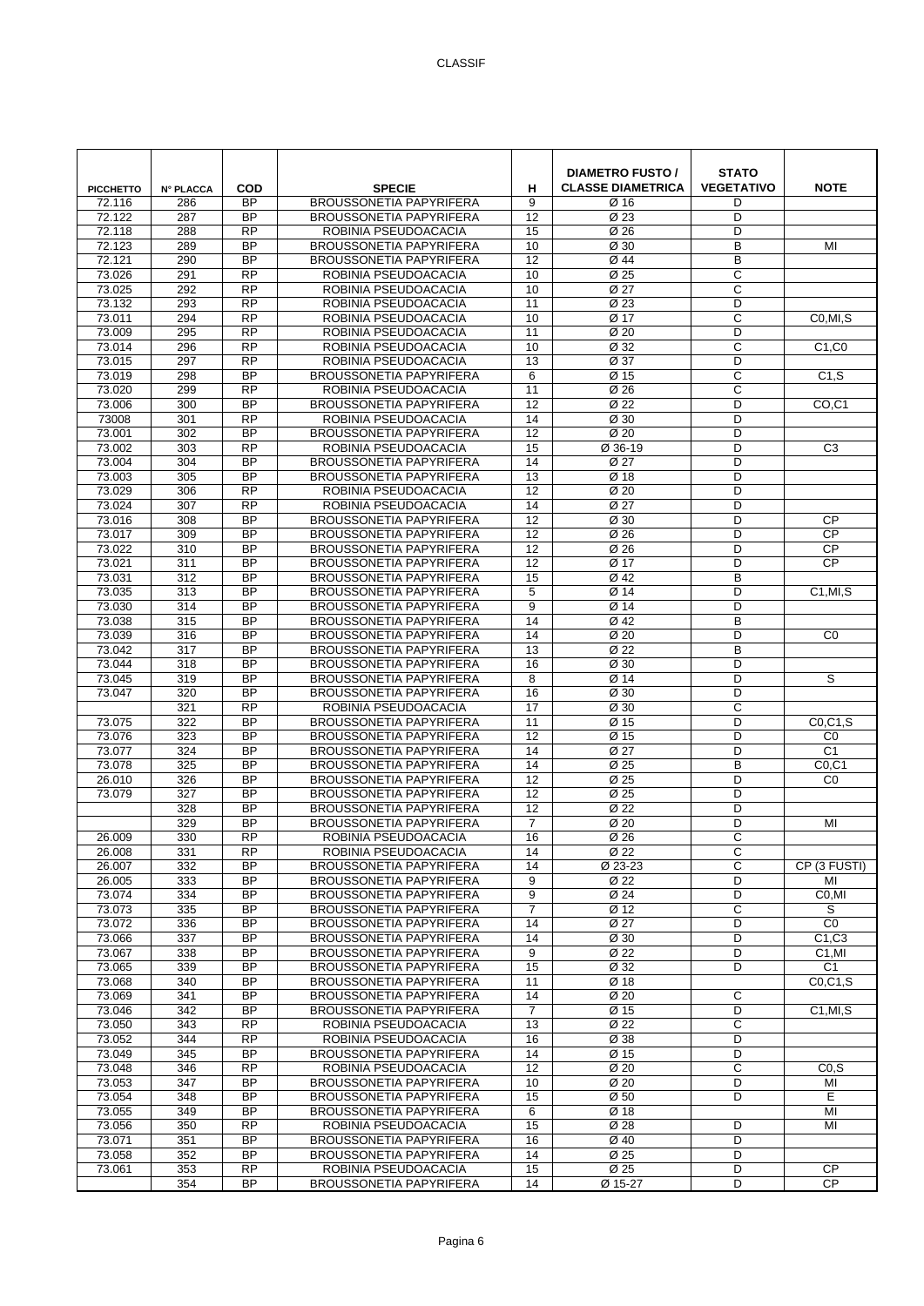CLASSIF

| PICCHETTO | N° PLACCA | COD | SPECIE | H | DIAMETRO FUSTO / CLASSE DIAMETRICA | STATO VEGETATIVO | NOTE |
|---|---|---|---|---|---|---|---|
| 72.116 | 286 | BP | BROUSSONETIA PAPYRIFERA | 9 | Ø 16 | D | |
| 72.122 | 287 | BP | BROUSSONETIA PAPYRIFERA | 12 | Ø 23 | D | |
| 72.118 | 288 | RP | ROBINIA PSEUDOACACIA | 15 | Ø 26 | D | |
| 72.123 | 289 | BP | BROUSSONETIA PAPYRIFERA | 10 | Ø 30 | B | MI |
| 72.121 | 290 | BP | BROUSSONETIA PAPYRIFERA | 12 | Ø 44 | B | |
| 73.026 | 291 | RP | ROBINIA PSEUDOACACIA | 10 | Ø 25 | C | |
| 73.025 | 292 | RP | ROBINIA PSEUDOACACIA | 10 | Ø 27 | C | |
| 73.132 | 293 | RP | ROBINIA PSEUDOACACIA | 11 | Ø 23 | D | |
| 73.011 | 294 | RP | ROBINIA PSEUDOACACIA | 10 | Ø 17 | C | C0,MI,S |
| 73.009 | 295 | RP | ROBINIA PSEUDOACACIA | 11 | Ø 20 | D | |
| 73.014 | 296 | RP | ROBINIA PSEUDOACACIA | 10 | Ø 32 | C | C1,C0 |
| 73.015 | 297 | RP | ROBINIA PSEUDOACACIA | 13 | Ø 37 | D | |
| 73.019 | 298 | BP | BROUSSONETIA PAPYRIFERA | 6 | Ø 15 | C | C1,S |
| 73.020 | 299 | RP | ROBINIA PSEUDOACACIA | 11 | Ø 26 | C | |
| 73.006 | 300 | BP | BROUSSONETIA PAPYRIFERA | 12 | Ø 22 | D | CO,C1 |
| 73008 | 301 | RP | ROBINIA PSEUDOACACIA | 14 | Ø 30 | D | |
| 73.001 | 302 | BP | BROUSSONETIA PAPYRIFERA | 12 | Ø 20 | D | |
| 73.002 | 303 | RP | ROBINIA PSEUDOACACIA | 15 | Ø 36-19 | D | C3 |
| 73.004 | 304 | BP | BROUSSONETIA PAPYRIFERA | 14 | Ø 27 | D | |
| 73.003 | 305 | BP | BROUSSONETIA PAPYRIFERA | 13 | Ø 18 | D | |
| 73.029 | 306 | RP | ROBINIA PSEUDOACACIA | 12 | Ø 20 | D | |
| 73.024 | 307 | RP | ROBINIA PSEUDOACACIA | 14 | Ø 27 | D | |
| 73.016 | 308 | BP | BROUSSONETIA PAPYRIFERA | 12 | Ø 30 | D | CP |
| 73.017 | 309 | BP | BROUSSONETIA PAPYRIFERA | 12 | Ø 26 | D | CP |
| 73.022 | 310 | BP | BROUSSONETIA PAPYRIFERA | 12 | Ø 26 | D | CP |
| 73.021 | 311 | BP | BROUSSONETIA PAPYRIFERA | 12 | Ø 17 | D | CP |
| 73.031 | 312 | BP | BROUSSONETIA PAPYRIFERA | 15 | Ø 42 | B | |
| 73.035 | 313 | BP | BROUSSONETIA PAPYRIFERA | 5 | Ø 14 | D | C1,MI,S |
| 73.030 | 314 | BP | BROUSSONETIA PAPYRIFERA | 9 | Ø 14 | D | |
| 73.038 | 315 | BP | BROUSSONETIA PAPYRIFERA | 14 | Ø 42 | B | |
| 73.039 | 316 | BP | BROUSSONETIA PAPYRIFERA | 14 | Ø 20 | D | C0 |
| 73.042 | 317 | BP | BROUSSONETIA PAPYRIFERA | 13 | Ø 22 | B | |
| 73.044 | 318 | BP | BROUSSONETIA PAPYRIFERA | 16 | Ø 30 | D | |
| 73.045 | 319 | BP | BROUSSONETIA PAPYRIFERA | 8 | Ø 14 | D | S |
| 73.047 | 320 | BP | BROUSSONETIA PAPYRIFERA | 16 | Ø 30 | D | |
| | 321 | RP | ROBINIA PSEUDOACACIA | 17 | Ø 30 | C | |
| 73.075 | 322 | BP | BROUSSONETIA PAPYRIFERA | 11 | Ø 15 | D | C0,C1,S |
| 73.076 | 323 | BP | BROUSSONETIA PAPYRIFERA | 12 | Ø 15 | D | C0 |
| 73.077 | 324 | BP | BROUSSONETIA PAPYRIFERA | 14 | Ø 27 | D | C1 |
| 73.078 | 325 | BP | BROUSSONETIA PAPYRIFERA | 14 | Ø 25 | B | C0,C1 |
| 26.010 | 326 | BP | BROUSSONETIA PAPYRIFERA | 12 | Ø 25 | D | C0 |
| 73.079 | 327 | BP | BROUSSONETIA PAPYRIFERA | 12 | Ø 25 | D | |
| | 328 | BP | BROUSSONETIA PAPYRIFERA | 12 | Ø 22 | D | |
| | 329 | BP | BROUSSONETIA PAPYRIFERA | 7 | Ø 20 | D | MI |
| 26.009 | 330 | RP | ROBINIA PSEUDOACACIA | 16 | Ø 26 | C | |
| 26.008 | 331 | RP | ROBINIA PSEUDOACACIA | 14 | Ø 22 | C | |
| 26.007 | 332 | BP | BROUSSONETIA PAPYRIFERA | 14 | Ø 23-23 | C | CP (3 FUSTI) |
| 26.005 | 333 | BP | BROUSSONETIA PAPYRIFERA | 9 | Ø 22 | D | MI |
| 73.074 | 334 | BP | BROUSSONETIA PAPYRIFERA | 9 | Ø 24 | D | C0,MI |
| 73.073 | 335 | BP | BROUSSONETIA PAPYRIFERA | 7 | Ø 12 | C | S |
| 73.072 | 336 | BP | BROUSSONETIA PAPYRIFERA | 14 | Ø 27 | D | C0 |
| 73.066 | 337 | BP | BROUSSONETIA PAPYRIFERA | 14 | Ø 30 | D | C1,C3 |
| 73.067 | 338 | BP | BROUSSONETIA PAPYRIFERA | 9 | Ø 22 | D | C1,MI |
| 73.065 | 339 | BP | BROUSSONETIA PAPYRIFERA | 15 | Ø 32 | D | C1 |
| 73.068 | 340 | BP | BROUSSONETIA PAPYRIFERA | 11 | Ø 18 | | C0,C1,S |
| 73.069 | 341 | BP | BROUSSONETIA PAPYRIFERA | 14 | Ø 20 | C | |
| 73.046 | 342 | BP | BROUSSONETIA PAPYRIFERA | 7 | Ø 15 | D | C1,MI,S |
| 73.050 | 343 | RP | ROBINIA PSEUDOACACIA | 13 | Ø 22 | C | |
| 73.052 | 344 | RP | ROBINIA PSEUDOACACIA | 16 | Ø 38 | D | |
| 73.049 | 345 | BP | BROUSSONETIA PAPYRIFERA | 14 | Ø 15 | D | |
| 73.048 | 346 | RP | ROBINIA PSEUDOACACIA | 12 | Ø 20 | C | C0,S |
| 73.053 | 347 | BP | BROUSSONETIA PAPYRIFERA | 10 | Ø 20 | D | MI |
| 73.054 | 348 | BP | BROUSSONETIA PAPYRIFERA | 15 | Ø 50 | D | E |
| 73.055 | 349 | BP | BROUSSONETIA PAPYRIFERA | 6 | Ø 18 | | MI |
| 73.056 | 350 | RP | ROBINIA PSEUDOACACIA | 15 | Ø 28 | D | MI |
| 73.071 | 351 | BP | BROUSSONETIA PAPYRIFERA | 16 | Ø 40 | D | |
| 73.058 | 352 | BP | BROUSSONETIA PAPYRIFERA | 14 | Ø 25 | D | |
| 73.061 | 353 | RP | ROBINIA PSEUDOACACIA | 15 | Ø 25 | D | CP |
| | 354 | BP | BROUSSONETIA PAPYRIFERA | 14 | Ø 15-27 | D | CP |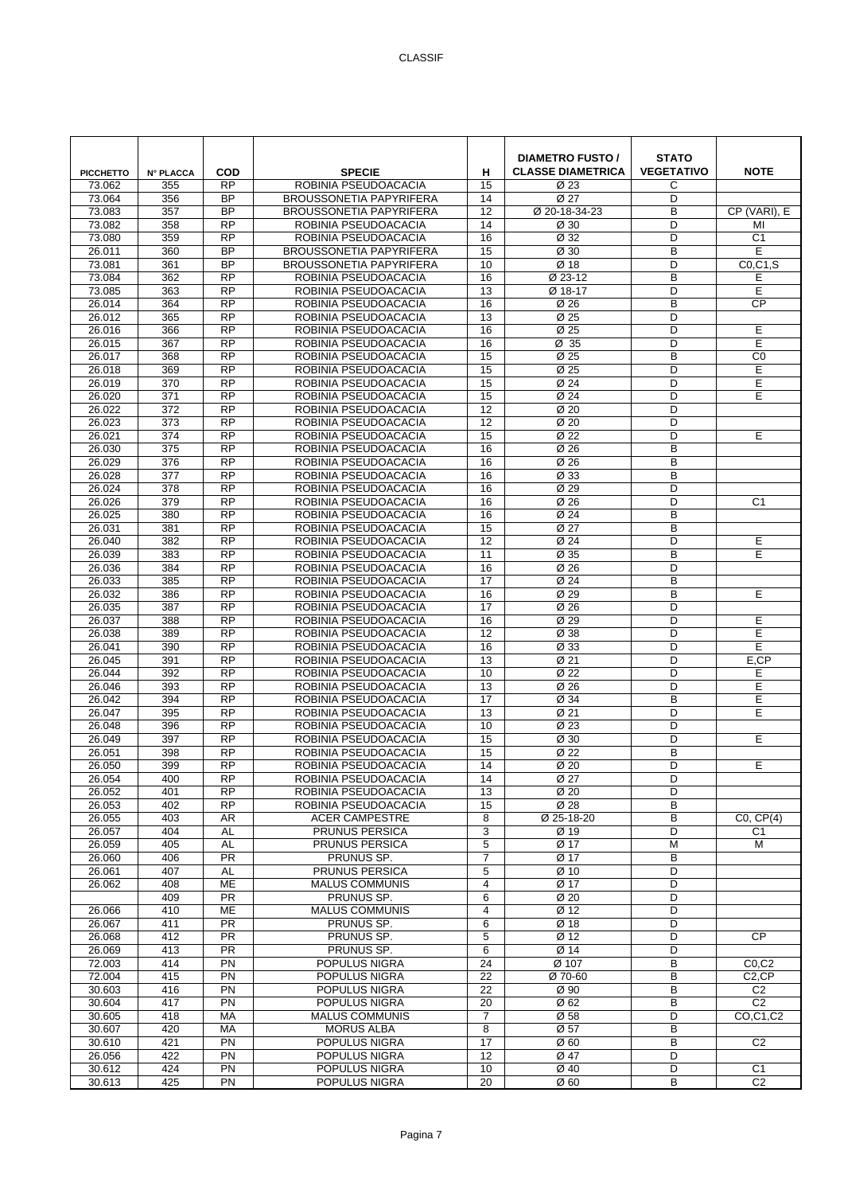| PICCHETTO | N° PLACCA | COD | SPECIE | H | DIAMETRO FUSTO / CLASSE DIAMETRICA | STATO VEGETATIVO | NOTE |
|---|---|---|---|---|---|---|---|
| 73.062 | 355 | RP | ROBINIA PSEUDOACACIA | 15 | Ø 23 | C | |
| 73.064 | 356 | BP | BROUSSONETIA PAPYRIFERA | 14 | Ø 27 | D | |
| 73.083 | 357 | BP | BROUSSONETIA PAPYRIFERA | 12 | Ø 20-18-34-23 | B | CP (VARI), E |
| 73.082 | 358 | RP | ROBINIA PSEUDOACACIA | 14 | Ø 30 | D | MI |
| 73.080 | 359 | RP | ROBINIA PSEUDOACACIA | 16 | Ø 32 | D | C1 |
| 26.011 | 360 | BP | BROUSSONETIA PAPYRIFERA | 15 | Ø 30 | B | E |
| 73.081 | 361 | BP | BROUSSONETIA PAPYRIFERA | 10 | Ø 18 | D | C0,C1,S |
| 73.084 | 362 | RP | ROBINIA PSEUDOACACIA | 16 | Ø 23-12 | B | E |
| 73.085 | 363 | RP | ROBINIA PSEUDOACACIA | 13 | Ø 18-17 | D | E |
| 26.014 | 364 | RP | ROBINIA PSEUDOACACIA | 16 | Ø 26 | B | CP |
| 26.012 | 365 | RP | ROBINIA PSEUDOACACIA | 13 | Ø 25 | D | |
| 26.016 | 366 | RP | ROBINIA PSEUDOACACIA | 16 | Ø 25 | D | E |
| 26.015 | 367 | RP | ROBINIA PSEUDOACACIA | 16 | Ø 35 | D | E |
| 26.017 | 368 | RP | ROBINIA PSEUDOACACIA | 15 | Ø 25 | B | C0 |
| 26.018 | 369 | RP | ROBINIA PSEUDOACACIA | 15 | Ø 25 | D | E |
| 26.019 | 370 | RP | ROBINIA PSEUDOACACIA | 15 | Ø 24 | D | E |
| 26.020 | 371 | RP | ROBINIA PSEUDOACACIA | 15 | Ø 24 | D | E |
| 26.022 | 372 | RP | ROBINIA PSEUDOACACIA | 12 | Ø 20 | D | |
| 26.023 | 373 | RP | ROBINIA PSEUDOACACIA | 12 | Ø 20 | D | |
| 26.021 | 374 | RP | ROBINIA PSEUDOACACIA | 15 | Ø 22 | D | E |
| 26.030 | 375 | RP | ROBINIA PSEUDOACACIA | 16 | Ø 26 | B | |
| 26.029 | 376 | RP | ROBINIA PSEUDOACACIA | 16 | Ø 26 | B | |
| 26.028 | 377 | RP | ROBINIA PSEUDOACACIA | 16 | Ø 33 | B | |
| 26.024 | 378 | RP | ROBINIA PSEUDOACACIA | 16 | Ø 29 | D | |
| 26.026 | 379 | RP | ROBINIA PSEUDOACACIA | 16 | Ø 26 | D | C1 |
| 26.025 | 380 | RP | ROBINIA PSEUDOACACIA | 16 | Ø 24 | B | |
| 26.031 | 381 | RP | ROBINIA PSEUDOACACIA | 15 | Ø 27 | B | |
| 26.040 | 382 | RP | ROBINIA PSEUDOACACIA | 12 | Ø 24 | D | E |
| 26.039 | 383 | RP | ROBINIA PSEUDOACACIA | 11 | Ø 35 | B | E |
| 26.036 | 384 | RP | ROBINIA PSEUDOACACIA | 16 | Ø 26 | D | |
| 26.033 | 385 | RP | ROBINIA PSEUDOACACIA | 17 | Ø 24 | B | |
| 26.032 | 386 | RP | ROBINIA PSEUDOACACIA | 16 | Ø 29 | B | E |
| 26.035 | 387 | RP | ROBINIA PSEUDOACACIA | 17 | Ø 26 | D | |
| 26.037 | 388 | RP | ROBINIA PSEUDOACACIA | 16 | Ø 29 | D | E |
| 26.038 | 389 | RP | ROBINIA PSEUDOACACIA | 12 | Ø 38 | D | E |
| 26.041 | 390 | RP | ROBINIA PSEUDOACACIA | 16 | Ø 33 | D | E |
| 26.045 | 391 | RP | ROBINIA PSEUDOACACIA | 13 | Ø 21 | D | E,CP |
| 26.044 | 392 | RP | ROBINIA PSEUDOACACIA | 10 | Ø 22 | D | E |
| 26.046 | 393 | RP | ROBINIA PSEUDOACACIA | 13 | Ø 26 | D | E |
| 26.042 | 394 | RP | ROBINIA PSEUDOACACIA | 17 | Ø 34 | B | E |
| 26.047 | 395 | RP | ROBINIA PSEUDOACACIA | 13 | Ø 21 | D | E |
| 26.048 | 396 | RP | ROBINIA PSEUDOACACIA | 10 | Ø 23 | D | |
| 26.049 | 397 | RP | ROBINIA PSEUDOACACIA | 15 | Ø 30 | D | E |
| 26.051 | 398 | RP | ROBINIA PSEUDOACACIA | 15 | Ø 22 | B | |
| 26.050 | 399 | RP | ROBINIA PSEUDOACACIA | 14 | Ø 20 | D | E |
| 26.054 | 400 | RP | ROBINIA PSEUDOACACIA | 14 | Ø 27 | D | |
| 26.052 | 401 | RP | ROBINIA PSEUDOACACIA | 13 | Ø 20 | D | |
| 26.053 | 402 | RP | ROBINIA PSEUDOACACIA | 15 | Ø 28 | B | |
| 26.055 | 403 | AR | ACER CAMPESTRE | 8 | Ø 25-18-20 | B | C0, CP(4) |
| 26.057 | 404 | AL | PRUNUS PERSICA | 3 | Ø 19 | D | C1 |
| 26.059 | 405 | AL | PRUNUS PERSICA | 5 | Ø 17 | M | M |
| 26.060 | 406 | PR | PRUNUS SP. | 7 | Ø 17 | B | |
| 26.061 | 407 | AL | PRUNUS PERSICA | 5 | Ø 10 | D | |
| 26.062 | 408 | ME | MALUS COMMUNIS | 4 | Ø 17 | D | |
| | 409 | PR | PRUNUS SP. | 6 | Ø 20 | D | |
| 26.066 | 410 | ME | MALUS COMMUNIS | 4 | Ø 12 | D | |
| 26.067 | 411 | PR | PRUNUS SP. | 6 | Ø 18 | D | |
| 26.068 | 412 | PR | PRUNUS SP. | 5 | Ø 12 | D | CP |
| 26.069 | 413 | PR | PRUNUS SP. | 6 | Ø 14 | D | |
| 72.003 | 414 | PN | POPULUS NIGRA | 24 | Ø 107 | B | C0,C2 |
| 72.004 | 415 | PN | POPULUS NIGRA | 22 | Ø 70-60 | B | C2,CP |
| 30.603 | 416 | PN | POPULUS NIGRA | 22 | Ø 90 | B | C2 |
| 30.604 | 417 | PN | POPULUS NIGRA | 20 | Ø 62 | B | C2 |
| 30.605 | 418 | MA | MALUS COMMUNIS | 7 | Ø 58 | D | CO,C1,C2 |
| 30.607 | 420 | MA | MORUS ALBA | 8 | Ø 57 | B | |
| 30.610 | 421 | PN | POPULUS NIGRA | 17 | Ø 60 | B | C2 |
| 26.056 | 422 | PN | POPULUS NIGRA | 12 | Ø 47 | D | |
| 30.612 | 424 | PN | POPULUS NIGRA | 10 | Ø 40 | D | C1 |
| 30.613 | 425 | PN | POPULUS NIGRA | 20 | Ø 60 | B | C2 |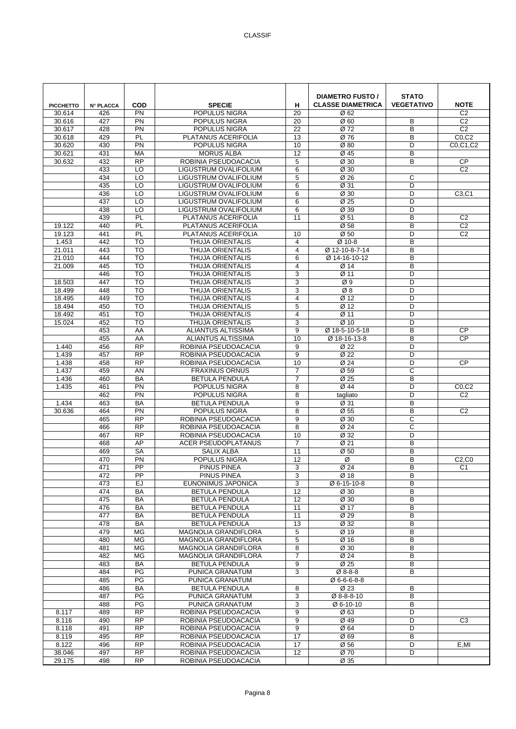| PICCHETTO | N° PLACCA | COD | SPECIE | H | DIAMETRO FUSTO / CLASSE DIAMETRICA | STATO VEGETATIVO | NOTE |
|---|---|---|---|---|---|---|---|
| 30.614 | 426 | PN | POPULUS NIGRA | 20 | Ø 62 | | C2 |
| 30.616 | 427 | PN | POPULUS NIGRA | 20 | Ø 60 | B | C2 |
| 30.617 | 428 | PN | POPULUS NIGRA | 22 | Ø 72 | B | C2 |
| 30.618 | 429 | PL | PLATANUS ACERIFOLIA | 13 | Ø 76 | B | C0,C2 |
| 30.620 | 430 | PN | POPULUS NIGRA | 10 | Ø 80 | D | C0,C1,C2 |
| 30.621 | 431 | MA | MORUS ALBA | 12 | Ø 45 | B | |
| 30.632 | 432 | RP | ROBINIA PSEUDOACACIA | 5 | Ø 30 | B | CP |
| | 433 | LO | LIGUSTRUM OVALIFOLIUM | 6 | Ø 30 | | C2 |
| | 434 | LO | LIGUSTRUM OVALIFOLIUM | 5 | Ø 26 | C | |
| | 435 | LO | LIGUSTRUM OVALIFOLIUM | 6 | Ø 31 | D | |
| | 436 | LO | LIGUSTRUM OVALIFOLIUM | 6 | Ø 30 | D | C3,C1 |
| | 437 | LO | LIGUSTRUM OVALIFOLIUM | 6 | Ø 25 | D | |
| | 438 | LO | LIGUSTRUM OVALIFOLIUM | 6 | Ø 39 | D | |
| | 439 | PL | PLATANUS ACERIFOLIA | 11 | Ø 51 | B | C2 |
| 19.122 | 440 | PL | PLATANUS ACERIFOLIA | | Ø 58 | B | C2 |
| 19.123 | 441 | PL | PLATANUS ACERIFOLIA | 10 | Ø 50 | D | C2 |
| 1.453 | 442 | TO | THUJA ORIENTALIS | 4 | Ø 10-8 | B | |
| 21.011 | 443 | TO | THUJA ORIENTALIS | 4 | Ø 12-10-8-7-14 | B | |
| 21.010 | 444 | TO | THUJA ORIENTALIS | 6 | Ø 14-16-10-12 | B | |
| 21.009 | 445 | TO | THUJA ORIENTALIS | 4 | Ø 14 | B | |
| | 446 | TO | THUJA ORIENTALIS | 3 | Ø 11 | D | |
| 18.503 | 447 | TO | THUJA ORIENTALIS | 3 | Ø 9 | D | |
| 18.499 | 448 | TO | THUJA ORIENTALIS | 3 | Ø 8 | D | |
| 18.495 | 449 | TO | THUJA ORIENTALIS | 4 | Ø 12 | D | |
| 18.494 | 450 | TO | THUJA ORIENTALIS | 5 | Ø 12 | D | |
| 18.492 | 451 | TO | THUJA ORIENTALIS | 4 | Ø 11 | D | |
| 15.024 | 452 | TO | THUJA ORIENTALIS | 3 | Ø 10 | D | |
| | 453 | AA | ALIANTUS ALTISSIMA | 9 | Ø 18-5-10-5-18 | B | CP |
| | 455 | AA | ALIANTUS ALTISSIMA | 10 | Ø 18-16-13-8 | B | CP |
| 1.440 | 456 | RP | ROBINIA PSEUDOACACIA | 9 | Ø 22 | D | |
| 1.439 | 457 | RP | ROBINIA PSEUDOACACIA | 9 | Ø 22 | D | |
| 1.438 | 458 | RP | ROBINIA PSEUDOACACIA | 10 | Ø 24 | D | CP |
| 1.437 | 459 | AN | FRAXINUS ORNUS | 7 | Ø 59 | C | |
| 1.436 | 460 | BA | BETULA PENDULA | 7 | Ø 25 | B | |
| 1.435 | 461 | PN | POPULUS NIGRA | 8 | Ø 44 | D | C0,C2 |
| | 462 | PN | POPULUS NIGRA | 8 | tagliato | D | C2 |
| 1.434 | 463 | BA | BETULA PENDULA | 9 | Ø 31 | B | |
| 30.636 | 464 | PN | POPULUS NIGRA | 8 | Ø 55 | B | C2 |
| | 465 | RP | ROBINIA PSEUDOACACIA | 9 | Ø 30 | C | |
| | 466 | RP | ROBINIA PSEUDOACACIA | 8 | Ø 24 | C | |
| | 467 | RP | ROBINIA PSEUDOACACIA | 10 | Ø 32 | D | |
| | 468 | AP | ACER PSEUDOPLATANUS | 7 | Ø 21 | B | |
| | 469 | SA | SALIX ALBA | 11 | Ø 50 | B | |
| | 470 | PN | POPULUS NIGRA | 12 | Ø | B | C2,C0 |
| | 471 | PP | PINUS PINEA | 3 | Ø 24 | B | C1 |
| | 472 | PP | PINUS PINEA | 3 | Ø 18 | B | |
| | 473 | EJ | EUNONIMUS JAPONICA | 3 | Ø 6-15-10-8 | B | |
| | 474 | BA | BETULA PENDULA | 12 | Ø 30 | B | |
| | 475 | BA | BETULA PENDULA | 12 | Ø 30 | B | |
| | 476 | BA | BETULA PENDULA | 11 | Ø 17 | B | |
| | 477 | BA | BETULA PENDULA | 11 | Ø 29 | B | |
| | 478 | BA | BETULA PENDULA | 13 | Ø 32 | B | |
| | 479 | MG | MAGNOLIA GRANDIFLORA | 5 | Ø 19 | B | |
| | 480 | MG | MAGNOLIA GRANDIFLORA | 5 | Ø 16 | B | |
| | 481 | MG | MAGNOLIA GRANDIFLORA | 8 | Ø 30 | B | |
| | 482 | MG | MAGNOLIA GRANDIFLORA | 7 | Ø 24 | B | |
| | 483 | BA | BETULA PENDULA | 9 | Ø 25 | B | |
| | 484 | PG | PUNICA GRANATUM | 3 | Ø 8-8-8 | B | |
| | 485 | PG | PUNICA GRANATUM | | Ø 6-6-6-8-8 | | |
| | 486 | BA | BETULA PENDULA | 8 | Ø 23 | B | |
| | 487 | PG | PUNICA GRANATUM | 3 | Ø 8-8-8-10 | B | |
| | 488 | PG | PUNICA GRANATUM | 3 | Ø 6-10-10 | B | |
| 8.117 | 489 | RP | ROBINIA PSEUDOACACIA | 9 | Ø 63 | D | |
| 8.116 | 490 | RP | ROBINIA PSEUDOACACIA | 9 | Ø 49 | D | C3 |
| 8.118 | 491 | RP | ROBINIA PSEUDOACACIA | 9 | Ø 64 | D | |
| 8.119 | 495 | RP | ROBINIA PSEUDOACACIA | 17 | Ø 69 | B | |
| 8.122 | 496 | RP | ROBINIA PSEUDOACACIA | 17 | Ø 56 | D | E,MI |
| 38.046 | 497 | RP | ROBINIA PSEUDOACACIA | 12 | Ø 70 | D | |
| 29.175 | 498 | RP | ROBINIA PSEUDOACACIA | | Ø 35 | | |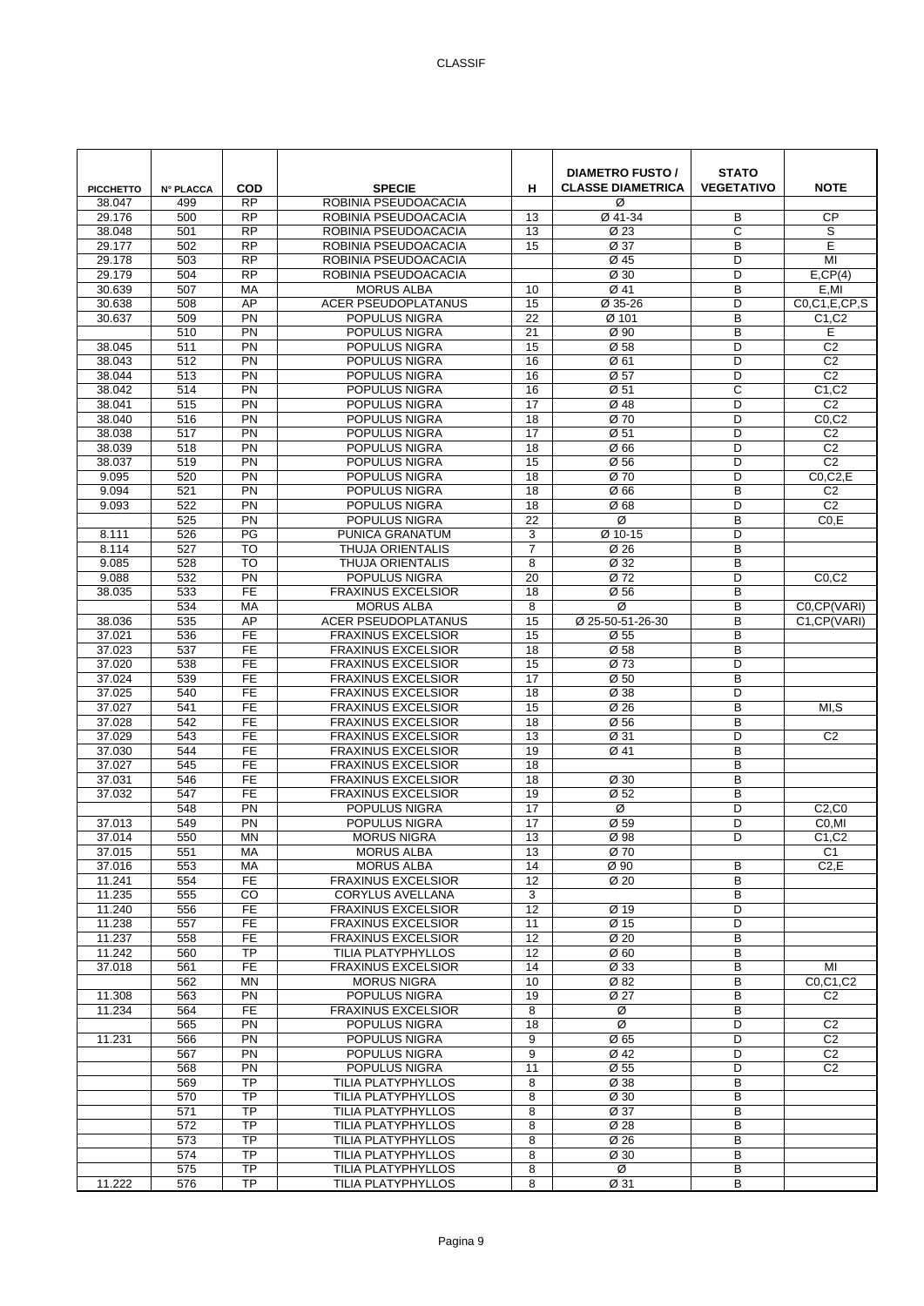| PICCHETTO | N° PLACCA | COD | SPECIE | H | DIAMETRO FUSTO / CLASSE DIAMETRICA | STATO VEGETATIVO | NOTE |
|---|---|---|---|---|---|---|---|
| 38.047 | 499 | RP | ROBINIA PSEUDOACACIA | | Ø | | |
| 29.176 | 500 | RP | ROBINIA PSEUDOACACIA | 13 | Ø 41-34 | B | CP |
| 38.048 | 501 | RP | ROBINIA PSEUDOACACIA | 13 | Ø 23 | C | S |
| 29.177 | 502 | RP | ROBINIA PSEUDOACACIA | 15 | Ø 37 | B | E |
| 29.178 | 503 | RP | ROBINIA PSEUDOACACIA | | Ø 45 | D | MI |
| 29.179 | 504 | RP | ROBINIA PSEUDOACACIA | | Ø 30 | D | E,CP(4) |
| 30.639 | 507 | MA | MORUS ALBA | 10 | Ø 41 | B | E,MI |
| 30.638 | 508 | AP | ACER PSEUDOPLATANUS | 15 | Ø 35-26 | D | C0,C1,E,CP,S |
| 30.637 | 509 | PN | POPULUS NIGRA | 22 | Ø 101 | B | C1,C2 |
| | 510 | PN | POPULUS NIGRA | 21 | Ø 90 | B | E |
| 38.045 | 511 | PN | POPULUS NIGRA | 15 | Ø 58 | D | C2 |
| 38.043 | 512 | PN | POPULUS NIGRA | 16 | Ø 61 | D | C2 |
| 38.044 | 513 | PN | POPULUS NIGRA | 16 | Ø 57 | D | C2 |
| 38.042 | 514 | PN | POPULUS NIGRA | 16 | Ø 51 | C | C1,C2 |
| 38.041 | 515 | PN | POPULUS NIGRA | 17 | Ø 48 | D | C2 |
| 38.040 | 516 | PN | POPULUS NIGRA | 18 | Ø 70 | D | C0,C2 |
| 38.038 | 517 | PN | POPULUS NIGRA | 17 | Ø 51 | D | C2 |
| 38.039 | 518 | PN | POPULUS NIGRA | 18 | Ø 66 | D | C2 |
| 38.037 | 519 | PN | POPULUS NIGRA | 15 | Ø 56 | D | C2 |
| 9.095 | 520 | PN | POPULUS NIGRA | 18 | Ø 70 | D | C0,C2,E |
| 9.094 | 521 | PN | POPULUS NIGRA | 18 | Ø 66 | B | C2 |
| 9.093 | 522 | PN | POPULUS NIGRA | 18 | Ø 68 | D | C2 |
| | 525 | PN | POPULUS NIGRA | 22 | Ø | B | C0,E |
| 8.111 | 526 | PG | PUNICA GRANATUM | 3 | Ø 10-15 | D | |
| 8.114 | 527 | TO | THUJA ORIENTALIS | 7 | Ø 26 | B | |
| 9.085 | 528 | TO | THUJA ORIENTALIS | 8 | Ø 32 | B | |
| 9.088 | 532 | PN | POPULUS NIGRA | 20 | Ø 72 | D | C0,C2 |
| 38.035 | 533 | FE | FRAXINUS EXCELSIOR | 18 | Ø 56 | B | |
| | 534 | MA | MORUS ALBA | 8 | Ø | B | C0,CP(VARI) |
| 38.036 | 535 | AP | ACER PSEUDOPLATANUS | 15 | Ø 25-50-51-26-30 | B | C1,CP(VARI) |
| 37.021 | 536 | FE | FRAXINUS EXCELSIOR | 15 | Ø 55 | B | |
| 37.023 | 537 | FE | FRAXINUS EXCELSIOR | 18 | Ø 58 | B | |
| 37.020 | 538 | FE | FRAXINUS EXCELSIOR | 15 | Ø 73 | D | |
| 37.024 | 539 | FE | FRAXINUS EXCELSIOR | 17 | Ø 50 | B | |
| 37.025 | 540 | FE | FRAXINUS EXCELSIOR | 18 | Ø 38 | D | |
| 37.027 | 541 | FE | FRAXINUS EXCELSIOR | 15 | Ø 26 | B | MI,S |
| 37.028 | 542 | FE | FRAXINUS EXCELSIOR | 18 | Ø 56 | B | |
| 37.029 | 543 | FE | FRAXINUS EXCELSIOR | 13 | Ø 31 | D | C2 |
| 37.030 | 544 | FE | FRAXINUS EXCELSIOR | 19 | Ø 41 | B | |
| 37.027 | 545 | FE | FRAXINUS EXCELSIOR | 18 | | B | |
| 37.031 | 546 | FE | FRAXINUS EXCELSIOR | 18 | Ø 30 | B | |
| 37.032 | 547 | FE | FRAXINUS EXCELSIOR | 19 | Ø 52 | B | |
| | 548 | PN | POPULUS NIGRA | 17 | Ø | D | C2,C0 |
| 37.013 | 549 | PN | POPULUS NIGRA | 17 | Ø 59 | D | C0,MI |
| 37.014 | 550 | MN | MORUS NIGRA | 13 | Ø 98 | D | C1,C2 |
| 37.015 | 551 | MA | MORUS ALBA | 13 | Ø 70 | | C1 |
| 37.016 | 553 | MA | MORUS ALBA | 14 | Ø 90 | B | C2,E |
| 11.241 | 554 | FE | FRAXINUS EXCELSIOR | 12 | Ø 20 | B | |
| 11.235 | 555 | CO | CORYLUS AVELLANA | 3 | | B | |
| 11.240 | 556 | FE | FRAXINUS EXCELSIOR | 12 | Ø 19 | D | |
| 11.238 | 557 | FE | FRAXINUS EXCELSIOR | 11 | Ø 15 | D | |
| 11.237 | 558 | FE | FRAXINUS EXCELSIOR | 12 | Ø 20 | B | |
| 11.242 | 560 | TP | TILIA PLATYPHYLLOS | 12 | Ø 60 | B | |
| 37.018 | 561 | FE | FRAXINUS EXCELSIOR | 14 | Ø 33 | B | MI |
| | 562 | MN | MORUS NIGRA | 10 | Ø 82 | B | C0,C1,C2 |
| 11.308 | 563 | PN | POPULUS NIGRA | 19 | Ø 27 | B | C2 |
| 11.234 | 564 | FE | FRAXINUS EXCELSIOR | 8 | Ø | B | |
| | 565 | PN | POPULUS NIGRA | 18 | Ø | D | C2 |
| 11.231 | 566 | PN | POPULUS NIGRA | 9 | Ø 65 | D | C2 |
| | 567 | PN | POPULUS NIGRA | 9 | Ø 42 | D | C2 |
| | 568 | PN | POPULUS NIGRA | 11 | Ø 55 | D | C2 |
| | 569 | TP | TILIA PLATYPHYLLOS | 8 | Ø 38 | B | |
| | 570 | TP | TILIA PLATYPHYLLOS | 8 | Ø 30 | B | |
| | 571 | TP | TILIA PLATYPHYLLOS | 8 | Ø 37 | B | |
| | 572 | TP | TILIA PLATYPHYLLOS | 8 | Ø 28 | B | |
| | 573 | TP | TILIA PLATYPHYLLOS | 8 | Ø 26 | B | |
| | 574 | TP | TILIA PLATYPHYLLOS | 8 | Ø 30 | B | |
| | 575 | TP | TILIA PLATYPHYLLOS | 8 | Ø | B | |
| 11.222 | 576 | TP | TILIA PLATYPHYLLOS | 8 | Ø 31 | B | |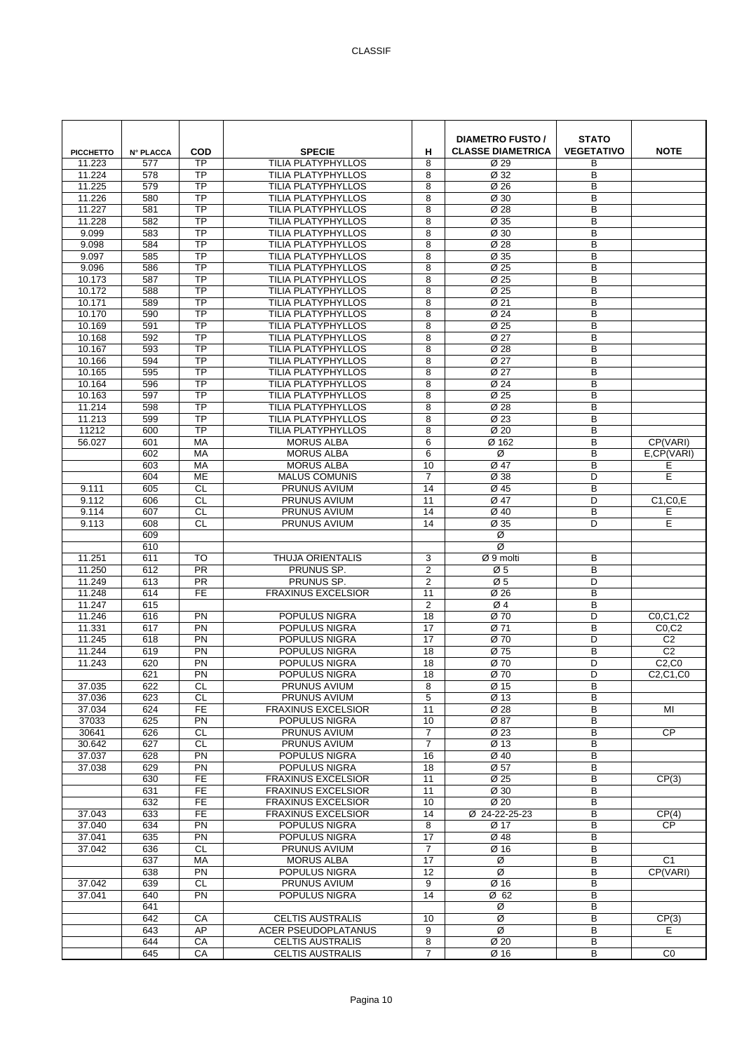| PICCHETTO | N° PLACCA | COD | SPECIE | H | DIAMETRO FUSTO / CLASSE DIAMETRICA | STATO VEGETATIVO | NOTE |
|---|---|---|---|---|---|---|---|
| 11.223 | 577 | TP | TILIA PLATYPHYLLOS | 8 | Ø 29 | B | |
| 11.224 | 578 | TP | TILIA PLATYPHYLLOS | 8 | Ø 32 | B | |
| 11.225 | 579 | TP | TILIA PLATYPHYLLOS | 8 | Ø 26 | B | |
| 11.226 | 580 | TP | TILIA PLATYPHYLLOS | 8 | Ø 30 | B | |
| 11.227 | 581 | TP | TILIA PLATYPHYLLOS | 8 | Ø 28 | B | |
| 11.228 | 582 | TP | TILIA PLATYPHYLLOS | 8 | Ø 35 | B | |
| 9.099 | 583 | TP | TILIA PLATYPHYLLOS | 8 | Ø 30 | B | |
| 9.098 | 584 | TP | TILIA PLATYPHYLLOS | 8 | Ø 28 | B | |
| 9.097 | 585 | TP | TILIA PLATYPHYLLOS | 8 | Ø 35 | B | |
| 9.096 | 586 | TP | TILIA PLATYPHYLLOS | 8 | Ø 25 | B | |
| 10.173 | 587 | TP | TILIA PLATYPHYLLOS | 8 | Ø 25 | B | |
| 10.172 | 588 | TP | TILIA PLATYPHYLLOS | 8 | Ø 25 | B | |
| 10.171 | 589 | TP | TILIA PLATYPHYLLOS | 8 | Ø 21 | B | |
| 10.170 | 590 | TP | TILIA PLATYPHYLLOS | 8 | Ø 24 | B | |
| 10.169 | 591 | TP | TILIA PLATYPHYLLOS | 8 | Ø 25 | B | |
| 10.168 | 592 | TP | TILIA PLATYPHYLLOS | 8 | Ø 27 | B | |
| 10.167 | 593 | TP | TILIA PLATYPHYLLOS | 8 | Ø 28 | B | |
| 10.166 | 594 | TP | TILIA PLATYPHYLLOS | 8 | Ø 27 | B | |
| 10.165 | 595 | TP | TILIA PLATYPHYLLOS | 8 | Ø 27 | B | |
| 10.164 | 596 | TP | TILIA PLATYPHYLLOS | 8 | Ø 24 | B | |
| 10.163 | 597 | TP | TILIA PLATYPHYLLOS | 8 | Ø 25 | B | |
| 11.214 | 598 | TP | TILIA PLATYPHYLLOS | 8 | Ø 28 | B | |
| 11.213 | 599 | TP | TILIA PLATYPHYLLOS | 8 | Ø 23 | B | |
| 11212 | 600 | TP | TILIA PLATYPHYLLOS | 8 | Ø 20 | B | |
| 56.027 | 601 | MA | MORUS ALBA | 6 | Ø 162 | B | CP(VARI) |
| | 602 | MA | MORUS ALBA | 6 | Ø | B | E,CP(VARI) |
| | 603 | MA | MORUS ALBA | 10 | Ø 47 | B | E |
| | 604 | ME | MALUS COMUNIS | 7 | Ø 38 | D | E |
| 9.111 | 605 | CL | PRUNUS AVIUM | 14 | Ø 45 | B | |
| 9.112 | 606 | CL | PRUNUS AVIUM | 11 | Ø 47 | D | C1,C0,E |
| 9.114 | 607 | CL | PRUNUS AVIUM | 14 | Ø 40 | B | E |
| 9.113 | 608 | CL | PRUNUS AVIUM | 14 | Ø 35 | D | E |
| | 609 | | | | Ø | | |
| | 610 | | | | Ø | | |
| 11.251 | 611 | TO | THUJA ORIENTALIS | 3 | Ø 9 molti | B | |
| 11.250 | 612 | PR | PRUNUS SP. | 2 | Ø 5 | B | |
| 11.249 | 613 | PR | PRUNUS SP. | 2 | Ø 5 | D | |
| 11.248 | 614 | FE | FRAXINUS EXCELSIOR | 11 | Ø 26 | B | |
| 11.247 | 615 | | | 2 | Ø 4 | B | |
| 11.246 | 616 | PN | POPULUS NIGRA | 18 | Ø 70 | D | C0,C1,C2 |
| 11.331 | 617 | PN | POPULUS NIGRA | 17 | Ø 71 | B | C0,C2 |
| 11.245 | 618 | PN | POPULUS NIGRA | 17 | Ø 70 | D | C2 |
| 11.244 | 619 | PN | POPULUS NIGRA | 18 | Ø 75 | B | C2 |
| 11.243 | 620 | PN | POPULUS NIGRA | 18 | Ø 70 | D | C2,C0 |
| | 621 | PN | POPULUS NIGRA | 18 | Ø 70 | D | C2,C1,C0 |
| 37.035 | 622 | CL | PRUNUS AVIUM | 8 | Ø 15 | B | |
| 37.036 | 623 | CL | PRUNUS AVIUM | 5 | Ø 13 | B | |
| 37.034 | 624 | FE | FRAXINUS EXCELSIOR | 11 | Ø 28 | B | MI |
| 37033 | 625 | PN | POPULUS NIGRA | 10 | Ø 87 | B | |
| 30641 | 626 | CL | PRUNUS AVIUM | 7 | Ø 23 | B | CP |
| 30.642 | 627 | CL | PRUNUS AVIUM | 7 | Ø 13 | B | |
| 37.037 | 628 | PN | POPULUS NIGRA | 16 | Ø 40 | B | |
| 37.038 | 629 | PN | POPULUS NIGRA | 18 | Ø 57 | B | |
| | 630 | FE | FRAXINUS EXCELSIOR | 11 | Ø 25 | B | CP(3) |
| | 631 | FE | FRAXINUS EXCELSIOR | 11 | Ø 30 | B | |
| | 632 | FE | FRAXINUS EXCELSIOR | 10 | Ø 20 | B | |
| 37.043 | 633 | FE | FRAXINUS EXCELSIOR | 14 | Ø 24-22-25-23 | B | CP(4) |
| 37.040 | 634 | PN | POPULUS NIGRA | 8 | Ø 17 | B | CP |
| 37.041 | 635 | PN | POPULUS NIGRA | 17 | Ø 48 | B | |
| 37.042 | 636 | CL | PRUNUS AVIUM | 7 | Ø 16 | B | |
| | 637 | MA | MORUS ALBA | 17 | Ø | B | C1 |
| | 638 | PN | POPULUS NIGRA | 12 | Ø | B | CP(VARI) |
| 37.042 | 639 | CL | PRUNUS AVIUM | 9 | Ø 16 | B | |
| 37.041 | 640 | PN | POPULUS NIGRA | 14 | Ø 62 | B | |
| | 641 | | | | Ø | B | |
| | 642 | CA | CELTIS AUSTRALIS | 10 | Ø | B | CP(3) |
| | 643 | AP | ACER PSEUDOPLATANUS | 9 | Ø | B | E |
| | 644 | CA | CELTIS AUSTRALIS | 8 | Ø 20 | B | |
| | 645 | CA | CELTIS AUSTRALIS | 7 | Ø 16 | B | C0 |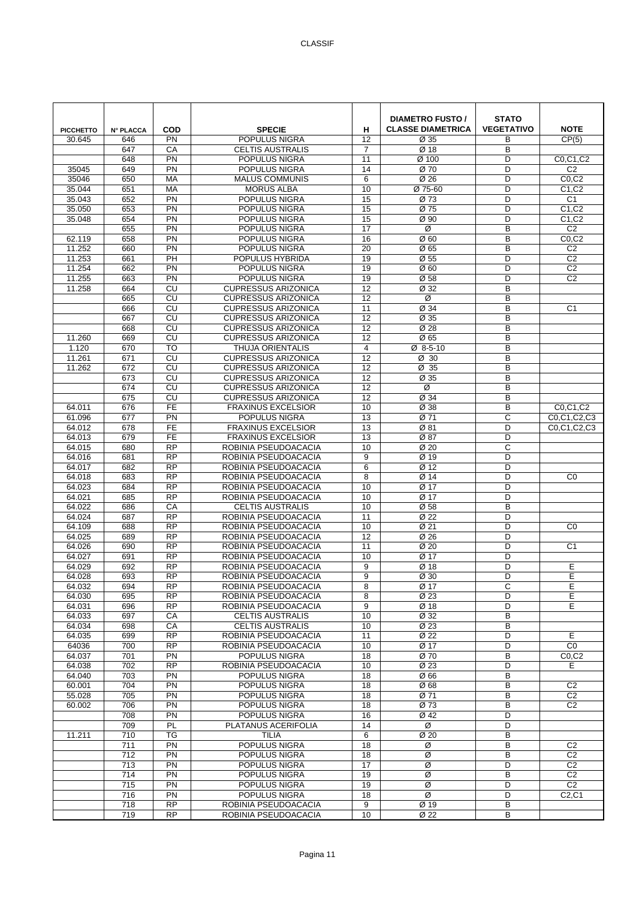| PICCHETTO | N° PLACCA | COD | SPECIE | H | DIAMETRO FUSTO / CLASSE DIAMETRICA | STATO VEGETATIVO | NOTE |
|---|---|---|---|---|---|---|---|
| 30.645 | 646 | PN | POPULUS NIGRA | 12 | Ø 35 | B | CP(5) |
| | 647 | CA | CELTIS AUSTRALIS | 7 | Ø 18 | B | |
| | 648 | PN | POPULUS NIGRA | 11 | Ø 100 | D | C0,C1,C2 |
| 35045 | 649 | PN | POPULUS NIGRA | 14 | Ø 70 | D | C2 |
| 35046 | 650 | MA | MALUS COMMUNIS | 6 | Ø 26 | D | C0,C2 |
| 35.044 | 651 | MA | MORUS ALBA | 10 | Ø 75-60 | D | C1,C2 |
| 35.043 | 652 | PN | POPULUS NIGRA | 15 | Ø 73 | D | C1 |
| 35.050 | 653 | PN | POPULUS NIGRA | 15 | Ø 75 | D | C1,C2 |
| 35.048 | 654 | PN | POPULUS NIGRA | 15 | Ø 90 | D | C1,C2 |
| | 655 | PN | POPULUS NIGRA | 17 | Ø | B | C2 |
| 62.119 | 658 | PN | POPULUS NIGRA | 16 | Ø 60 | B | C0,C2 |
| 11.252 | 660 | PN | POPULUS NIGRA | 20 | Ø 65 | B | C2 |
| 11.253 | 661 | PH | POPULUS HYBRIDA | 19 | Ø 55 | D | C2 |
| 11.254 | 662 | PN | POPULUS NIGRA | 19 | Ø 60 | D | C2 |
| 11.255 | 663 | PN | POPULUS NIGRA | 19 | Ø 58 | D | C2 |
| 11.258 | 664 | CU | CUPRESSUS ARIZONICA | 12 | Ø 32 | B | |
| | 665 | CU | CUPRESSUS ARIZONICA | 12 | Ø | B | |
| | 666 | CU | CUPRESSUS ARIZONICA | 11 | Ø 34 | B | C1 |
| | 667 | CU | CUPRESSUS ARIZONICA | 12 | Ø 35 | B | |
| | 668 | CU | CUPRESSUS ARIZONICA | 12 | Ø 28 | B | |
| 11.260 | 669 | CU | CUPRESSUS ARIZONICA | 12 | Ø 65 | B | |
| 1.120 | 670 | TO | THUJA ORIENTALIS | 4 | Ø 8-5-10 | B | |
| 11.261 | 671 | CU | CUPRESSUS ARIZONICA | 12 | Ø 30 | B | |
| 11.262 | 672 | CU | CUPRESSUS ARIZONICA | 12 | Ø 35 | B | |
| | 673 | CU | CUPRESSUS ARIZONICA | 12 | Ø 35 | B | |
| | 674 | CU | CUPRESSUS ARIZONICA | 12 | Ø | B | |
| | 675 | CU | CUPRESSUS ARIZONICA | 12 | Ø 34 | B | |
| 64.011 | 676 | FE | FRAXINUS EXCELSIOR | 10 | Ø 38 | B | C0,C1,C2 |
| 61.096 | 677 | PN | POPULUS NIGRA | 13 | Ø 71 | C | C0,C1,C2,C3 |
| 64.012 | 678 | FE | FRAXINUS EXCELSIOR | 13 | Ø 81 | D | C0,C1,C2,C3 |
| 64.013 | 679 | FE | FRAXINUS EXCELSIOR | 13 | Ø 87 | D | |
| 64.015 | 680 | RP | ROBINIA PSEUDOACACIA | 10 | Ø 20 | C | |
| 64.016 | 681 | RP | ROBINIA PSEUDOACACIA | 9 | Ø 19 | D | |
| 64.017 | 682 | RP | ROBINIA PSEUDOACACIA | 6 | Ø 12 | D | |
| 64.018 | 683 | RP | ROBINIA PSEUDOACACIA | 8 | Ø 14 | D | C0 |
| 64.023 | 684 | RP | ROBINIA PSEUDOACACIA | 10 | Ø 17 | D | |
| 64.021 | 685 | RP | ROBINIA PSEUDOACACIA | 10 | Ø 17 | D | |
| 64.022 | 686 | CA | CELTIS AUSTRALIS | 10 | Ø 58 | B | |
| 64.024 | 687 | RP | ROBINIA PSEUDOACACIA | 11 | Ø 22 | D | |
| 64.109 | 688 | RP | ROBINIA PSEUDOACACIA | 10 | Ø 21 | D | C0 |
| 64.025 | 689 | RP | ROBINIA PSEUDOACACIA | 12 | Ø 26 | D | |
| 64.026 | 690 | RP | ROBINIA PSEUDOACACIA | 11 | Ø 20 | D | C1 |
| 64.027 | 691 | RP | ROBINIA PSEUDOACACIA | 10 | Ø 17 | D | |
| 64.029 | 692 | RP | ROBINIA PSEUDOACACIA | 9 | Ø 18 | D | E |
| 64.028 | 693 | RP | ROBINIA PSEUDOACACIA | 9 | Ø 30 | D | E |
| 64.032 | 694 | RP | ROBINIA PSEUDOACACIA | 8 | Ø 17 | C | E |
| 64.030 | 695 | RP | ROBINIA PSEUDOACACIA | 8 | Ø 23 | D | E |
| 64.031 | 696 | RP | ROBINIA PSEUDOACACIA | 9 | Ø 18 | D | E |
| 64.033 | 697 | CA | CELTIS AUSTRALIS | 10 | Ø 32 | B | |
| 64.034 | 698 | CA | CELTIS AUSTRALIS | 10 | Ø 23 | B | |
| 64.035 | 699 | RP | ROBINIA PSEUDOACACIA | 11 | Ø 22 | D | E |
| 64036 | 700 | RP | ROBINIA PSEUDOACACIA | 10 | Ø 17 | D | C0 |
| 64.037 | 701 | PN | POPULUS NIGRA | 18 | Ø 70 | B | C0,C2 |
| 64.038 | 702 | RP | ROBINIA PSEUDOACACIA | 10 | Ø 23 | D | E |
| 64.040 | 703 | PN | POPULUS NIGRA | 18 | Ø 66 | B | |
| 60.001 | 704 | PN | POPULUS NIGRA | 18 | Ø 68 | B | C2 |
| 55.028 | 705 | PN | POPULUS NIGRA | 18 | Ø 71 | B | C2 |
| 60.002 | 706 | PN | POPULUS NIGRA | 18 | Ø 73 | B | C2 |
| | 708 | PN | POPULUS NIGRA | 16 | Ø 42 | D | |
| | 709 | PL | PLATANUS ACERIFOLIA | 14 | Ø | D | |
| 11.211 | 710 | TG | TILIA | 6 | Ø 20 | B | |
| | 711 | PN | POPULUS NIGRA | 18 | Ø | B | C2 |
| | 712 | PN | POPULUS NIGRA | 18 | Ø | B | C2 |
| | 713 | PN | POPULUS NIGRA | 17 | Ø | D | C2 |
| | 714 | PN | POPULUS NIGRA | 19 | Ø | B | C2 |
| | 715 | PN | POPULUS NIGRA | 19 | Ø | D | C2 |
| | 716 | PN | POPULUS NIGRA | 18 | Ø | D | C2,C1 |
| | 718 | RP | ROBINIA PSEUDOACACIA | 9 | Ø 19 | B | |
| | 719 | RP | ROBINIA PSEUDOACACIA | 10 | Ø 22 | B | |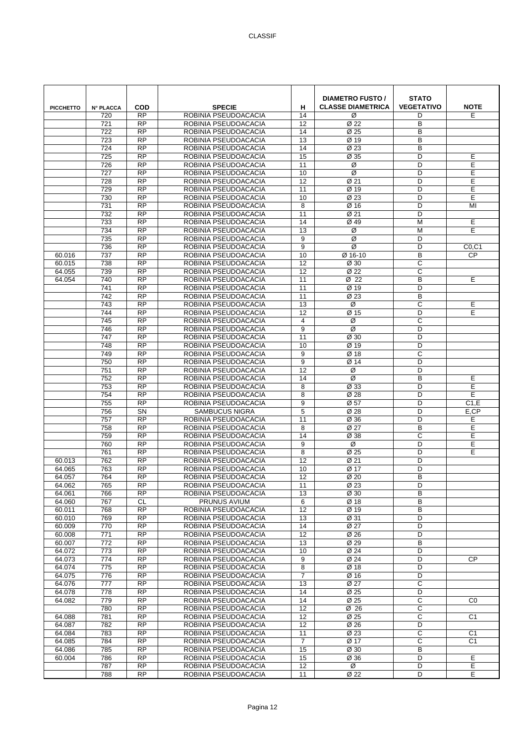| PICCHETTO | N° PLACCA | COD | SPECIE | H | DIAMETRO FUSTO / CLASSE DIAMETRICA | STATO VEGETATIVO | NOTE |
|---|---|---|---|---|---|---|---|
| | 720 | RP | ROBINIA PSEUDOACACIA | 14 | Ø | D | E |
| | 721 | RP | ROBINIA PSEUDOACACIA | 12 | Ø 22 | B | |
| | 722 | RP | ROBINIA PSEUDOACACIA | 14 | Ø 25 | B | |
| | 723 | RP | ROBINIA PSEUDOACACIA | 13 | Ø 19 | B | |
| | 724 | RP | ROBINIA PSEUDOACACIA | 14 | Ø 23 | B | |
| | 725 | RP | ROBINIA PSEUDOACACIA | 15 | Ø 35 | D | E |
| | 726 | RP | ROBINIA PSEUDOACACIA | 11 | Ø | D | E |
| | 727 | RP | ROBINIA PSEUDOACACIA | 10 | Ø | D | E |
| | 728 | RP | ROBINIA PSEUDOACACIA | 12 | Ø 21 | D | E |
| | 729 | RP | ROBINIA PSEUDOACACIA | 11 | Ø 19 | D | E |
| | 730 | RP | ROBINIA PSEUDOACACIA | 10 | Ø 23 | D | E |
| | 731 | RP | ROBINIA PSEUDOACACIA | 8 | Ø 16 | D | MI |
| | 732 | RP | ROBINIA PSEUDOACACIA | 11 | Ø 21 | D | |
| | 733 | RP | ROBINIA PSEUDOACACIA | 14 | Ø 49 | M | E |
| | 734 | RP | ROBINIA PSEUDOACACIA | 13 | Ø | M | E |
| | 735 | RP | ROBINIA PSEUDOACACIA | 9 | Ø | D | |
| | 736 | RP | ROBINIA PSEUDOACACIA | 9 | Ø | D | C0,C1 |
| 60.016 | 737 | RP | ROBINIA PSEUDOACACIA | 10 | Ø 16-10 | B | CP |
| 60.015 | 738 | RP | ROBINIA PSEUDOACACIA | 12 | Ø 30 | C | |
| 64.055 | 739 | RP | ROBINIA PSEUDOACACIA | 12 | Ø 22 | C | |
| 64.054 | 740 | RP | ROBINIA PSEUDOACACIA | 11 | Ø 22 | B | E |
| | 741 | RP | ROBINIA PSEUDOACACIA | 11 | Ø 19 | D | |
| | 742 | RP | ROBINIA PSEUDOACACIA | 11 | Ø 23 | B | |
| | 743 | RP | ROBINIA PSEUDOACACIA | 13 | Ø | C | E |
| | 744 | RP | ROBINIA PSEUDOACACIA | 12 | Ø 15 | D | E |
| | 745 | RP | ROBINIA PSEUDOACACIA | 4 | Ø | C | |
| | 746 | RP | ROBINIA PSEUDOACACIA | 9 | Ø | D | |
| | 747 | RP | ROBINIA PSEUDOACACIA | 11 | Ø 30 | D | |
| | 748 | RP | ROBINIA PSEUDOACACIA | 10 | Ø 19 | D | |
| | 749 | RP | ROBINIA PSEUDOACACIA | 9 | Ø 18 | C | |
| | 750 | RP | ROBINIA PSEUDOACACIA | 9 | Ø 14 | D | |
| | 751 | RP | ROBINIA PSEUDOACACIA | 12 | Ø | D | |
| | 752 | RP | ROBINIA PSEUDOACACIA | 14 | Ø | B | E |
| | 753 | RP | ROBINIA PSEUDOACACIA | 8 | Ø 33 | D | E |
| | 754 | RP | ROBINIA PSEUDOACACIA | 8 | Ø 28 | D | E |
| | 755 | RP | ROBINIA PSEUDOACACIA | 9 | Ø 57 | D | C1,E |
| | 756 | SN | SAMBUCUS NIGRA | 5 | Ø 28 | D | E,CP |
| | 757 | RP | ROBINIA PSEUDOACACIA | 11 | Ø 36 | D | E |
| | 758 | RP | ROBINIA PSEUDOACACIA | 8 | Ø 27 | B | E |
| | 759 | RP | ROBINIA PSEUDOACACIA | 14 | Ø 38 | C | E |
| | 760 | RP | ROBINIA PSEUDOACACIA | 9 | Ø | D | E |
| | 761 | RP | ROBINIA PSEUDOACACIA | 8 | Ø 25 | D | E |
| 60.013 | 762 | RP | ROBINIA PSEUDOACACIA | 12 | Ø 21 | D | |
| 64.065 | 763 | RP | ROBINIA PSEUDOACACIA | 10 | Ø 17 | D | |
| 64.057 | 764 | RP | ROBINIA PSEUDOACACIA | 12 | Ø 20 | B | |
| 64.062 | 765 | RP | ROBINIA PSEUDOACACIA | 11 | Ø 23 | D | |
| 64.061 | 766 | RP | ROBINIA PSEUDOACACIA | 13 | Ø 30 | B | |
| 64.060 | 767 | CL | PRUNUS AVIUM | 6 | Ø 18 | B | |
| 60.011 | 768 | RP | ROBINIA PSEUDOACACIA | 12 | Ø 19 | B | |
| 60.010 | 769 | RP | ROBINIA PSEUDOACACIA | 13 | Ø 31 | D | |
| 60.009 | 770 | RP | ROBINIA PSEUDOACACIA | 14 | Ø 27 | D | |
| 60.008 | 771 | RP | ROBINIA PSEUDOACACIA | 12 | Ø 26 | D | |
| 60.007 | 772 | RP | ROBINIA PSEUDOACACIA | 13 | Ø 29 | B | |
| 64.072 | 773 | RP | ROBINIA PSEUDOACACIA | 10 | Ø 24 | D | |
| 64.073 | 774 | RP | ROBINIA PSEUDOACACIA | 9 | Ø 24 | D | CP |
| 64.074 | 775 | RP | ROBINIA PSEUDOACACIA | 8 | Ø 18 | D | |
| 64.075 | 776 | RP | ROBINIA PSEUDOACACIA | 7 | Ø 16 | D | |
| 64.076 | 777 | RP | ROBINIA PSEUDOACACIA | 13 | Ø 27 | C | |
| 64.078 | 778 | RP | ROBINIA PSEUDOACACIA | 14 | Ø 25 | D | |
| 64.082 | 779 | RP | ROBINIA PSEUDOACACIA | 14 | Ø 25 | C | C0 |
| | 780 | RP | ROBINIA PSEUDOACACIA | 12 | Ø 26 | C | |
| 64.088 | 781 | RP | ROBINIA PSEUDOACACIA | 12 | Ø 25 | C | C1 |
| 64.087 | 782 | RP | ROBINIA PSEUDOACACIA | 12 | Ø 26 | D | |
| 64.084 | 783 | RP | ROBINIA PSEUDOACACIA | 11 | Ø 23 | C | C1 |
| 64.085 | 784 | RP | ROBINIA PSEUDOACACIA | 7 | Ø 17 | C | C1 |
| 64.086 | 785 | RP | ROBINIA PSEUDOACACIA | 15 | Ø 30 | B | |
| 60.004 | 786 | RP | ROBINIA PSEUDOACACIA | 15 | Ø 36 | D | E |
| | 787 | RP | ROBINIA PSEUDOACACIA | 12 | Ø | D | E |
| | 788 | RP | ROBINIA PSEUDOACACIA | 11 | Ø 22 | D | E |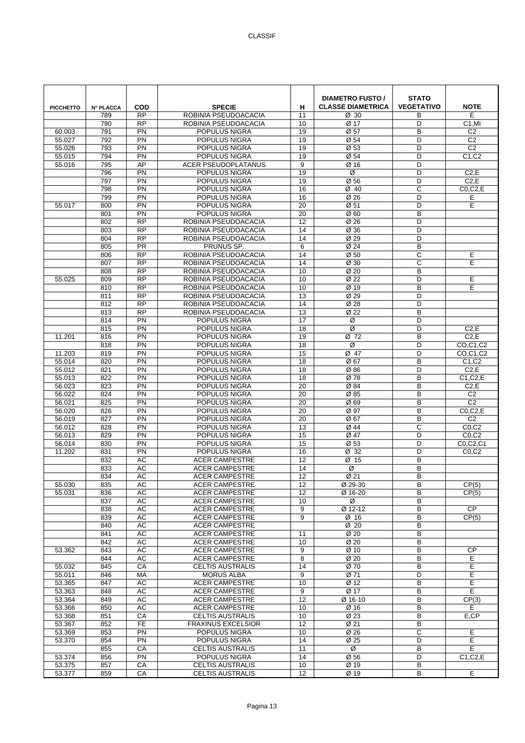| PICCHETTO | N° PLACCA | COD | SPECIE | H | DIAMETRO FUSTO / CLASSE DIAMETRICA | STATO VEGETATIVO | NOTE |
|---|---|---|---|---|---|---|---|
| | 789 | RP | ROBINIA PSEUDOACACIA | 11 | Ø 30 | B | E |
| | 790 | RP | ROBINIA PSEUDOACACIA | 10 | Ø 17 | D | C1,MI |
| 60.003 | 791 | PN | POPULUS NIGRA | 19 | Ø 57 | B | C2 |
| 55.027 | 792 | PN | POPULUS NIGRA | 19 | Ø 54 | D | C2 |
| 55.026 | 793 | PN | POPULUS NIGRA | 19 | Ø 53 | D | C2 |
| 55.015 | 794 | PN | POPULUS NIGRA | 19 | Ø 54 | D | C1,C2 |
| 55.016 | 795 | AP | ACER PSEUDOPLATANUS | 9 | Ø 16 | D | |
| | 796 | PN | POPULUS NIGRA | 19 | Ø | D | C2,E |
| | 797 | PN | POPULUS NIGRA | 19 | Ø 56 | D | C2,E |
| | 798 | PN | POPULUS NIGRA | 16 | Ø 40 | C | C0,C2,E |
| | 799 | PN | POPULUS NIGRA | 16 | Ø 26 | D | E |
| 55.017 | 800 | PN | POPULUS NIGRA | 20 | Ø 51 | D | E |
| | 801 | PN | POPULUS NIGRA | 20 | Ø 60 | B | |
| | 802 | RP | ROBINIA PSEUDOACACIA | 12 | Ø 26 | D | |
| | 803 | RP | ROBINIA PSEUDOACACIA | 14 | Ø 36 | D | |
| | 804 | RP | ROBINIA PSEUDOACACIA | 14 | Ø 29 | D | |
| | 805 | PR | PRUNUS SP. | 6 | Ø 24 | B | |
| | 806 | RP | ROBINIA PSEUDOACACIA | 14 | Ø 50 | C | E |
| | 807 | RP | ROBINIA PSEUDOACACIA | 14 | Ø 30 | C | E |
| | 808 | RP | ROBINIA PSEUDOACACIA | 10 | Ø 20 | B | |
| 55.025 | 809 | RP | ROBINIA PSEUDOACACIA | 10 | Ø 22 | D | E |
| | 810 | RP | ROBINIA PSEUDOACACIA | 10 | Ø 19 | B | E |
| | 811 | RP | ROBINIA PSEUDOACACIA | 13 | Ø 29 | D | |
| | 812 | RP | ROBINIA PSEUDOACACIA | 14 | Ø 28 | D | |
| | 813 | RP | ROBINIA PSEUDOACACIA | 13 | Ø 22 | B | |
| | 814 | PN | POPULUS NIGRA | 17 | Ø | D | |
| | 815 | PN | POPULUS NIGRA | 18 | Ø | D | C2,E |
| 11.201 | 816 | PN | POPULUS NIGRA | 19 | Ø 72 | B | C2,E |
| | 818 | PN | POPULUS NIGRA | 18 | Ø | D | CO,C1,C2 |
| 11.203 | 819 | PN | POPULUS NIGRA | 15 | Ø 47 | D | CO,C1,C2 |
| 55.014 | 820 | PN | POPULUS NIGRA | 18 | Ø 67 | B | C1,C2 |
| 55.012 | 821 | PN | POPULUS NIGRA | 18 | Ø 86 | D | C2,E |
| 55.013 | 822 | PN | POPULUS NIGRA | 18 | Ø 78 | B | C1,C2,E |
| 56.023 | 823 | PN | POPULUS NIGRA | 20 | Ø 84 | B | C2,E |
| 56.022 | 824 | PN | POPULUS NIGRA | 20 | Ø 85 | B | C2 |
| 56.021 | 825 | PN | POPULUS NIGRA | 20 | Ø 69 | B | C2 |
| 56.020 | 826 | PN | POPULUS NIGRA | 20 | Ø 97 | B | C0,C2,E |
| 56.019 | 827 | PN | POPULUS NIGRA | 20 | Ø 67 | B | C2 |
| 56.012 | 828 | PN | POPULUS NIGRA | 13 | Ø 44 | C | C0,C2 |
| 56.013 | 829 | PN | POPULUS NIGRA | 15 | Ø 47 | D | C0,C2 |
| 56.014 | 830 | PN | POPULUS NIGRA | 15 | Ø 53 | D | C0,C2,C1 |
| 11.202 | 831 | PN | POPULUS NIGRA | 16 | Ø 32 | D | C0,C2 |
| | 832 | AC | ACER CAMPESTRE | 12 | Ø 15 | B | |
| | 833 | AC | ACER CAMPESTRE | 14 | Ø | B | |
| | 834 | AC | ACER CAMPESTRE | 12 | Ø 21 | B | |
| 55.030 | 835 | AC | ACER CAMPESTRE | 12 | Ø 29-30 | B | CP(5) |
| 55.031 | 836 | AC | ACER CAMPESTRE | 12 | Ø 16-20 | B | CP(5) |
| | 837 | AC | ACER CAMPESTRE | 10 | Ø | B | |
| | 838 | AC | ACER CAMPESTRE | 9 | Ø 12-12 | B | CP |
| | 839 | AC | ACER CAMPESTRE | 9 | Ø 16 | B | CP(5) |
| | 840 | AC | ACER CAMPESTRE | | Ø 20 | B | |
| | 841 | AC | ACER CAMPESTRE | 11 | Ø 20 | B | |
| | 842 | AC | ACER CAMPESTRE | 10 | Ø 20 | B | |
| 53.362 | 843 | AC | ACER CAMPESTRE | 9 | Ø 10 | B | CP |
| | 844 | AC | ACER CAMPESTRE | 8 | Ø 20 | B | E |
| 55.032 | 845 | CA | CELTIS AUSTRALIS | 14 | Ø 70 | B | E |
| 55.011 | 846 | MA | MORUS ALBA | 9 | Ø 71 | D | E |
| 53.365 | 847 | AC | ACER CAMPESTRE | 10 | Ø 12 | B | E |
| 53.363 | 848 | AC | ACER CAMPESTRE | 9 | Ø 17 | B | E |
| 53.364 | 849 | AC | ACER CAMPESTRE | 12 | Ø 16-10 | B | CP(3) |
| 53.366 | 850 | AC | ACER CAMPESTRE | 10 | Ø 16 | B | E |
| 53.368 | 851 | CA | CELTIS AUSTRALIS | 10 | Ø 23 | B | E,CP |
| 53.367 | 852 | FE | FRAXINUS EXCELSIOR | 12 | Ø 21 | B | |
| 53.369 | 853 | PN | POPULUS NIGRA | 10 | Ø 26 | C | E |
| 53.370 | 854 | PN | POPULUS NIGRA | 14 | Ø 25 | D | E |
| | 855 | CA | CELTIS AUSTRALIS | 11 | Ø | B | E |
| 53.374 | 856 | PN | POPULUS NIGRA | 14 | Ø 56 | D | C1,C2,E |
| 53.375 | 857 | CA | CELTIS AUSTRALIS | 10 | Ø 19 | B | |
| 53.377 | 859 | CA | CELTIS AUSTRALIS | 12 | Ø 19 | B | E |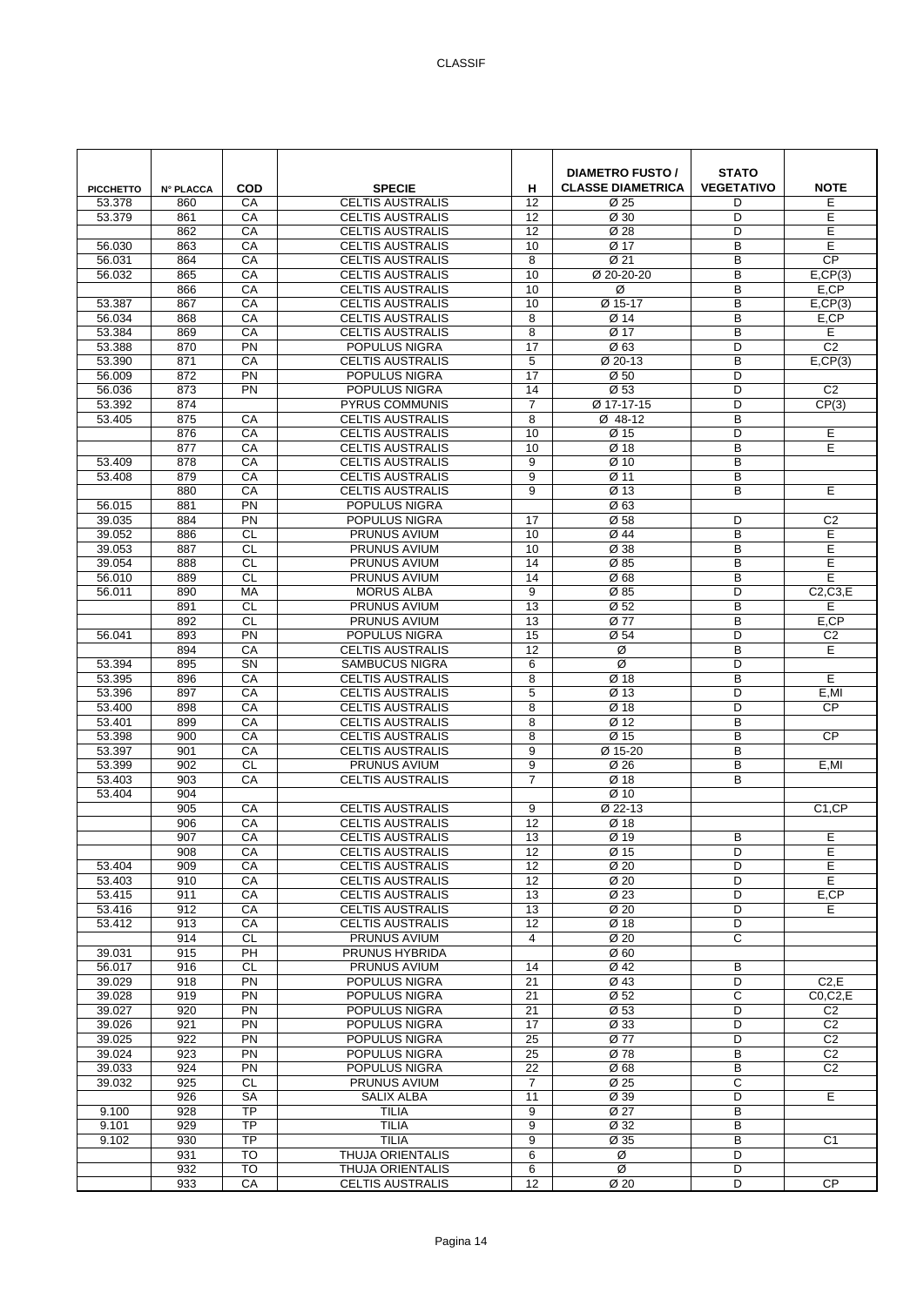| PICCHETTO | N° PLACCA | COD | SPECIE | H | DIAMETRO FUSTO / CLASSE DIAMETRICA | STATO VEGETATIVO | NOTE |
|---|---|---|---|---|---|---|---|
| 53.378 | 860 | CA | CELTIS AUSTRALIS | 12 | Ø 25 | D | E |
| 53.379 | 861 | CA | CELTIS AUSTRALIS | 12 | Ø 30 | D | E |
| | 862 | CA | CELTIS AUSTRALIS | 12 | Ø 28 | D | E |
| 56.030 | 863 | CA | CELTIS AUSTRALIS | 10 | Ø 17 | B | E |
| 56.031 | 864 | CA | CELTIS AUSTRALIS | 8 | Ø 21 | B | CP |
| 56.032 | 865 | CA | CELTIS AUSTRALIS | 10 | Ø 20-20-20 | B | E,CP(3) |
| | 866 | CA | CELTIS AUSTRALIS | 10 | Ø | B | E,CP |
| 53.387 | 867 | CA | CELTIS AUSTRALIS | 10 | Ø 15-17 | B | E,CP(3) |
| 56.034 | 868 | CA | CELTIS AUSTRALIS | 8 | Ø 14 | B | E,CP |
| 53.384 | 869 | CA | CELTIS AUSTRALIS | 8 | Ø 17 | B | E |
| 53.388 | 870 | PN | POPULUS NIGRA | 17 | Ø 63 | D | C2 |
| 53.390 | 871 | CA | CELTIS AUSTRALIS | 5 | Ø 20-13 | B | E,CP(3) |
| 56.009 | 872 | PN | POPULUS NIGRA | 17 | Ø 50 | D | |
| 56.036 | 873 | PN | POPULUS NIGRA | 14 | Ø 53 | D | C2 |
| 53.392 | 874 | | PYRUS COMMUNIS | 7 | Ø 17-17-15 | D | CP(3) |
| 53.405 | 875 | CA | CELTIS AUSTRALIS | 8 | Ø 48-12 | B | |
| | 876 | CA | CELTIS AUSTRALIS | 10 | Ø 15 | D | E |
| | 877 | CA | CELTIS AUSTRALIS | 10 | Ø 18 | B | E |
| 53.409 | 878 | CA | CELTIS AUSTRALIS | 9 | Ø 10 | B | |
| 53.408 | 879 | CA | CELTIS AUSTRALIS | 9 | Ø 11 | B | |
| | 880 | CA | CELTIS AUSTRALIS | 9 | Ø 13 | B | E |
| 56.015 | 881 | PN | POPULUS NIGRA | | Ø 63 | | |
| 39.035 | 884 | PN | POPULUS NIGRA | 17 | Ø 58 | D | C2 |
| 39.052 | 886 | CL | PRUNUS AVIUM | 10 | Ø 44 | B | E |
| 39.053 | 887 | CL | PRUNUS AVIUM | 10 | Ø 38 | B | E |
| 39.054 | 888 | CL | PRUNUS AVIUM | 14 | Ø 85 | B | E |
| 56.010 | 889 | CL | PRUNUS AVIUM | 14 | Ø 68 | B | E |
| 56.011 | 890 | MA | MORUS ALBA | 9 | Ø 85 | D | C2,C3,E |
| | 891 | CL | PRUNUS AVIUM | 13 | Ø 52 | B | E |
| | 892 | CL | PRUNUS AVIUM | 13 | Ø 77 | B | E,CP |
| 56.041 | 893 | PN | POPULUS NIGRA | 15 | Ø 54 | D | C2 |
| | 894 | CA | CELTIS AUSTRALIS | 12 | Ø | B | E |
| 53.394 | 895 | SN | SAMBUCUS NIGRA | 6 | Ø | D | |
| 53.395 | 896 | CA | CELTIS AUSTRALIS | 8 | Ø 18 | B | E |
| 53.396 | 897 | CA | CELTIS AUSTRALIS | 5 | Ø 13 | D | E,MI |
| 53.400 | 898 | CA | CELTIS AUSTRALIS | 8 | Ø 18 | D | CP |
| 53.401 | 899 | CA | CELTIS AUSTRALIS | 8 | Ø 12 | B | |
| 53.398 | 900 | CA | CELTIS AUSTRALIS | 8 | Ø 15 | B | CP |
| 53.397 | 901 | CA | CELTIS AUSTRALIS | 9 | Ø 15-20 | B | |
| 53.399 | 902 | CL | PRUNUS AVIUM | 9 | Ø 26 | B | E,MI |
| 53.403 | 903 | CA | CELTIS AUSTRALIS | 7 | Ø 18 | B | |
| 53.404 | 904 | | | | Ø 10 | | |
| | 905 | CA | CELTIS AUSTRALIS | 9 | Ø 22-13 | | C1,CP |
| | 906 | CA | CELTIS AUSTRALIS | 12 | Ø 18 | | |
| | 907 | CA | CELTIS AUSTRALIS | 13 | Ø 19 | B | E |
| | 908 | CA | CELTIS AUSTRALIS | 12 | Ø 15 | D | E |
| 53.404 | 909 | CA | CELTIS AUSTRALIS | 12 | Ø 20 | D | E |
| 53.403 | 910 | CA | CELTIS AUSTRALIS | 12 | Ø 20 | D | E |
| 53.415 | 911 | CA | CELTIS AUSTRALIS | 13 | Ø 23 | D | E,CP |
| 53.416 | 912 | CA | CELTIS AUSTRALIS | 13 | Ø 20 | D | E |
| 53.412 | 913 | CA | CELTIS AUSTRALIS | 12 | Ø 18 | D | |
| | 914 | CL | PRUNUS AVIUM | 4 | Ø 20 | C | |
| 39.031 | 915 | PH | PRUNUS HYBRIDA | | Ø 60 | | |
| 56.017 | 916 | CL | PRUNUS AVIUM | 14 | Ø 42 | B | |
| 39.029 | 918 | PN | POPULUS NIGRA | 21 | Ø 43 | D | C2,E |
| 39.028 | 919 | PN | POPULUS NIGRA | 21 | Ø 52 | C | C0,C2,E |
| 39.027 | 920 | PN | POPULUS NIGRA | 21 | Ø 53 | D | C2 |
| 39.026 | 921 | PN | POPULUS NIGRA | 17 | Ø 33 | D | C2 |
| 39.025 | 922 | PN | POPULUS NIGRA | 25 | Ø 77 | D | C2 |
| 39.024 | 923 | PN | POPULUS NIGRA | 25 | Ø 78 | B | C2 |
| 39.033 | 924 | PN | POPULUS NIGRA | 22 | Ø 68 | B | C2 |
| 39.032 | 925 | CL | PRUNUS AVIUM | 7 | Ø 25 | C | |
| | 926 | SA | SALIX ALBA | 11 | Ø 39 | D | E |
| 9.100 | 928 | TP | TILIA | 9 | Ø 27 | B | |
| 9.101 | 929 | TP | TILIA | 9 | Ø 32 | B | |
| 9.102 | 930 | TP | TILIA | 9 | Ø 35 | B | C1 |
| | 931 | TO | THUJA ORIENTALIS | 6 | Ø | D | |
| | 932 | TO | THUJA ORIENTALIS | 6 | Ø | D | |
| | 933 | CA | CELTIS AUSTRALIS | 12 | Ø 20 | D | CP |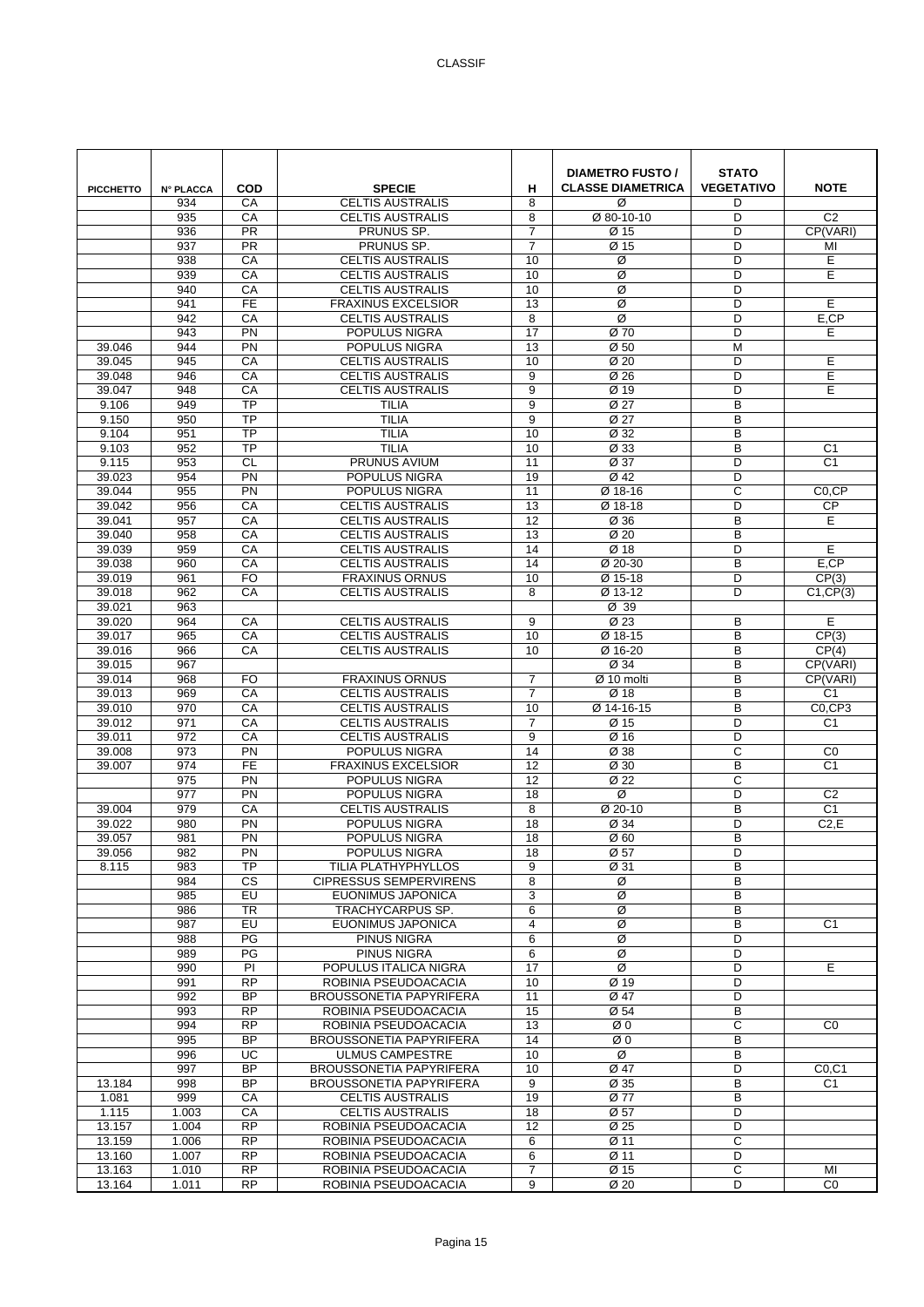| PICCHETTO | N° PLACCA | COD | SPECIE | H | DIAMETRO FUSTO / CLASSE DIAMETRICA | STATO VEGETATIVO | NOTE |
|---|---|---|---|---|---|---|---|
| | 934 | CA | CELTIS AUSTRALIS | 8 | Ø | D | |
| | 935 | CA | CELTIS AUSTRALIS | 8 | Ø 80-10-10 | D | C2 |
| | 936 | PR | PRUNUS SP. | 7 | Ø 15 | D | CP(VARI) |
| | 937 | PR | PRUNUS SP. | 7 | Ø 15 | D | MI |
| | 938 | CA | CELTIS AUSTRALIS | 10 | Ø | D | E |
| | 939 | CA | CELTIS AUSTRALIS | 10 | Ø | D | E |
| | 940 | CA | CELTIS AUSTRALIS | 10 | Ø | D | |
| | 941 | FE | FRAXINUS EXCELSIOR | 13 | Ø | D | E |
| | 942 | CA | CELTIS AUSTRALIS | 8 | Ø | D | E,CP |
| | 943 | PN | POPULUS NIGRA | 17 | Ø 70 | D | E |
| 39.046 | 944 | PN | POPULUS NIGRA | 13 | Ø 50 | M | |
| 39.045 | 945 | CA | CELTIS AUSTRALIS | 10 | Ø 20 | D | E |
| 39.048 | 946 | CA | CELTIS AUSTRALIS | 9 | Ø 26 | D | E |
| 39.047 | 948 | CA | CELTIS AUSTRALIS | 9 | Ø 19 | D | E |
| 9.106 | 949 | TP | TILIA | 9 | Ø 27 | B | |
| 9.150 | 950 | TP | TILIA | 9 | Ø 27 | B | |
| 9.104 | 951 | TP | TILIA | 10 | Ø 32 | B | |
| 9.103 | 952 | TP | TILIA | 10 | Ø 33 | B | C1 |
| 9.115 | 953 | CL | PRUNUS AVIUM | 11 | Ø 37 | D | C1 |
| 39.023 | 954 | PN | POPULUS NIGRA | 19 | Ø 42 | D | |
| 39.044 | 955 | PN | POPULUS NIGRA | 11 | Ø 18-16 | C | C0,CP |
| 39.042 | 956 | CA | CELTIS AUSTRALIS | 13 | Ø 18-18 | D | CP |
| 39.041 | 957 | CA | CELTIS AUSTRALIS | 12 | Ø 36 | B | E |
| 39.040 | 958 | CA | CELTIS AUSTRALIS | 13 | Ø 20 | B | |
| 39.039 | 959 | CA | CELTIS AUSTRALIS | 14 | Ø 18 | D | E |
| 39.038 | 960 | CA | CELTIS AUSTRALIS | 14 | Ø 20-30 | B | E,CP |
| 39.019 | 961 | FO | FRAXINUS ORNUS | 10 | Ø 15-18 | D | CP(3) |
| 39.018 | 962 | CA | CELTIS AUSTRALIS | 8 | Ø 13-12 | D | C1,CP(3) |
| 39.021 | 963 | | | | Ø 39 | | |
| 39.020 | 964 | CA | CELTIS AUSTRALIS | 9 | Ø 23 | B | E |
| 39.017 | 965 | CA | CELTIS AUSTRALIS | 10 | Ø 18-15 | B | CP(3) |
| 39.016 | 966 | CA | CELTIS AUSTRALIS | 10 | Ø 16-20 | B | CP(4) |
| 39.015 | 967 | | | | Ø 34 | B | CP(VARI) |
| 39.014 | 968 | FO | FRAXINUS ORNUS | 7 | Ø 10 molti | B | CP(VARI) |
| 39.013 | 969 | CA | CELTIS AUSTRALIS | 7 | Ø 18 | B | C1 |
| 39.010 | 970 | CA | CELTIS AUSTRALIS | 10 | Ø 14-16-15 | B | C0,CP3 |
| 39.012 | 971 | CA | CELTIS AUSTRALIS | 7 | Ø 15 | D | C1 |
| 39.011 | 972 | CA | CELTIS AUSTRALIS | 9 | Ø 16 | D | |
| 39.008 | 973 | PN | POPULUS NIGRA | 14 | Ø 38 | C | C0 |
| 39.007 | 974 | FE | FRAXINUS EXCELSIOR | 12 | Ø 30 | B | C1 |
| | 975 | PN | POPULUS NIGRA | 12 | Ø 22 | C | |
| | 977 | PN | POPULUS NIGRA | 18 | Ø | D | C2 |
| 39.004 | 979 | CA | CELTIS AUSTRALIS | 8 | Ø 20-10 | B | C1 |
| 39.022 | 980 | PN | POPULUS NIGRA | 18 | Ø 34 | D | C2,E |
| 39.057 | 981 | PN | POPULUS NIGRA | 18 | Ø 60 | B | |
| 39.056 | 982 | PN | POPULUS NIGRA | 18 | Ø 57 | D | |
| 8.115 | 983 | TP | TILIA PLATHYPHYLLOS | 9 | Ø 31 | B | |
| | 984 | CS | CIPRESSUS SEMPERVIRENS | 8 | Ø | B | |
| | 985 | EU | EUONIMUS JAPONICA | 3 | Ø | B | |
| | 986 | TR | TRACHYCARPUS SP. | 6 | Ø | B | |
| | 987 | EU | EUONIMUS JAPONICA | 4 | Ø | B | C1 |
| | 988 | PG | PINUS NIGRA | 6 | Ø | D | |
| | 989 | PG | PINUS NIGRA | 6 | Ø | D | |
| | 990 | PI | POPULUS ITALICA NIGRA | 17 | Ø | D | E |
| | 991 | RP | ROBINIA PSEUDOACACIA | 10 | Ø 19 | D | |
| | 992 | BP | BROUSSONETIA PAPYRIFERA | 11 | Ø 47 | D | |
| | 993 | RP | ROBINIA PSEUDOACACIA | 15 | Ø 54 | B | |
| | 994 | RP | ROBINIA PSEUDOACACIA | 13 | Ø 0 | C | C0 |
| | 995 | BP | BROUSSONETIA PAPYRIFERA | 14 | Ø 0 | B | |
| | 996 | UC | ULMUS CAMPESTRE | 10 | Ø | B | |
| | 997 | BP | BROUSSONETIA PAPYRIFERA | 10 | Ø 47 | D | C0,C1 |
| 13.184 | 998 | BP | BROUSSONETIA PAPYRIFERA | 9 | Ø 35 | B | C1 |
| 1.081 | 999 | CA | CELTIS AUSTRALIS | 19 | Ø 77 | B | |
| 1.115 | 1.003 | CA | CELTIS AUSTRALIS | 18 | Ø 57 | D | |
| 13.157 | 1.004 | RP | ROBINIA PSEUDOACACIA | 12 | Ø 25 | D | |
| 13.159 | 1.006 | RP | ROBINIA PSEUDOACACIA | 6 | Ø 11 | C | |
| 13.160 | 1.007 | RP | ROBINIA PSEUDOACACIA | 6 | Ø 11 | D | |
| 13.163 | 1.010 | RP | ROBINIA PSEUDOACACIA | 7 | Ø 15 | C | MI |
| 13.164 | 1.011 | RP | ROBINIA PSEUDOACACIA | 9 | Ø 20 | D | C0 |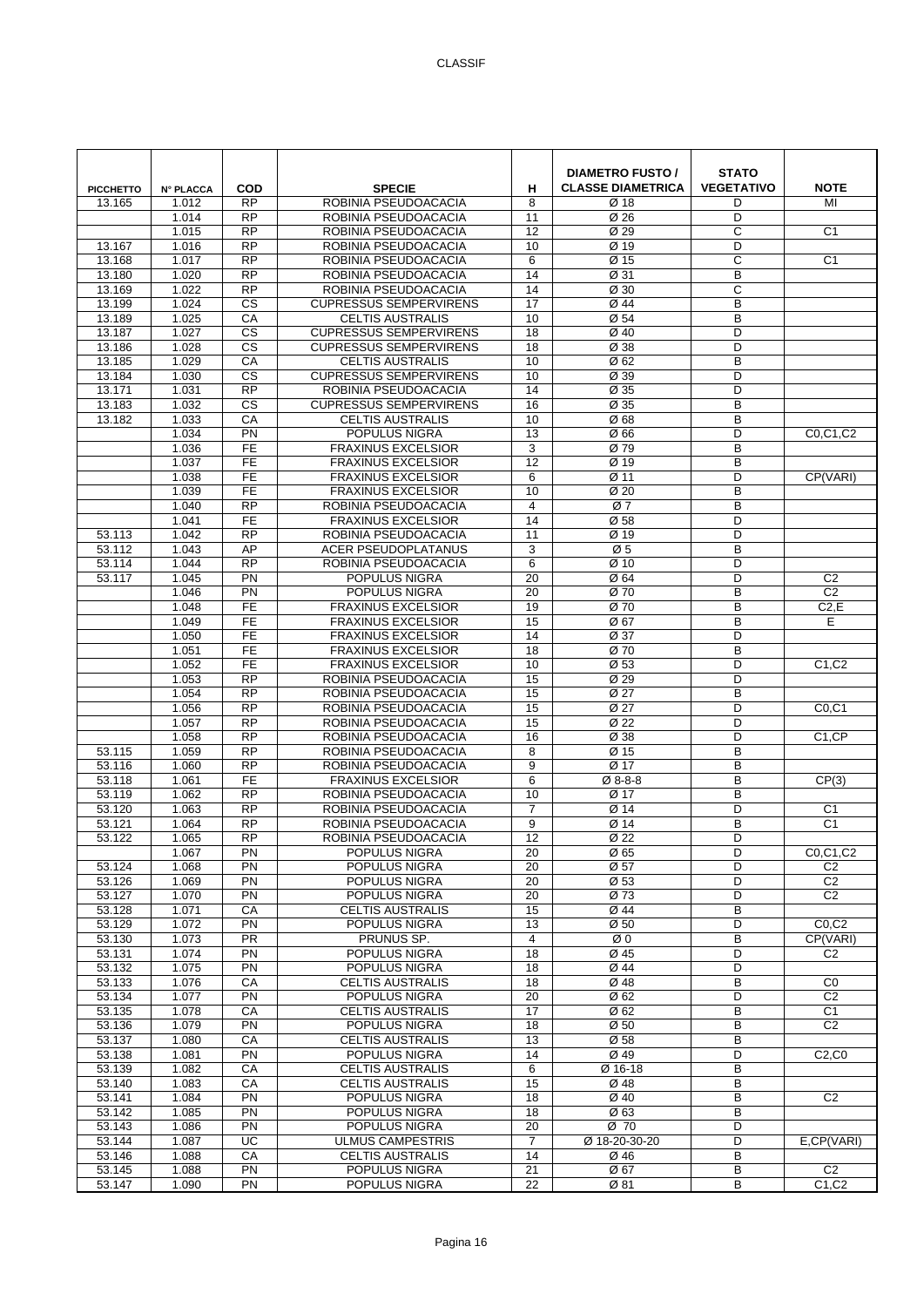| PICCHETTO | N° PLACCA | COD | SPECIE | H | DIAMETRO FUSTO / CLASSE DIAMETRICA | STATO VEGETATIVO | NOTE |
|---|---|---|---|---|---|---|---|
| 13.165 | 1.012 | RP | ROBINIA PSEUDOACACIA | 8 | Ø 18 | D | MI |
| | 1.014 | RP | ROBINIA PSEUDOACACIA | 11 | Ø 26 | D | |
| | 1.015 | RP | ROBINIA PSEUDOACACIA | 12 | Ø 29 | C | C1 |
| 13.167 | 1.016 | RP | ROBINIA PSEUDOACACIA | 10 | Ø 19 | D | |
| 13.168 | 1.017 | RP | ROBINIA PSEUDOACACIA | 6 | Ø 15 | C | C1 |
| 13.180 | 1.020 | RP | ROBINIA PSEUDOACACIA | 14 | Ø 31 | B | |
| 13.169 | 1.022 | RP | ROBINIA PSEUDOACACIA | 14 | Ø 30 | C | |
| 13.199 | 1.024 | CS | CUPRESSUS SEMPERVIRENS | 17 | Ø 44 | B | |
| 13.189 | 1.025 | CA | CELTIS AUSTRALIS | 10 | Ø 54 | B | |
| 13.187 | 1.027 | CS | CUPRESSUS SEMPERVIRENS | 18 | Ø 40 | D | |
| 13.186 | 1.028 | CS | CUPRESSUS SEMPERVIRENS | 18 | Ø 38 | D | |
| 13.185 | 1.029 | CA | CELTIS AUSTRALIS | 10 | Ø 62 | B | |
| 13.184 | 1.030 | CS | CUPRESSUS SEMPERVIRENS | 10 | Ø 39 | D | |
| 13.171 | 1.031 | RP | ROBINIA PSEUDOACACIA | 14 | Ø 35 | D | |
| 13.183 | 1.032 | CS | CUPRESSUS SEMPERVIRENS | 16 | Ø 35 | B | |
| 13.182 | 1.033 | CA | CELTIS AUSTRALIS | 10 | Ø 68 | B | |
| | 1.034 | PN | POPULUS NIGRA | 13 | Ø 66 | D | C0,C1,C2 |
| | 1.036 | FE | FRAXINUS EXCELSIOR | 3 | Ø 79 | B | |
| | 1.037 | FE | FRAXINUS EXCELSIOR | 12 | Ø 19 | B | |
| | 1.038 | FE | FRAXINUS EXCELSIOR | 6 | Ø 11 | D | CP(VARI) |
| | 1.039 | FE | FRAXINUS EXCELSIOR | 10 | Ø 20 | B | |
| | 1.040 | RP | ROBINIA PSEUDOACACIA | 4 | Ø 7 | B | |
| | 1.041 | FE | FRAXINUS EXCELSIOR | 14 | Ø 58 | D | |
| 53.113 | 1.042 | RP | ROBINIA PSEUDOACACIA | 11 | Ø 19 | D | |
| 53.112 | 1.043 | AP | ACER PSEUDOPLATANUS | 3 | Ø 5 | B | |
| 53.114 | 1.044 | RP | ROBINIA PSEUDOACACIA | 6 | Ø 10 | D | |
| 53.117 | 1.045 | PN | POPULUS NIGRA | 20 | Ø 64 | D | C2 |
| | 1.046 | PN | POPULUS NIGRA | 20 | Ø 70 | B | C2 |
| | 1.048 | FE | FRAXINUS EXCELSIOR | 19 | Ø 70 | B | C2,E |
| | 1.049 | FE | FRAXINUS EXCELSIOR | 15 | Ø 67 | B | E |
| | 1.050 | FE | FRAXINUS EXCELSIOR | 14 | Ø 37 | D | |
| | 1.051 | FE | FRAXINUS EXCELSIOR | 18 | Ø 70 | B | |
| | 1.052 | FE | FRAXINUS EXCELSIOR | 10 | Ø 53 | D | C1,C2 |
| | 1.053 | RP | ROBINIA PSEUDOACACIA | 15 | Ø 29 | D | |
| | 1.054 | RP | ROBINIA PSEUDOACACIA | 15 | Ø 27 | B | |
| | 1.056 | RP | ROBINIA PSEUDOACACIA | 15 | Ø 27 | D | C0,C1 |
| | 1.057 | RP | ROBINIA PSEUDOACACIA | 15 | Ø 22 | D | |
| | 1.058 | RP | ROBINIA PSEUDOACACIA | 16 | Ø 38 | D | C1,CP |
| 53.115 | 1.059 | RP | ROBINIA PSEUDOACACIA | 8 | Ø 15 | B | |
| 53.116 | 1.060 | RP | ROBINIA PSEUDOACACIA | 9 | Ø 17 | B | |
| 53.118 | 1.061 | FE | FRAXINUS EXCELSIOR | 6 | Ø 8-8-8 | B | CP(3) |
| 53.119 | 1.062 | RP | ROBINIA PSEUDOACACIA | 10 | Ø 17 | B | |
| 53.120 | 1.063 | RP | ROBINIA PSEUDOACACIA | 7 | Ø 14 | D | C1 |
| 53.121 | 1.064 | RP | ROBINIA PSEUDOACACIA | 9 | Ø 14 | B | C1 |
| 53.122 | 1.065 | RP | ROBINIA PSEUDOACACIA | 12 | Ø 22 | D | |
| | 1.067 | PN | POPULUS NIGRA | 20 | Ø 65 | D | C0,C1,C2 |
| 53.124 | 1.068 | PN | POPULUS NIGRA | 20 | Ø 57 | D | C2 |
| 53.126 | 1.069 | PN | POPULUS NIGRA | 20 | Ø 53 | D | C2 |
| 53.127 | 1.070 | PN | POPULUS NIGRA | 20 | Ø 73 | D | C2 |
| 53.128 | 1.071 | CA | CELTIS AUSTRALIS | 15 | Ø 44 | B | |
| 53.129 | 1.072 | PN | POPULUS NIGRA | 13 | Ø 50 | D | C0,C2 |
| 53.130 | 1.073 | PR | PRUNUS SP. | 4 | Ø 0 | B | CP(VARI) |
| 53.131 | 1.074 | PN | POPULUS NIGRA | 18 | Ø 45 | D | C2 |
| 53.132 | 1.075 | PN | POPULUS NIGRA | 18 | Ø 44 | D | |
| 53.133 | 1.076 | CA | CELTIS AUSTRALIS | 18 | Ø 48 | B | C0 |
| 53.134 | 1.077 | PN | POPULUS NIGRA | 20 | Ø 62 | D | C2 |
| 53.135 | 1.078 | CA | CELTIS AUSTRALIS | 17 | Ø 62 | B | C1 |
| 53.136 | 1.079 | PN | POPULUS NIGRA | 18 | Ø 50 | B | C2 |
| 53.137 | 1.080 | CA | CELTIS AUSTRALIS | 13 | Ø 58 | B | |
| 53.138 | 1.081 | PN | POPULUS NIGRA | 14 | Ø 49 | D | C2,C0 |
| 53.139 | 1.082 | CA | CELTIS AUSTRALIS | 6 | Ø 16-18 | B | |
| 53.140 | 1.083 | CA | CELTIS AUSTRALIS | 15 | Ø 48 | B | |
| 53.141 | 1.084 | PN | POPULUS NIGRA | 18 | Ø 40 | B | C2 |
| 53.142 | 1.085 | PN | POPULUS NIGRA | 18 | Ø 63 | B | |
| 53.143 | 1.086 | PN | POPULUS NIGRA | 20 | Ø 70 | D | |
| 53.144 | 1.087 | UC | ULMUS CAMPESTRIS | 7 | Ø 18-20-30-20 | D | E,CP(VARI) |
| 53.146 | 1.088 | CA | CELTIS AUSTRALIS | 14 | Ø 46 | B | |
| 53.145 | 1.088 | PN | POPULUS NIGRA | 21 | Ø 67 | B | C2 |
| 53.147 | 1.090 | PN | POPULUS NIGRA | 22 | Ø 81 | B | C1,C2 |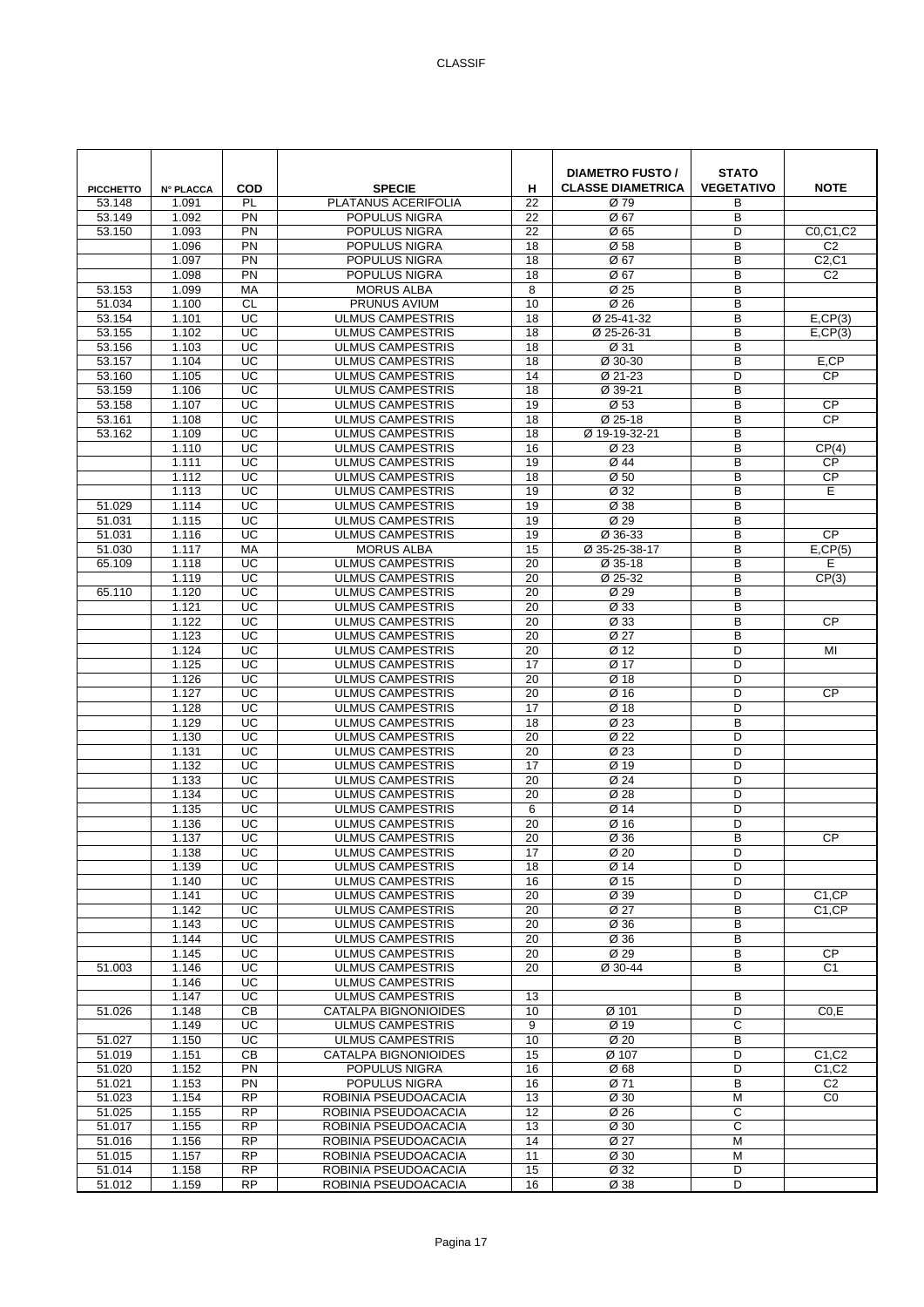| PICCHETTO | N° PLACCA | COD | SPECIE | H | DIAMETRO FUSTO / CLASSE DIAMETRICA | STATO VEGETATIVO | NOTE |
|---|---|---|---|---|---|---|---|
| 53.148 | 1.091 | PL | PLATANUS ACERIFOLIA | 22 | Ø 79 | B | |
| 53.149 | 1.092 | PN | POPULUS NIGRA | 22 | Ø 67 | B | |
| 53.150 | 1.093 | PN | POPULUS NIGRA | 22 | Ø 65 | D | C0,C1,C2 |
| | 1.096 | PN | POPULUS NIGRA | 18 | Ø 58 | B | C2 |
| | 1.097 | PN | POPULUS NIGRA | 18 | Ø 67 | B | C2,C1 |
| | 1.098 | PN | POPULUS NIGRA | 18 | Ø 67 | B | C2 |
| 53.153 | 1.099 | MA | MORUS ALBA | 8 | Ø 25 | B | |
| 51.034 | 1.100 | CL | PRUNUS AVIUM | 10 | Ø 26 | B | |
| 53.154 | 1.101 | UC | ULMUS CAMPESTRIS | 18 | Ø 25-41-32 | B | E,CP(3) |
| 53.155 | 1.102 | UC | ULMUS CAMPESTRIS | 18 | Ø 25-26-31 | B | E,CP(3) |
| 53.156 | 1.103 | UC | ULMUS CAMPESTRIS | 18 | Ø 31 | B | |
| 53.157 | 1.104 | UC | ULMUS CAMPESTRIS | 18 | Ø 30-30 | B | E,CP |
| 53.160 | 1.105 | UC | ULMUS CAMPESTRIS | 14 | Ø 21-23 | D | CP |
| 53.159 | 1.106 | UC | ULMUS CAMPESTRIS | 18 | Ø 39-21 | B | |
| 53.158 | 1.107 | UC | ULMUS CAMPESTRIS | 19 | Ø 53 | B | CP |
| 53.161 | 1.108 | UC | ULMUS CAMPESTRIS | 18 | Ø 25-18 | B | CP |
| 53.162 | 1.109 | UC | ULMUS CAMPESTRIS | 18 | Ø 19-19-32-21 | B | |
| | 1.110 | UC | ULMUS CAMPESTRIS | 16 | Ø 23 | B | CP(4) |
| | 1.111 | UC | ULMUS CAMPESTRIS | 19 | Ø 44 | B | CP |
| | 1.112 | UC | ULMUS CAMPESTRIS | 18 | Ø 50 | B | CP |
| | 1.113 | UC | ULMUS CAMPESTRIS | 19 | Ø 32 | B | E |
| 51.029 | 1.114 | UC | ULMUS CAMPESTRIS | 19 | Ø 38 | B | |
| 51.031 | 1.115 | UC | ULMUS CAMPESTRIS | 19 | Ø 29 | B | |
| 51.031 | 1.116 | UC | ULMUS CAMPESTRIS | 19 | Ø 36-33 | B | CP |
| 51.030 | 1.117 | MA | MORUS ALBA | 15 | Ø 35-25-38-17 | B | E,CP(5) |
| 65.109 | 1.118 | UC | ULMUS CAMPESTRIS | 20 | Ø 35-18 | B | E |
| | 1.119 | UC | ULMUS CAMPESTRIS | 20 | Ø 25-32 | B | CP(3) |
| 65.110 | 1.120 | UC | ULMUS CAMPESTRIS | 20 | Ø 29 | B | |
| | 1.121 | UC | ULMUS CAMPESTRIS | 20 | Ø 33 | B | |
| | 1.122 | UC | ULMUS CAMPESTRIS | 20 | Ø 33 | B | CP |
| | 1.123 | UC | ULMUS CAMPESTRIS | 20 | Ø 27 | B | |
| | 1.124 | UC | ULMUS CAMPESTRIS | 20 | Ø 12 | D | MI |
| | 1.125 | UC | ULMUS CAMPESTRIS | 17 | Ø 17 | D | |
| | 1.126 | UC | ULMUS CAMPESTRIS | 20 | Ø 18 | D | |
| | 1.127 | UC | ULMUS CAMPESTRIS | 20 | Ø 16 | D | CP |
| | 1.128 | UC | ULMUS CAMPESTRIS | 17 | Ø 18 | D | |
| | 1.129 | UC | ULMUS CAMPESTRIS | 18 | Ø 23 | B | |
| | 1.130 | UC | ULMUS CAMPESTRIS | 20 | Ø 22 | D | |
| | 1.131 | UC | ULMUS CAMPESTRIS | 20 | Ø 23 | D | |
| | 1.132 | UC | ULMUS CAMPESTRIS | 17 | Ø 19 | D | |
| | 1.133 | UC | ULMUS CAMPESTRIS | 20 | Ø 24 | D | |
| | 1.134 | UC | ULMUS CAMPESTRIS | 20 | Ø 28 | D | |
| | 1.135 | UC | ULMUS CAMPESTRIS | 6 | Ø 14 | D | |
| | 1.136 | UC | ULMUS CAMPESTRIS | 20 | Ø 16 | D | |
| | 1.137 | UC | ULMUS CAMPESTRIS | 20 | Ø 36 | B | CP |
| | 1.138 | UC | ULMUS CAMPESTRIS | 17 | Ø 20 | D | |
| | 1.139 | UC | ULMUS CAMPESTRIS | 18 | Ø 14 | D | |
| | 1.140 | UC | ULMUS CAMPESTRIS | 16 | Ø 15 | D | |
| | 1.141 | UC | ULMUS CAMPESTRIS | 20 | Ø 39 | D | C1,CP |
| | 1.142 | UC | ULMUS CAMPESTRIS | 20 | Ø 27 | B | C1,CP |
| | 1.143 | UC | ULMUS CAMPESTRIS | 20 | Ø 36 | B | |
| | 1.144 | UC | ULMUS CAMPESTRIS | 20 | Ø 36 | B | |
| | 1.145 | UC | ULMUS CAMPESTRIS | 20 | Ø 29 | B | CP |
| 51.003 | 1.146 | UC | ULMUS CAMPESTRIS | 20 | Ø 30-44 | B | C1 |
| | 1.146 | UC | ULMUS CAMPESTRIS | | | | |
| | 1.147 | UC | ULMUS CAMPESTRIS | 13 | | B | |
| 51.026 | 1.148 | CB | CATALPA BIGNONIOIDES | 10 | Ø 101 | D | C0,E |
| | 1.149 | UC | ULMUS CAMPESTRIS | 9 | Ø 19 | C | |
| 51.027 | 1.150 | UC | ULMUS CAMPESTRIS | 10 | Ø 20 | B | |
| 51.019 | 1.151 | CB | CATALPA BIGNONIOIDES | 15 | Ø 107 | D | C1,C2 |
| 51.020 | 1.152 | PN | POPULUS NIGRA | 16 | Ø 68 | D | C1,C2 |
| 51.021 | 1.153 | PN | POPULUS NIGRA | 16 | Ø 71 | B | C2 |
| 51.023 | 1.154 | RP | ROBINIA PSEUDOACACIA | 13 | Ø 30 | M | C0 |
| 51.025 | 1.155 | RP | ROBINIA PSEUDOACACIA | 12 | Ø 26 | C | |
| 51.017 | 1.155 | RP | ROBINIA PSEUDOACACIA | 13 | Ø 30 | C | |
| 51.016 | 1.156 | RP | ROBINIA PSEUDOACACIA | 14 | Ø 27 | M | |
| 51.015 | 1.157 | RP | ROBINIA PSEUDOACACIA | 11 | Ø 30 | M | |
| 51.014 | 1.158 | RP | ROBINIA PSEUDOACACIA | 15 | Ø 32 | D | |
| 51.012 | 1.159 | RP | ROBINIA PSEUDOACACIA | 16 | Ø 38 | D | |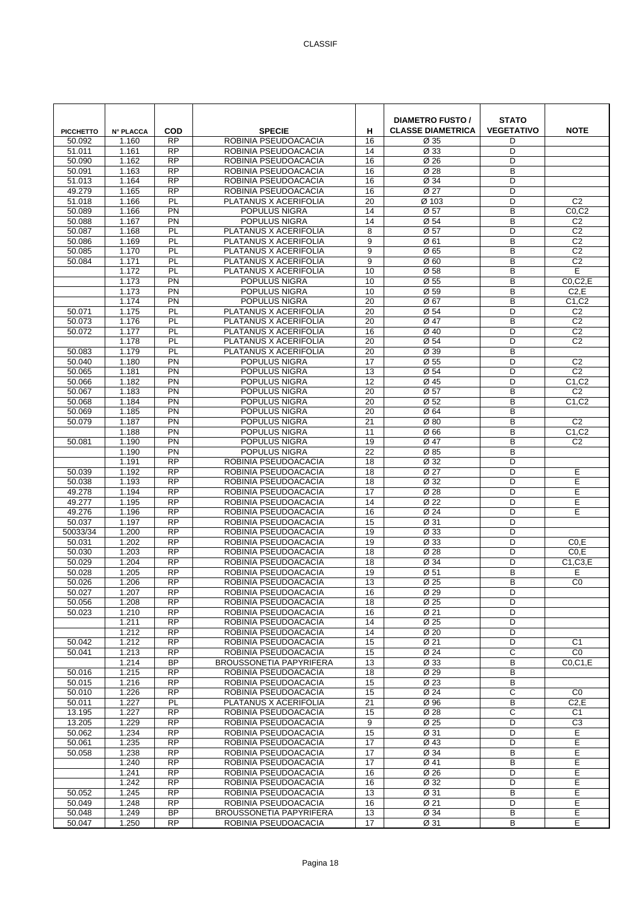| PICCHETTO | N° PLACCA | COD | SPECIE | H | DIAMETRO FUSTO / CLASSE DIAMETRICA | STATO VEGETATIVO | NOTE |
|---|---|---|---|---|---|---|---|
| 50.092 | 1.160 | RP | ROBINIA PSEUDOACACIA | 16 | Ø 35 | D | |
| 51.011 | 1.161 | RP | ROBINIA PSEUDOACACIA | 14 | Ø 33 | D | |
| 50.090 | 1.162 | RP | ROBINIA PSEUDOACACIA | 16 | Ø 26 | D | |
| 50.091 | 1.163 | RP | ROBINIA PSEUDOACACIA | 16 | Ø 28 | B | |
| 51.013 | 1.164 | RP | ROBINIA PSEUDOACACIA | 16 | Ø 34 | D | |
| 49.279 | 1.165 | RP | ROBINIA PSEUDOACACIA | 16 | Ø 27 | D | |
| 51.018 | 1.166 | PL | PLATANUS X ACERIFOLIA | 20 | Ø 103 | D | C2 |
| 50.089 | 1.166 | PN | POPULUS NIGRA | 14 | Ø 57 | B | C0,C2 |
| 50.088 | 1.167 | PN | POPULUS NIGRA | 14 | Ø 54 | B | C2 |
| 50.087 | 1.168 | PL | PLATANUS X ACERIFOLIA | 8 | Ø 57 | D | C2 |
| 50.086 | 1.169 | PL | PLATANUS X ACERIFOLIA | 9 | Ø 61 | B | C2 |
| 50.085 | 1.170 | PL | PLATANUS X ACERIFOLIA | 9 | Ø 65 | B | C2 |
| 50.084 | 1.171 | PL | PLATANUS X ACERIFOLIA | 9 | Ø 60 | B | C2 |
| | 1.172 | PL | PLATANUS X ACERIFOLIA | 10 | Ø 58 | B | E |
| | 1.173 | PN | POPULUS NIGRA | 10 | Ø 55 | B | C0,C2,E |
| | 1.173 | PN | POPULUS NIGRA | 10 | Ø 59 | B | C2,E |
| | 1.174 | PN | POPULUS NIGRA | 20 | Ø 67 | B | C1,C2 |
| 50.071 | 1.175 | PL | PLATANUS X ACERIFOLIA | 20 | Ø 54 | D | C2 |
| 50.073 | 1.176 | PL | PLATANUS X ACERIFOLIA | 20 | Ø 47 | B | C2 |
| 50.072 | 1.177 | PL | PLATANUS X ACERIFOLIA | 16 | Ø 40 | D | C2 |
| | 1.178 | PL | PLATANUS X ACERIFOLIA | 20 | Ø 54 | D | C2 |
| 50.083 | 1.179 | PL | PLATANUS X ACERIFOLIA | 20 | Ø 39 | B | |
| 50.040 | 1.180 | PN | POPULUS NIGRA | 17 | Ø 55 | D | C2 |
| 50.065 | 1.181 | PN | POPULUS NIGRA | 13 | Ø 54 | D | C2 |
| 50.066 | 1.182 | PN | POPULUS NIGRA | 12 | Ø 45 | D | C1,C2 |
| 50.067 | 1.183 | PN | POPULUS NIGRA | 20 | Ø 57 | B | C2 |
| 50.068 | 1.184 | PN | POPULUS NIGRA | 20 | Ø 52 | B | C1,C2 |
| 50.069 | 1.185 | PN | POPULUS NIGRA | 20 | Ø 64 | B | |
| 50.079 | 1.187 | PN | POPULUS NIGRA | 21 | Ø 80 | B | C2 |
| | 1.188 | PN | POPULUS NIGRA | 11 | Ø 66 | B | C1,C2 |
| 50.081 | 1.190 | PN | POPULUS NIGRA | 19 | Ø 47 | B | C2 |
| | 1.190 | PN | POPULUS NIGRA | 22 | Ø 85 | B | |
| | 1.191 | RP | ROBINIA PSEUDOACACIA | 18 | Ø 32 | D | |
| 50.039 | 1.192 | RP | ROBINIA PSEUDOACACIA | 18 | Ø 27 | D | E |
| 50.038 | 1.193 | RP | ROBINIA PSEUDOACACIA | 18 | Ø 32 | D | E |
| 49.278 | 1.194 | RP | ROBINIA PSEUDOACACIA | 17 | Ø 28 | D | E |
| 49.277 | 1.195 | RP | ROBINIA PSEUDOACACIA | 14 | Ø 22 | D | E |
| 49.276 | 1.196 | RP | ROBINIA PSEUDOACACIA | 16 | Ø 24 | D | E |
| 50.037 | 1.197 | RP | ROBINIA PSEUDOACACIA | 15 | Ø 31 | D | |
| 50033/34 | 1.200 | RP | ROBINIA PSEUDOACACIA | 19 | Ø 33 | D | |
| 50.031 | 1.202 | RP | ROBINIA PSEUDOACACIA | 19 | Ø 33 | D | C0,E |
| 50.030 | 1.203 | RP | ROBINIA PSEUDOACACIA | 18 | Ø 28 | D | C0,E |
| 50.029 | 1.204 | RP | ROBINIA PSEUDOACACIA | 18 | Ø 34 | D | C1,C3,E |
| 50.028 | 1.205 | RP | ROBINIA PSEUDOACACIA | 19 | Ø 51 | B | E |
| 50.026 | 1.206 | RP | ROBINIA PSEUDOACACIA | 13 | Ø 25 | B | C0 |
| 50.027 | 1.207 | RP | ROBINIA PSEUDOACACIA | 16 | Ø 29 | D | |
| 50.056 | 1.208 | RP | ROBINIA PSEUDOACACIA | 18 | Ø 25 | D | |
| 50.023 | 1.210 | RP | ROBINIA PSEUDOACACIA | 16 | Ø 21 | D | |
| | 1.211 | RP | ROBINIA PSEUDOACACIA | 14 | Ø 25 | D | |
| | 1.212 | RP | ROBINIA PSEUDOACACIA | 14 | Ø 20 | D | |
| 50.042 | 1.212 | RP | ROBINIA PSEUDOACACIA | 15 | Ø 21 | D | C1 |
| 50.041 | 1.213 | RP | ROBINIA PSEUDOACACIA | 15 | Ø 24 | C | C0 |
| | 1.214 | BP | BROUSSONETIA PAPYRIFERA | 13 | Ø 33 | B | C0,C1,E |
| 50.016 | 1.215 | RP | ROBINIA PSEUDOACACIA | 18 | Ø 29 | B | |
| 50.015 | 1.216 | RP | ROBINIA PSEUDOACACIA | 15 | Ø 23 | B | |
| 50.010 | 1.226 | RP | ROBINIA PSEUDOACACIA | 15 | Ø 24 | C | C0 |
| 50.011 | 1.227 | PL | PLATANUS X ACERIFOLIA | 21 | Ø 96 | B | C2,E |
| 13.195 | 1.227 | RP | ROBINIA PSEUDOACACIA | 15 | Ø 28 | C | C1 |
| 13.205 | 1.229 | RP | ROBINIA PSEUDOACACIA | 9 | Ø 25 | D | C3 |
| 50.062 | 1.234 | RP | ROBINIA PSEUDOACACIA | 15 | Ø 31 | D | E |
| 50.061 | 1.235 | RP | ROBINIA PSEUDOACACIA | 17 | Ø 43 | D | E |
| 50.058 | 1.238 | RP | ROBINIA PSEUDOACACIA | 17 | Ø 34 | B | E |
| | 1.240 | RP | ROBINIA PSEUDOACACIA | 17 | Ø 41 | B | E |
| | 1.241 | RP | ROBINIA PSEUDOACACIA | 16 | Ø 26 | D | E |
| | 1.242 | RP | ROBINIA PSEUDOACACIA | 16 | Ø 32 | D | E |
| 50.052 | 1.245 | RP | ROBINIA PSEUDOACACIA | 13 | Ø 31 | B | E |
| 50.049 | 1.248 | RP | ROBINIA PSEUDOACACIA | 16 | Ø 21 | D | E |
| 50.048 | 1.249 | BP | BROUSSONETIA PAPYRIFERA | 13 | Ø 34 | B | E |
| 50.047 | 1.250 | RP | ROBINIA PSEUDOACACIA | 17 | Ø 31 | B | E |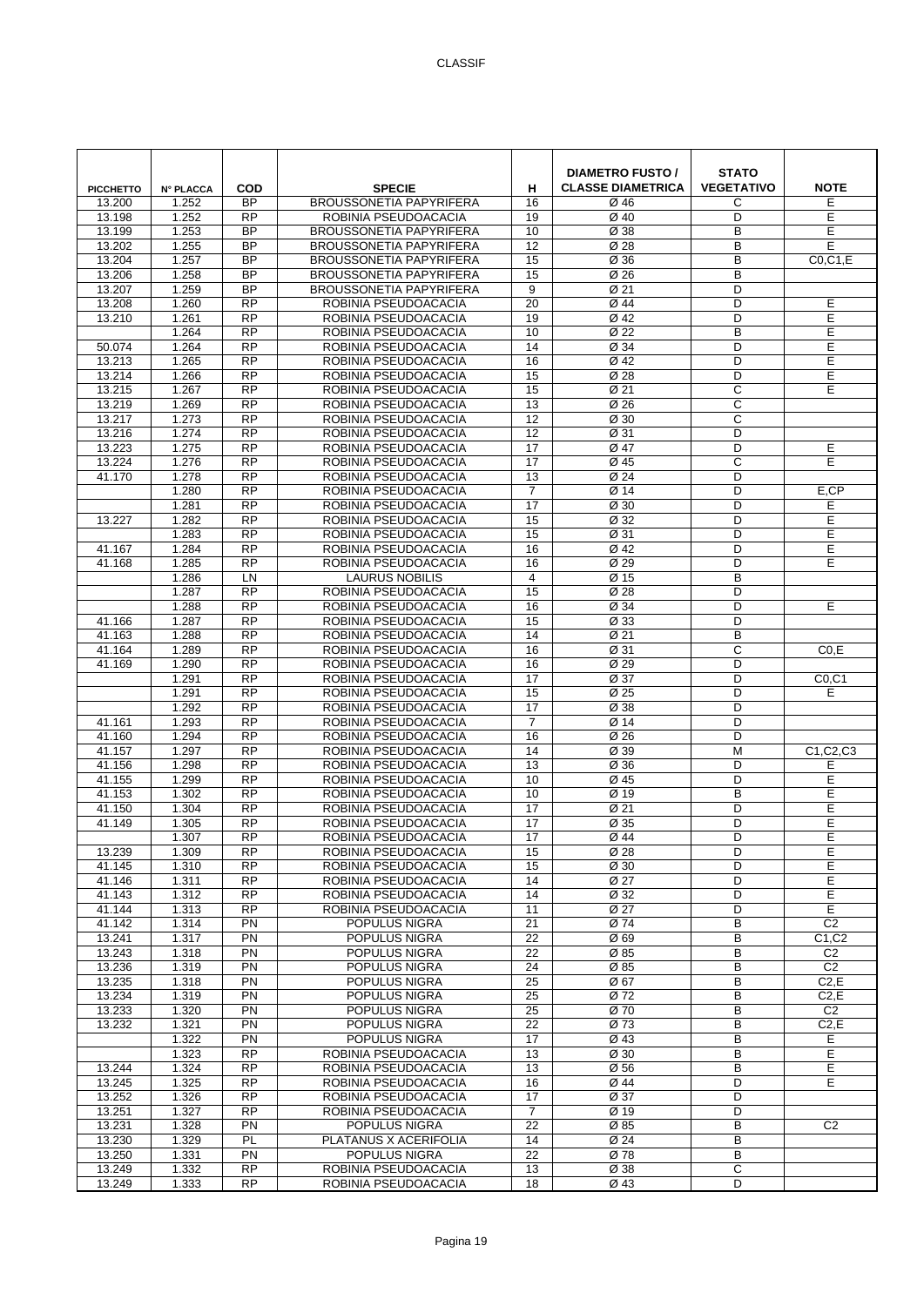| PICCHETTO | N° PLACCA | COD | SPECIE | H | DIAMETRO FUSTO / CLASSE DIAMETRICA | STATO VEGETATIVO | NOTE |
|---|---|---|---|---|---|---|---|
| 13.200 | 1.252 | BP | BROUSSONETIA PAPYRIFERA | 16 | Ø 46 | C | E |
| 13.198 | 1.252 | RP | ROBINIA PSEUDOACACIA | 19 | Ø 40 | D | E |
| 13.199 | 1.253 | BP | BROUSSONETIA PAPYRIFERA | 10 | Ø 38 | B | E |
| 13.202 | 1.255 | BP | BROUSSONETIA PAPYRIFERA | 12 | Ø 28 | B | E |
| 13.204 | 1.257 | BP | BROUSSONETIA PAPYRIFERA | 15 | Ø 36 | B | C0,C1,E |
| 13.206 | 1.258 | BP | BROUSSONETIA PAPYRIFERA | 15 | Ø 26 | B | |
| 13.207 | 1.259 | BP | BROUSSONETIA PAPYRIFERA | 9 | Ø 21 | D | |
| 13.208 | 1.260 | RP | ROBINIA PSEUDOACACIA | 20 | Ø 44 | D | E |
| 13.210 | 1.261 | RP | ROBINIA PSEUDOACACIA | 19 | Ø 42 | D | E |
| | 1.264 | RP | ROBINIA PSEUDOACACIA | 10 | Ø 22 | B | E |
| 50.074 | 1.264 | RP | ROBINIA PSEUDOACACIA | 14 | Ø 34 | D | E |
| 13.213 | 1.265 | RP | ROBINIA PSEUDOACACIA | 16 | Ø 42 | D | E |
| 13.214 | 1.266 | RP | ROBINIA PSEUDOACACIA | 15 | Ø 28 | D | E |
| 13.215 | 1.267 | RP | ROBINIA PSEUDOACACIA | 15 | Ø 21 | C | E |
| 13.219 | 1.269 | RP | ROBINIA PSEUDOACACIA | 13 | Ø 26 | C | |
| 13.217 | 1.273 | RP | ROBINIA PSEUDOACACIA | 12 | Ø 30 | C | |
| 13.216 | 1.274 | RP | ROBINIA PSEUDOACACIA | 12 | Ø 31 | D | |
| 13.223 | 1.275 | RP | ROBINIA PSEUDOACACIA | 17 | Ø 47 | D | E |
| 13.224 | 1.276 | RP | ROBINIA PSEUDOACACIA | 17 | Ø 45 | C | E |
| 41.170 | 1.278 | RP | ROBINIA PSEUDOACACIA | 13 | Ø 24 | D | |
| | 1.280 | RP | ROBINIA PSEUDOACACIA | 7 | Ø 14 | D | E,CP |
| | 1.281 | RP | ROBINIA PSEUDOACACIA | 17 | Ø 30 | D | E |
| 13.227 | 1.282 | RP | ROBINIA PSEUDOACACIA | 15 | Ø 32 | D | E |
| | 1.283 | RP | ROBINIA PSEUDOACACIA | 15 | Ø 31 | D | E |
| 41.167 | 1.284 | RP | ROBINIA PSEUDOACACIA | 16 | Ø 42 | D | E |
| 41.168 | 1.285 | RP | ROBINIA PSEUDOACACIA | 16 | Ø 29 | D | E |
| | 1.286 | LN | LAURUS NOBILIS | 4 | Ø 15 | B | |
| | 1.287 | RP | ROBINIA PSEUDOACACIA | 15 | Ø 28 | D | |
| | 1.288 | RP | ROBINIA PSEUDOACACIA | 16 | Ø 34 | D | E |
| 41.166 | 1.287 | RP | ROBINIA PSEUDOACACIA | 15 | Ø 33 | D | |
| 41.163 | 1.288 | RP | ROBINIA PSEUDOACACIA | 14 | Ø 21 | B | |
| 41.164 | 1.289 | RP | ROBINIA PSEUDOACACIA | 16 | Ø 31 | C | C0,E |
| 41.169 | 1.290 | RP | ROBINIA PSEUDOACACIA | 16 | Ø 29 | D | |
| | 1.291 | RP | ROBINIA PSEUDOACACIA | 17 | Ø 37 | D | C0,C1 |
| | 1.291 | RP | ROBINIA PSEUDOACACIA | 15 | Ø 25 | D | E |
| | 1.292 | RP | ROBINIA PSEUDOACACIA | 17 | Ø 38 | D | |
| 41.161 | 1.293 | RP | ROBINIA PSEUDOACACIA | 7 | Ø 14 | D | |
| 41.160 | 1.294 | RP | ROBINIA PSEUDOACACIA | 16 | Ø 26 | D | |
| 41.157 | 1.297 | RP | ROBINIA PSEUDOACACIA | 14 | Ø 39 | M | C1,C2,C3 |
| 41.156 | 1.298 | RP | ROBINIA PSEUDOACACIA | 13 | Ø 36 | D | E |
| 41.155 | 1.299 | RP | ROBINIA PSEUDOACACIA | 10 | Ø 45 | D | E |
| 41.153 | 1.302 | RP | ROBINIA PSEUDOACACIA | 10 | Ø 19 | B | E |
| 41.150 | 1.304 | RP | ROBINIA PSEUDOACACIA | 17 | Ø 21 | D | E |
| 41.149 | 1.305 | RP | ROBINIA PSEUDOACACIA | 17 | Ø 35 | D | E |
| | 1.307 | RP | ROBINIA PSEUDOACACIA | 17 | Ø 44 | D | E |
| 13.239 | 1.309 | RP | ROBINIA PSEUDOACACIA | 15 | Ø 28 | D | E |
| 41.145 | 1.310 | RP | ROBINIA PSEUDOACACIA | 15 | Ø 30 | D | E |
| 41.146 | 1.311 | RP | ROBINIA PSEUDOACACIA | 14 | Ø 27 | D | E |
| 41.143 | 1.312 | RP | ROBINIA PSEUDOACACIA | 14 | Ø 32 | D | E |
| 41.144 | 1.313 | RP | ROBINIA PSEUDOACACIA | 11 | Ø 27 | D | E |
| 41.142 | 1.314 | PN | POPULUS NIGRA | 21 | Ø 74 | B | C2 |
| 13.241 | 1.317 | PN | POPULUS NIGRA | 22 | Ø 69 | B | C1,C2 |
| 13.243 | 1.318 | PN | POPULUS NIGRA | 22 | Ø 85 | B | C2 |
| 13.236 | 1.319 | PN | POPULUS NIGRA | 24 | Ø 85 | B | C2 |
| 13.235 | 1.318 | PN | POPULUS NIGRA | 25 | Ø 67 | B | C2,E |
| 13.234 | 1.319 | PN | POPULUS NIGRA | 25 | Ø 72 | B | C2,E |
| 13.233 | 1.320 | PN | POPULUS NIGRA | 25 | Ø 70 | B | C2 |
| 13.232 | 1.321 | PN | POPULUS NIGRA | 22 | Ø 73 | B | C2,E |
| | 1.322 | PN | POPULUS NIGRA | 17 | Ø 43 | B | E |
| | 1.323 | RP | ROBINIA PSEUDOACACIA | 13 | Ø 30 | B | E |
| 13.244 | 1.324 | RP | ROBINIA PSEUDOACACIA | 13 | Ø 56 | B | E |
| 13.245 | 1.325 | RP | ROBINIA PSEUDOACACIA | 16 | Ø 44 | D | E |
| 13.252 | 1.326 | RP | ROBINIA PSEUDOACACIA | 17 | Ø 37 | D | |
| 13.251 | 1.327 | RP | ROBINIA PSEUDOACACIA | 7 | Ø 19 | D | |
| 13.231 | 1.328 | PN | POPULUS NIGRA | 22 | Ø 85 | B | C2 |
| 13.230 | 1.329 | PL | PLATANUS X ACERIFOLIA | 14 | Ø 24 | B | |
| 13.250 | 1.331 | PN | POPULUS NIGRA | 22 | Ø 78 | B | |
| 13.249 | 1.332 | RP | ROBINIA PSEUDOACACIA | 13 | Ø 38 | C | |
| 13.249 | 1.333 | RP | ROBINIA PSEUDOACACIA | 18 | Ø 43 | D | |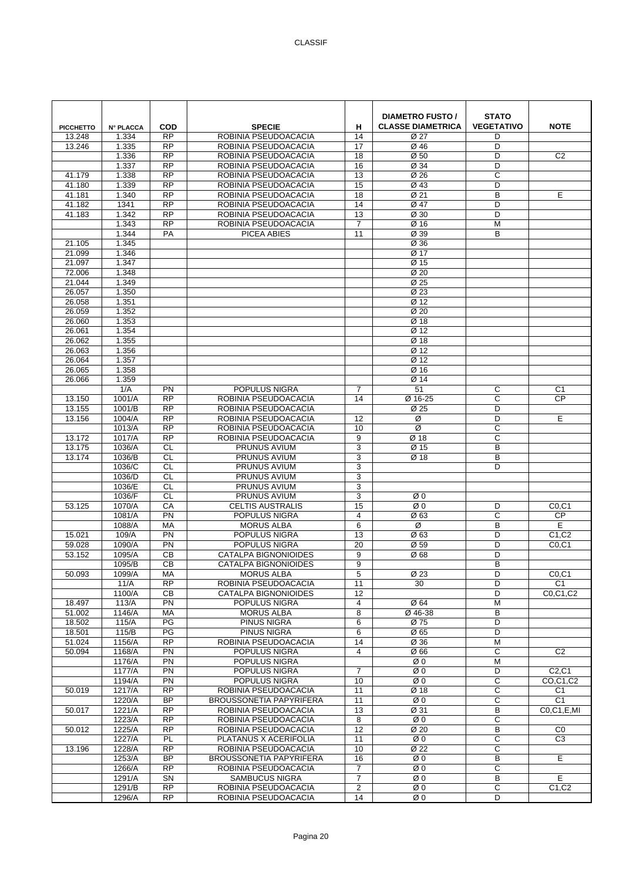| PICCHETTO | N° PLACCA | COD | SPECIE | H | DIAMETRO FUSTO / CLASSE DIAMETRICA | STATO VEGETATIVO | NOTE |
|---|---|---|---|---|---|---|---|
| 13.248 | 1.334 | RP | ROBINIA PSEUDOACACIA | 14 | Ø 27 | D | |
| 13.246 | 1.335 | RP | ROBINIA PSEUDOACACIA | 17 | Ø 46 | D | |
| | 1.336 | RP | ROBINIA PSEUDOACACIA | 18 | Ø 50 | D | C2 |
| | 1.337 | RP | ROBINIA PSEUDOACACIA | 16 | Ø 34 | D | |
| 41.179 | 1.338 | RP | ROBINIA PSEUDOACACIA | 13 | Ø 26 | C | |
| 41.180 | 1.339 | RP | ROBINIA PSEUDOACACIA | 15 | Ø 43 | D | |
| 41.181 | 1.340 | RP | ROBINIA PSEUDOACACIA | 18 | Ø 21 | B | E |
| 41.182 | 1341 | RP | ROBINIA PSEUDOACACIA | 14 | Ø 47 | D | |
| 41.183 | 1.342 | RP | ROBINIA PSEUDOACACIA | 13 | Ø 30 | D | |
| | 1.343 | RP | ROBINIA PSEUDOACACIA | 7 | Ø 16 | M | |
| | 1.344 | PA | PICEA ABIES | 11 | Ø 39 | B | |
| 21.105 | 1.345 | | | | Ø 36 | | |
| 21.099 | 1.346 | | | | Ø 17 | | |
| 21.097 | 1.347 | | | | Ø 15 | | |
| 72.006 | 1.348 | | | | Ø 20 | | |
| 21.044 | 1.349 | | | | Ø 25 | | |
| 26.057 | 1.350 | | | | Ø 23 | | |
| 26.058 | 1.351 | | | | Ø 12 | | |
| 26.059 | 1.352 | | | | Ø 20 | | |
| 26.060 | 1.353 | | | | Ø 18 | | |
| 26.061 | 1.354 | | | | Ø 12 | | |
| 26.062 | 1.355 | | | | Ø 18 | | |
| 26.063 | 1.356 | | | | Ø 12 | | |
| 26.064 | 1.357 | | | | Ø 12 | | |
| 26.065 | 1.358 | | | | Ø 16 | | |
| 26.066 | 1.359 | | | | Ø 14 | | |
| | 1/A | PN | POPULUS NIGRA | 7 | 51 | C | C1 |
| 13.150 | 1001/A | RP | ROBINIA PSEUDOACACIA | 14 | Ø 16-25 | C | CP |
| 13.155 | 1001/B | RP | ROBINIA PSEUDOACACIA | | Ø 25 | D | |
| 13.156 | 1004/A | RP | ROBINIA PSEUDOACACIA | 12 | Ø | D | E |
| | 1013/A | RP | ROBINIA PSEUDOACACIA | 10 | Ø | C | |
| 13.172 | 1017/A | RP | ROBINIA PSEUDOACACIA | 9 | Ø 18 | C | |
| 13.175 | 1036/A | CL | PRUNUS AVIUM | 3 | Ø 15 | B | |
| 13.174 | 1036/B | CL | PRUNUS AVIUM | 3 | Ø 18 | B | |
| | 1036/C | CL | PRUNUS AVIUM | 3 | | D | |
| | 1036/D | CL | PRUNUS AVIUM | 3 | | | |
| | 1036/E | CL | PRUNUS AVIUM | 3 | | | |
| | 1036/F | CL | PRUNUS AVIUM | 3 | Ø 0 | | |
| 53.125 | 1070/A | CA | CELTIS AUSTRALIS | 15 | Ø 0 | D | C0,C1 |
| | 1081/A | PN | POPULUS NIGRA | 4 | Ø 63 | C | CP |
| | 1088/A | MA | MORUS ALBA | 6 | Ø | B | E |
| 15.021 | 109/A | PN | POPULUS NIGRA | 13 | Ø 63 | D | C1,C2 |
| 59.028 | 1090/A | PN | POPULUS NIGRA | 20 | Ø 59 | D | C0,C1 |
| 53.152 | 1095/A | CB | CATALPA BIGNONIOIDES | 9 | Ø 68 | D | |
| | 1095/B | CB | CATALPA BIGNONIOIDES | 9 | | B | |
| 50.093 | 1099/A | MA | MORUS ALBA | 5 | Ø 23 | D | C0,C1 |
| | 11/A | RP | ROBINIA PSEUDOACACIA | 11 | 30 | D | C1 |
| | 1100/A | CB | CATALPA BIGNONIOIDES | 12 | | D | C0,C1,C2 |
| 18.497 | 113/A | PN | POPULUS NIGRA | 4 | Ø 64 | M | |
| 51.002 | 1146/A | MA | MORUS ALBA | 8 | Ø 46-38 | B | |
| 18.502 | 115/A | PG | PINUS NIGRA | 6 | Ø 75 | D | |
| 18.501 | 115/B | PG | PINUS NIGRA | 6 | Ø 65 | D | |
| 51.024 | 1156/A | RP | ROBINIA PSEUDOACACIA | 14 | Ø 36 | M | |
| 50.094 | 1168/A | PN | POPULUS NIGRA | 4 | Ø 66 | C | C2 |
| | 1176/A | PN | POPULUS NIGRA | | Ø 0 | M | |
| | 1177/A | PN | POPULUS NIGRA | 7 | Ø 0 | D | C2,C1 |
| | 1194/A | PN | POPULUS NIGRA | 10 | Ø 0 | C | CO,C1,C2 |
| 50.019 | 1217/A | RP | ROBINIA PSEUDOACACIA | 11 | Ø 18 | C | C1 |
| | 1220/A | BP | BROUSSONETIA PAPYRIFERA | 11 | Ø 0 | C | C1 |
| 50.017 | 1221/A | RP | ROBINIA PSEUDOACACIA | 13 | Ø 31 | B | C0,C1,E,MI |
| | 1223/A | RP | ROBINIA PSEUDOACACIA | 8 | Ø 0 | C | |
| 50.012 | 1225/A | RP | ROBINIA PSEUDOACACIA | 12 | Ø 20 | B | C0 |
| | 1227/A | PL | PLATANUS X ACERIFOLIA | 11 | Ø 0 | C | C3 |
| 13.196 | 1228/A | RP | ROBINIA PSEUDOACACIA | 10 | Ø 22 | C | |
| | 1253/A | BP | BROUSSONETIA PAPYRIFERA | 16 | Ø 0 | B | E |
| | 1266/A | RP | ROBINIA PSEUDOACACIA | 7 | Ø 0 | C | |
| | 1291/A | SN | SAMBUCUS NIGRA | 7 | Ø 0 | B | E |
| | 1291/B | RP | ROBINIA PSEUDOACACIA | 2 | Ø 0 | C | C1,C2 |
| | 1296/A | RP | ROBINIA PSEUDOACACIA | 14 | Ø 0 | D | |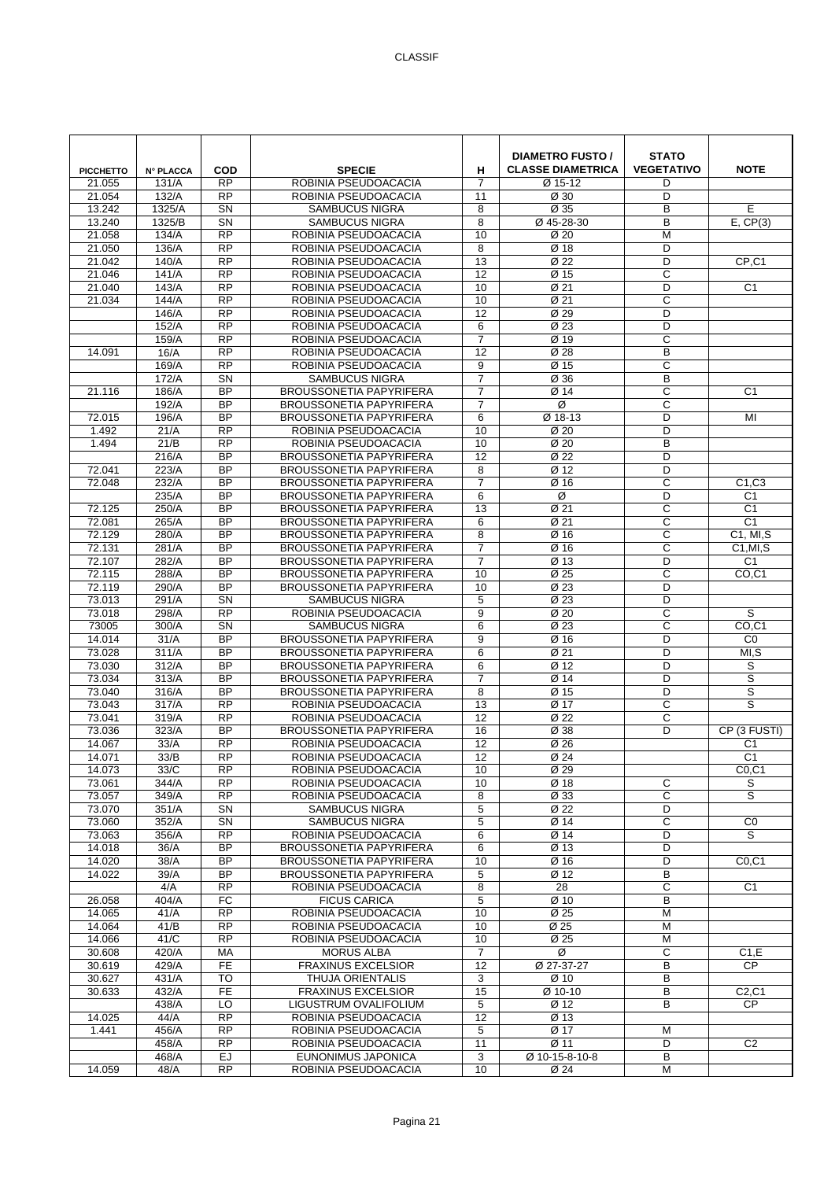| PICCHETTO | N° PLACCA | COD | SPECIE | H | DIAMETRO FUSTO / CLASSE DIAMETRICA | STATO VEGETATIVO | NOTE |
|---|---|---|---|---|---|---|---|
| 21.055 | 131/A | RP | ROBINIA PSEUDOACACIA | 7 | Ø 15-12 | D | |
| 21.054 | 132/A | RP | ROBINIA PSEUDOACACIA | 11 | Ø 30 | D | |
| 13.242 | 1325/A | SN | SAMBUCUS NIGRA | 8 | Ø 35 | B | E |
| 13.240 | 1325/B | SN | SAMBUCUS NIGRA | 8 | Ø 45-28-30 | B | E, CP(3) |
| 21.058 | 134/A | RP | ROBINIA PSEUDOACACIA | 10 | Ø 20 | M | |
| 21.050 | 136/A | RP | ROBINIA PSEUDOACACIA | 8 | Ø 18 | D | |
| 21.042 | 140/A | RP | ROBINIA PSEUDOACACIA | 13 | Ø 22 | D | CP,C1 |
| 21.046 | 141/A | RP | ROBINIA PSEUDOACACIA | 12 | Ø 15 | C | |
| 21.040 | 143/A | RP | ROBINIA PSEUDOACACIA | 10 | Ø 21 | D | C1 |
| 21.034 | 144/A | RP | ROBINIA PSEUDOACACIA | 10 | Ø 21 | C | |
| | 146/A | RP | ROBINIA PSEUDOACACIA | 12 | Ø 29 | D | |
| | 152/A | RP | ROBINIA PSEUDOACACIA | 6 | Ø 23 | D | |
| | 159/A | RP | ROBINIA PSEUDOACACIA | 7 | Ø 19 | C | |
| 14.091 | 16/A | RP | ROBINIA PSEUDOACACIA | 12 | Ø 28 | B | |
| | 169/A | RP | ROBINIA PSEUDOACACIA | 9 | Ø 15 | C | |
| | 172/A | SN | SAMBUCUS NIGRA | 7 | Ø 36 | B | |
| 21.116 | 186/A | BP | BROUSSONETIA PAPYRIFERA | 7 | Ø 14 | C | C1 |
| | 192/A | BP | BROUSSONETIA PAPYRIFERA | 7 | Ø | C | |
| 72.015 | 196/A | BP | BROUSSONETIA PAPYRIFERA | 6 | Ø 18-13 | D | MI |
| 1.492 | 21/A | RP | ROBINIA PSEUDOACACIA | 10 | Ø 20 | D | |
| 1.494 | 21/B | RP | ROBINIA PSEUDOACACIA | 10 | Ø 20 | B | |
| | 216/A | BP | BROUSSONETIA PAPYRIFERA | 12 | Ø 22 | D | |
| 72.041 | 223/A | BP | BROUSSONETIA PAPYRIFERA | 8 | Ø 12 | D | |
| 72.048 | 232/A | BP | BROUSSONETIA PAPYRIFERA | 7 | Ø 16 | C | C1,C3 |
| | 235/A | BP | BROUSSONETIA PAPYRIFERA | 6 | Ø | D | C1 |
| 72.125 | 250/A | BP | BROUSSONETIA PAPYRIFERA | 13 | Ø 21 | C | C1 |
| 72.081 | 265/A | BP | BROUSSONETIA PAPYRIFERA | 6 | Ø 21 | C | C1 |
| 72.129 | 280/A | BP | BROUSSONETIA PAPYRIFERA | 8 | Ø 16 | C | C1, MI,S |
| 72.131 | 281/A | BP | BROUSSONETIA PAPYRIFERA | 7 | Ø 16 | C | C1,MI,S |
| 72.107 | 282/A | BP | BROUSSONETIA PAPYRIFERA | 7 | Ø 13 | D | C1 |
| 72.115 | 288/A | BP | BROUSSONETIA PAPYRIFERA | 10 | Ø 25 | C | CO,C1 |
| 72.119 | 290/A | BP | BROUSSONETIA PAPYRIFERA | 10 | Ø 23 | D | |
| 73.013 | 291/A | SN | SAMBUCUS NIGRA | 5 | Ø 23 | D | |
| 73.018 | 298/A | RP | ROBINIA PSEUDOACACIA | 9 | Ø 20 | C | S |
| 73005 | 300/A | SN | SAMBUCUS NIGRA | 6 | Ø 23 | C | CO,C1 |
| 14.014 | 31/A | BP | BROUSSONETIA PAPYRIFERA | 9 | Ø 16 | D | C0 |
| 73.028 | 311/A | BP | BROUSSONETIA PAPYRIFERA | 6 | Ø 21 | D | MI,S |
| 73.030 | 312/A | BP | BROUSSONETIA PAPYRIFERA | 6 | Ø 12 | D | S |
| 73.034 | 313/A | BP | BROUSSONETIA PAPYRIFERA | 7 | Ø 14 | D | S |
| 73.040 | 316/A | BP | BROUSSONETIA PAPYRIFERA | 8 | Ø 15 | D | S |
| 73.043 | 317/A | RP | ROBINIA PSEUDOACACIA | 13 | Ø 17 | C | S |
| 73.041 | 319/A | RP | ROBINIA PSEUDOACACIA | 12 | Ø 22 | C | |
| 73.036 | 323/A | BP | BROUSSONETIA PAPYRIFERA | 16 | Ø 38 | D | CP (3 FUSTI) |
| 14.067 | 33/A | RP | ROBINIA PSEUDOACACIA | 12 | Ø 26 | | C1 |
| 14.071 | 33/B | RP | ROBINIA PSEUDOACACIA | 12 | Ø 24 | | C1 |
| 14.073 | 33/C | RP | ROBINIA PSEUDOACACIA | 10 | Ø 29 | | C0,C1 |
| 73.061 | 344/A | RP | ROBINIA PSEUDOACACIA | 10 | Ø 18 | C | S |
| 73.057 | 349/A | RP | ROBINIA PSEUDOACACIA | 8 | Ø 33 | C | S |
| 73.070 | 351/A | SN | SAMBUCUS NIGRA | 5 | Ø 22 | D | |
| 73.060 | 352/A | SN | SAMBUCUS NIGRA | 5 | Ø 14 | C | C0 |
| 73.063 | 356/A | RP | ROBINIA PSEUDOACACIA | 6 | Ø 14 | D | S |
| 14.018 | 36/A | BP | BROUSSONETIA PAPYRIFERA | 6 | Ø 13 | D | |
| 14.020 | 38/A | BP | BROUSSONETIA PAPYRIFERA | 10 | Ø 16 | D | C0,C1 |
| 14.022 | 39/A | BP | BROUSSONETIA PAPYRIFERA | 5 | Ø 12 | B | |
| | 4/A | RP | ROBINIA PSEUDOACACIA | 8 | 28 | C | C1 |
| 26.058 | 404/A | FC | FICUS CARICA | 5 | Ø 10 | B | |
| 14.065 | 41/A | RP | ROBINIA PSEUDOACACIA | 10 | Ø 25 | M | |
| 14.064 | 41/B | RP | ROBINIA PSEUDOACACIA | 10 | Ø 25 | M | |
| 14.066 | 41/C | RP | ROBINIA PSEUDOACACIA | 10 | Ø 25 | M | |
| 30.608 | 420/A | MA | MORUS ALBA | 7 | Ø | C | C1,E |
| 30.619 | 429/A | FE | FRAXINUS EXCELSIOR | 12 | Ø 27-37-27 | B | CP |
| 30.627 | 431/A | TO | THUJA ORIENTALIS | 3 | Ø 10 | B | |
| 30.633 | 432/A | FE | FRAXINUS EXCELSIOR | 15 | Ø 10-10 | B | C2,C1 |
| | 438/A | LO | LIGUSTRUM OVALIFOLIUM | 5 | Ø 12 | B | CP |
| 14.025 | 44/A | RP | ROBINIA PSEUDOACACIA | 12 | Ø 13 | | |
| 1.441 | 456/A | RP | ROBINIA PSEUDOACACIA | 5 | Ø 17 | M | |
| | 458/A | RP | ROBINIA PSEUDOACACIA | 11 | Ø 11 | D | C2 |
| | 468/A | EJ | EUNONIMUS JAPONICA | 3 | Ø 10-15-8-10-8 | B | |
| 14.059 | 48/A | RP | ROBINIA PSEUDOACACIA | 10 | Ø 24 | M | |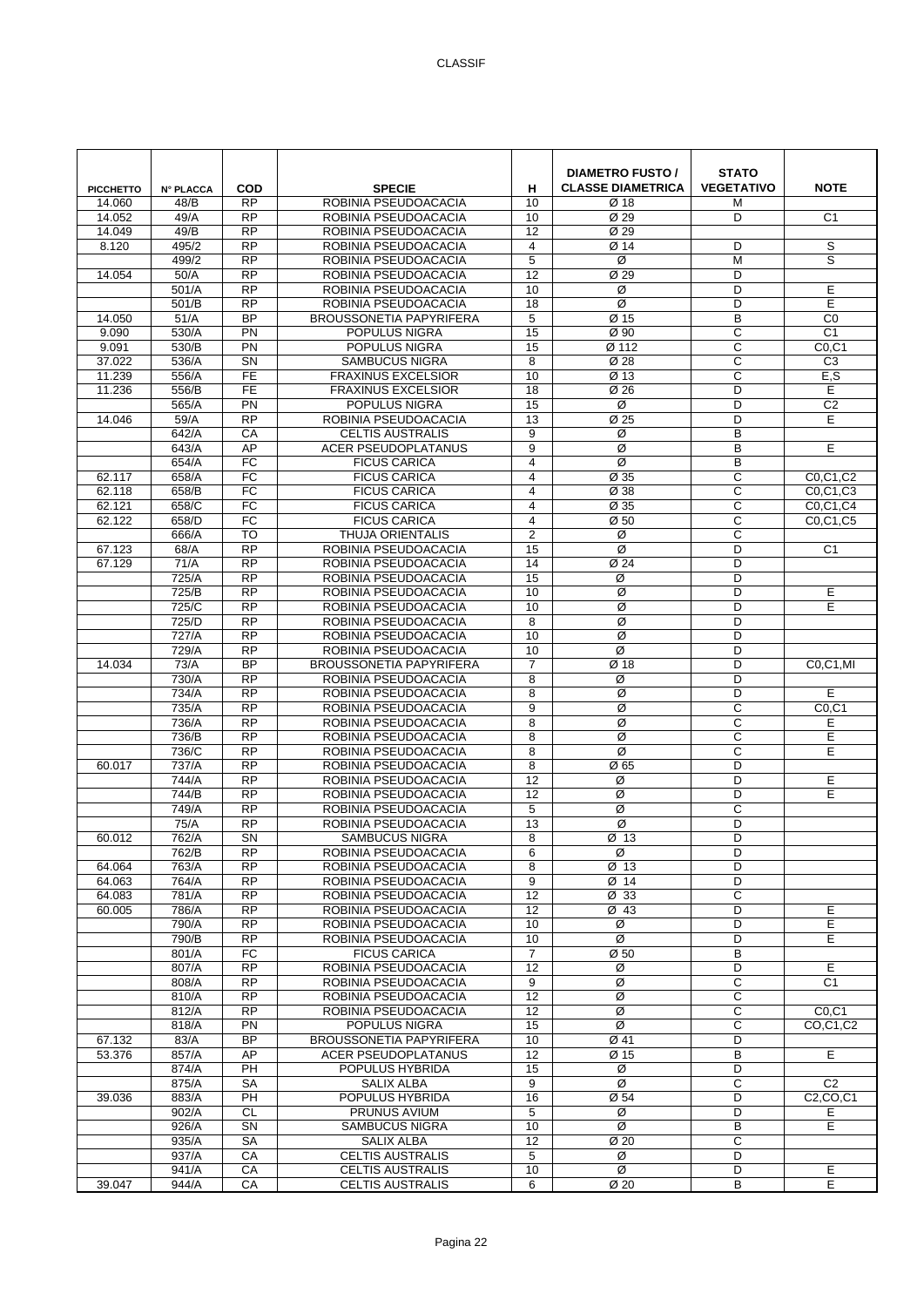CLASSIF

| PICCHETTO | N° PLACCA | COD | SPECIE | H | DIAMETRO FUSTO / CLASSE DIAMETRICA | STATO VEGETATIVO | NOTE |
|---|---|---|---|---|---|---|---|
| 14.060 | 48/B | RP | ROBINIA PSEUDOACACIA | 10 | Ø 18 | M | |
| 14.052 | 49/A | RP | ROBINIA PSEUDOACACIA | 10 | Ø 29 | D | C1 |
| 14.049 | 49/B | RP | ROBINIA PSEUDOACACIA | 12 | Ø 29 | | |
| 8.120 | 495/2 | RP | ROBINIA PSEUDOACACIA | 4 | Ø 14 | D | S |
| | 499/2 | RP | ROBINIA PSEUDOACACIA | 5 | Ø | M | S |
| 14.054 | 50/A | RP | ROBINIA PSEUDOACACIA | 12 | Ø 29 | D | |
| | 501/A | RP | ROBINIA PSEUDOACACIA | 10 | Ø | D | E |
| | 501/B | RP | ROBINIA PSEUDOACACIA | 18 | Ø | D | E |
| 14.050 | 51/A | BP | BROUSSONETIA PAPYRIFERA | 5 | Ø 15 | B | C0 |
| 9.090 | 530/A | PN | POPULUS NIGRA | 15 | Ø 90 | C | C1 |
| 9.091 | 530/B | PN | POPULUS NIGRA | 15 | Ø 112 | C | C0,C1 |
| 37.022 | 536/A | SN | SAMBUCUS NIGRA | 8 | Ø 28 | C | C3 |
| 11.239 | 556/A | FE | FRAXINUS EXCELSIOR | 10 | Ø 13 | C | E,S |
| 11.236 | 556/B | FE | FRAXINUS EXCELSIOR | 18 | Ø 26 | D | E |
| | 565/A | PN | POPULUS NIGRA | 15 | Ø | D | C2 |
| 14.046 | 59/A | RP | ROBINIA PSEUDOACACIA | 13 | Ø 25 | D | E |
| | 642/A | CA | CELTIS AUSTRALIS | 9 | Ø | B | |
| | 643/A | AP | ACER PSEUDOPLATANUS | 9 | Ø | B | E |
| | 654/A | FC | FICUS CARICA | 4 | Ø | B | |
| 62.117 | 658/A | FC | FICUS CARICA | 4 | Ø 35 | C | C0,C1,C2 |
| 62.118 | 658/B | FC | FICUS CARICA | 4 | Ø 38 | C | C0,C1,C3 |
| 62.121 | 658/C | FC | FICUS CARICA | 4 | Ø 35 | C | C0,C1,C4 |
| 62.122 | 658/D | FC | FICUS CARICA | 4 | Ø 50 | C | C0,C1,C5 |
| | 666/A | TO | THUJA ORIENTALIS | 2 | Ø | C | |
| 67.123 | 68/A | RP | ROBINIA PSEUDOACACIA | 15 | Ø | D | C1 |
| 67.129 | 71/A | RP | ROBINIA PSEUDOACACIA | 14 | Ø 24 | D | |
| | 725/A | RP | ROBINIA PSEUDOACACIA | 15 | Ø | D | |
| | 725/B | RP | ROBINIA PSEUDOACACIA | 10 | Ø | D | E |
| | 725/C | RP | ROBINIA PSEUDOACACIA | 10 | Ø | D | E |
| | 725/D | RP | ROBINIA PSEUDOACACIA | 8 | Ø | D | |
| | 727/A | RP | ROBINIA PSEUDOACACIA | 10 | Ø | D | |
| | 729/A | RP | ROBINIA PSEUDOACACIA | 10 | Ø | D | |
| 14.034 | 73/A | BP | BROUSSONETIA PAPYRIFERA | 7 | Ø 18 | D | C0,C1,MI |
| | 730/A | RP | ROBINIA PSEUDOACACIA | 8 | Ø | D | |
| | 734/A | RP | ROBINIA PSEUDOACACIA | 8 | Ø | D | E |
| | 735/A | RP | ROBINIA PSEUDOACACIA | 9 | Ø | C | C0,C1 |
| | 736/A | RP | ROBINIA PSEUDOACACIA | 8 | Ø | C | E |
| | 736/B | RP | ROBINIA PSEUDOACACIA | 8 | Ø | C | E |
| | 736/C | RP | ROBINIA PSEUDOACACIA | 8 | Ø | C | E |
| 60.017 | 737/A | RP | ROBINIA PSEUDOACACIA | 8 | Ø 65 | D | |
| | 744/A | RP | ROBINIA PSEUDOACACIA | 12 | Ø | D | E |
| | 744/B | RP | ROBINIA PSEUDOACACIA | 12 | Ø | D | E |
| | 749/A | RP | ROBINIA PSEUDOACACIA | 5 | Ø | C | |
| | 75/A | RP | ROBINIA PSEUDOACACIA | 13 | Ø | D | |
| 60.012 | 762/A | SN | SAMBUCUS NIGRA | 8 | Ø 13 | D | |
| | 762/B | RP | ROBINIA PSEUDOACACIA | 6 | Ø | D | |
| 64.064 | 763/A | RP | ROBINIA PSEUDOACACIA | 8 | Ø 13 | D | |
| 64.063 | 764/A | RP | ROBINIA PSEUDOACACIA | 9 | Ø 14 | D | |
| 64.083 | 781/A | RP | ROBINIA PSEUDOACACIA | 12 | Ø 33 | C | |
| 60.005 | 786/A | RP | ROBINIA PSEUDOACACIA | 12 | Ø 43 | D | E |
| | 790/A | RP | ROBINIA PSEUDOACACIA | 10 | Ø | D | E |
| | 790/B | RP | ROBINIA PSEUDOACACIA | 10 | Ø | D | E |
| | 801/A | FC | FICUS CARICA | 7 | Ø 50 | B | |
| | 807/A | RP | ROBINIA PSEUDOACACIA | 12 | Ø | D | E |
| | 808/A | RP | ROBINIA PSEUDOACACIA | 9 | Ø | C | C1 |
| | 810/A | RP | ROBINIA PSEUDOACACIA | 12 | Ø | C | |
| | 812/A | RP | ROBINIA PSEUDOACACIA | 12 | Ø | C | C0,C1 |
| | 818/A | PN | POPULUS NIGRA | 15 | Ø | C | CO,C1,C2 |
| 67.132 | 83/A | BP | BROUSSONETIA PAPYRIFERA | 10 | Ø 41 | D | |
| 53.376 | 857/A | AP | ACER PSEUDOPLATANUS | 12 | Ø 15 | B | E |
| | 874/A | PH | POPULUS HYBRIDA | 15 | Ø | D | |
| | 875/A | SA | SALIX ALBA | 9 | Ø | C | C2 |
| 39.036 | 883/A | PH | POPULUS HYBRIDA | 16 | Ø 54 | D | C2,CO,C1 |
| | 902/A | CL | PRUNUS AVIUM | 5 | Ø | D | E |
| | 926/A | SN | SAMBUCUS NIGRA | 10 | Ø | B | E |
| | 935/A | SA | SALIX ALBA | 12 | Ø 20 | C | |
| | 937/A | CA | CELTIS AUSTRALIS | 5 | Ø | D | |
| | 941/A | CA | CELTIS AUSTRALIS | 10 | Ø | D | E |
| 39.047 | 944/A | CA | CELTIS AUSTRALIS | 6 | Ø 20 | B | E |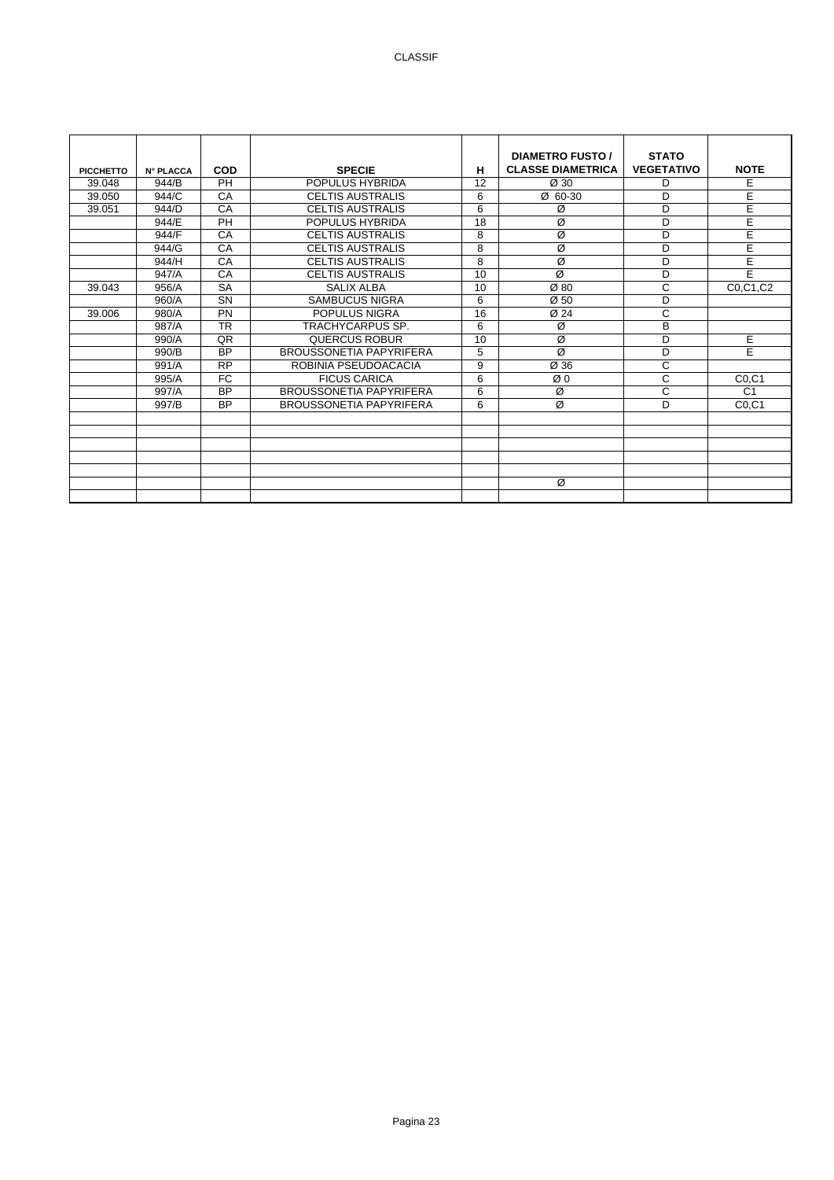| PICCHETTO | N° PLACCA | COD | SPECIE | H | DIAMETRO FUSTO / CLASSE DIAMETRICA | STATO VEGETATIVO | NOTE |
|---|---|---|---|---|---|---|---|
| 39.048 | 944/B | PH | POPULUS HYBRIDA | 12 | Ø 30 | D | E |
| 39.050 | 944/C | CA | CELTIS AUSTRALIS | 6 | Ø 60-30 | D | E |
| 39.051 | 944/D | CA | CELTIS AUSTRALIS | 6 | Ø | D | E |
| | 944/E | PH | POPULUS HYBRIDA | 18 | Ø | D | E |
| | 944/F | CA | CELTIS AUSTRALIS | 8 | Ø | D | E |
| | 944/G | CA | CELTIS AUSTRALIS | 8 | Ø | D | E |
| | 944/H | CA | CELTIS AUSTRALIS | 8 | Ø | D | E |
| | 947/A | CA | CELTIS AUSTRALIS | 10 | Ø | D | E |
| 39.043 | 956/A | SA | SALIX ALBA | 10 | Ø 80 | C | C0,C1,C2 |
| | 960/A | SN | SAMBUCUS NIGRA | 6 | Ø 50 | D | |
| 39.006 | 980/A | PN | POPULUS NIGRA | 16 | Ø 24 | C | |
| | 987/A | TR | TRACHYCARPUS SP. | 6 | Ø | B | |
| | 990/A | QR | QUERCUS ROBUR | 10 | Ø | D | E |
| | 990/B | BP | BROUSSONETIA PAPYRIFERA | 5 | Ø | D | E |
| | 991/A | RP | ROBINIA PSEUDOACACIA | 9 | Ø 36 | C | |
| | 995/A | FC | FICUS CARICA | 6 | Ø 0 | C | C0,C1 |
| | 997/A | BP | BROUSSONETIA PAPYRIFERA | 6 | Ø | C | C1 |
| | 997/B | BP | BROUSSONETIA PAPYRIFERA | 6 | Ø | D | C0,C1 |
| | | | | | | | |
| | | | | | | | |
| | | | | | | | |
| | | | | | | | |
| | | | | | | | |
| | | | | | Ø | | |
| | | | | | | | |